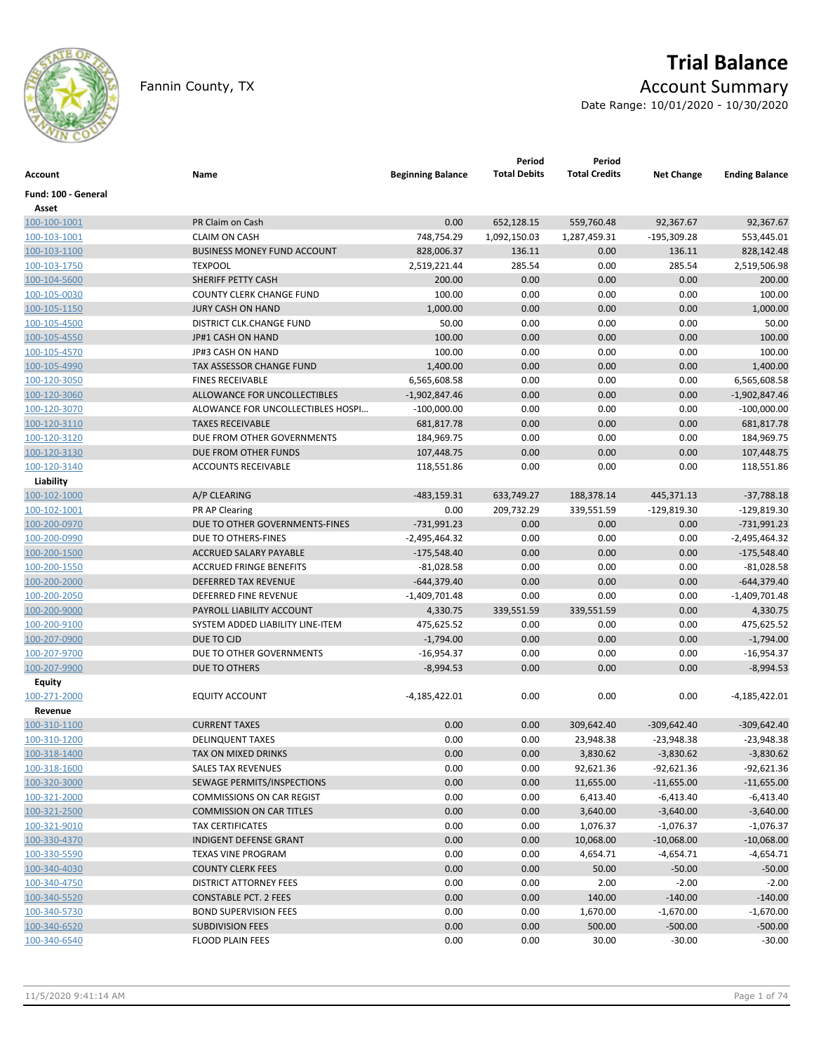# Trial Balance

Fannin County, TX

## Account Summary

Date Range: 10/01/2020 - 10/30/2020

| Account | Name | Beginning Balance | Period Total Debits | Period Total Credits | Net Change | Ending Balance |
|---|---|---|---|---|---|---|
| **Fund: 100 - General** | | | | | | |
| **Asset** | | | | | | |
| 100-100-1001 | PR Claim on Cash | 0.00 | 652,128.15 | 559,760.48 | 92,367.67 | 92,367.67 |
| 100-103-1001 | CLAIM ON CASH | 748,754.29 | 1,092,150.03 | 1,287,459.31 | -195,309.28 | 553,445.01 |
| 100-103-1100 | BUSINESS MONEY FUND ACCOUNT | 828,006.37 | 136.11 | 0.00 | 136.11 | 828,142.48 |
| 100-103-1750 | TEXPOOL | 2,519,221.44 | 285.54 | 0.00 | 285.54 | 2,519,506.98 |
| 100-104-5600 | SHERIFF PETTY CASH | 200.00 | 0.00 | 0.00 | 0.00 | 200.00 |
| 100-105-0030 | COUNTY CLERK CHANGE FUND | 100.00 | 0.00 | 0.00 | 0.00 | 100.00 |
| 100-105-1150 | JURY CASH ON HAND | 1,000.00 | 0.00 | 0.00 | 0.00 | 1,000.00 |
| 100-105-4500 | DISTRICT CLK.CHANGE FUND | 50.00 | 0.00 | 0.00 | 0.00 | 50.00 |
| 100-105-4550 | JP#1 CASH ON HAND | 100.00 | 0.00 | 0.00 | 0.00 | 100.00 |
| 100-105-4570 | JP#3 CASH ON HAND | 100.00 | 0.00 | 0.00 | 0.00 | 100.00 |
| 100-105-4990 | TAX ASSESSOR CHANGE FUND | 1,400.00 | 0.00 | 0.00 | 0.00 | 1,400.00 |
| 100-120-3050 | FINES RECEIVABLE | 6,565,608.58 | 0.00 | 0.00 | 0.00 | 6,565,608.58 |
| 100-120-3060 | ALLOWANCE FOR UNCOLLECTIBLES | -1,902,847.46 | 0.00 | 0.00 | 0.00 | -1,902,847.46 |
| 100-120-3070 | ALOWANCE FOR UNCOLLECTIBLES HOSPI… | -100,000.00 | 0.00 | 0.00 | 0.00 | -100,000.00 |
| 100-120-3110 | TAXES RECEIVABLE | 681,817.78 | 0.00 | 0.00 | 0.00 | 681,817.78 |
| 100-120-3120 | DUE FROM OTHER GOVERNMENTS | 184,969.75 | 0.00 | 0.00 | 0.00 | 184,969.75 |
| 100-120-3130 | DUE FROM OTHER FUNDS | 107,448.75 | 0.00 | 0.00 | 0.00 | 107,448.75 |
| 100-120-3140 | ACCOUNTS RECEIVABLE | 118,551.86 | 0.00 | 0.00 | 0.00 | 118,551.86 |
| **Liability** | | | | | | |
| 100-102-1000 | A/P CLEARING | -483,159.31 | 633,749.27 | 188,378.14 | 445,371.13 | -37,788.18 |
| 100-102-1001 | PR AP Clearing | 0.00 | 209,732.29 | 339,551.59 | -129,819.30 | -129,819.30 |
| 100-200-0970 | DUE TO OTHER GOVERNMENTS-FINES | -731,991.23 | 0.00 | 0.00 | 0.00 | -731,991.23 |
| 100-200-0990 | DUE TO OTHERS-FINES | -2,495,464.32 | 0.00 | 0.00 | 0.00 | -2,495,464.32 |
| 100-200-1500 | ACCRUED SALARY PAYABLE | -175,548.40 | 0.00 | 0.00 | 0.00 | -175,548.40 |
| 100-200-1550 | ACCRUED FRINGE BENEFITS | -81,028.58 | 0.00 | 0.00 | 0.00 | -81,028.58 |
| 100-200-2000 | DEFERRED TAX REVENUE | -644,379.40 | 0.00 | 0.00 | 0.00 | -644,379.40 |
| 100-200-2050 | DEFERRED FINE REVENUE | -1,409,701.48 | 0.00 | 0.00 | 0.00 | -1,409,701.48 |
| 100-200-9000 | PAYROLL LIABILITY ACCOUNT | 4,330.75 | 339,551.59 | 339,551.59 | 0.00 | 4,330.75 |
| 100-200-9100 | SYSTEM ADDED LIABILITY LINE-ITEM | 475,625.52 | 0.00 | 0.00 | 0.00 | 475,625.52 |
| 100-207-0900 | DUE TO CJD | -1,794.00 | 0.00 | 0.00 | 0.00 | -1,794.00 |
| 100-207-9700 | DUE TO OTHER GOVERNMENTS | -16,954.37 | 0.00 | 0.00 | 0.00 | -16,954.37 |
| 100-207-9900 | DUE TO OTHERS | -8,994.53 | 0.00 | 0.00 | 0.00 | -8,994.53 |
| **Equity** | | | | | | |
| 100-271-2000 | EQUITY ACCOUNT | -4,185,422.01 | 0.00 | 0.00 | 0.00 | -4,185,422.01 |
| **Revenue** | | | | | | |
| 100-310-1100 | CURRENT TAXES | 0.00 | 0.00 | 309,642.40 | -309,642.40 | -309,642.40 |
| 100-310-1200 | DELINQUENT TAXES | 0.00 | 0.00 | 23,948.38 | -23,948.38 | -23,948.38 |
| 100-318-1400 | TAX ON MIXED DRINKS | 0.00 | 0.00 | 3,830.62 | -3,830.62 | -3,830.62 |
| 100-318-1600 | SALES TAX REVENUES | 0.00 | 0.00 | 92,621.36 | -92,621.36 | -92,621.36 |
| 100-320-3000 | SEWAGE PERMITS/INSPECTIONS | 0.00 | 0.00 | 11,655.00 | -11,655.00 | -11,655.00 |
| 100-321-2000 | COMMISSIONS ON CAR REGIST | 0.00 | 0.00 | 6,413.40 | -6,413.40 | -6,413.40 |
| 100-321-2500 | COMMISSION ON CAR TITLES | 0.00 | 0.00 | 3,640.00 | -3,640.00 | -3,640.00 |
| 100-321-9010 | TAX CERTIFICATES | 0.00 | 0.00 | 1,076.37 | -1,076.37 | -1,076.37 |
| 100-330-4370 | INDIGENT DEFENSE GRANT | 0.00 | 0.00 | 10,068.00 | -10,068.00 | -10,068.00 |
| 100-330-5590 | TEXAS VINE PROGRAM | 0.00 | 0.00 | 4,654.71 | -4,654.71 | -4,654.71 |
| 100-340-4030 | COUNTY CLERK FEES | 0.00 | 0.00 | 50.00 | -50.00 | -50.00 |
| 100-340-4750 | DISTRICT ATTORNEY FEES | 0.00 | 0.00 | 2.00 | -2.00 | -2.00 |
| 100-340-5520 | CONSTABLE PCT. 2 FEES | 0.00 | 0.00 | 140.00 | -140.00 | -140.00 |
| 100-340-5730 | BOND SUPERVISION FEES | 0.00 | 0.00 | 1,670.00 | -1,670.00 | -1,670.00 |
| 100-340-6520 | SUBDIVISION FEES | 0.00 | 0.00 | 500.00 | -500.00 | -500.00 |
| 100-340-6540 | FLOOD PLAIN FEES | 0.00 | 0.00 | 30.00 | -30.00 | -30.00 |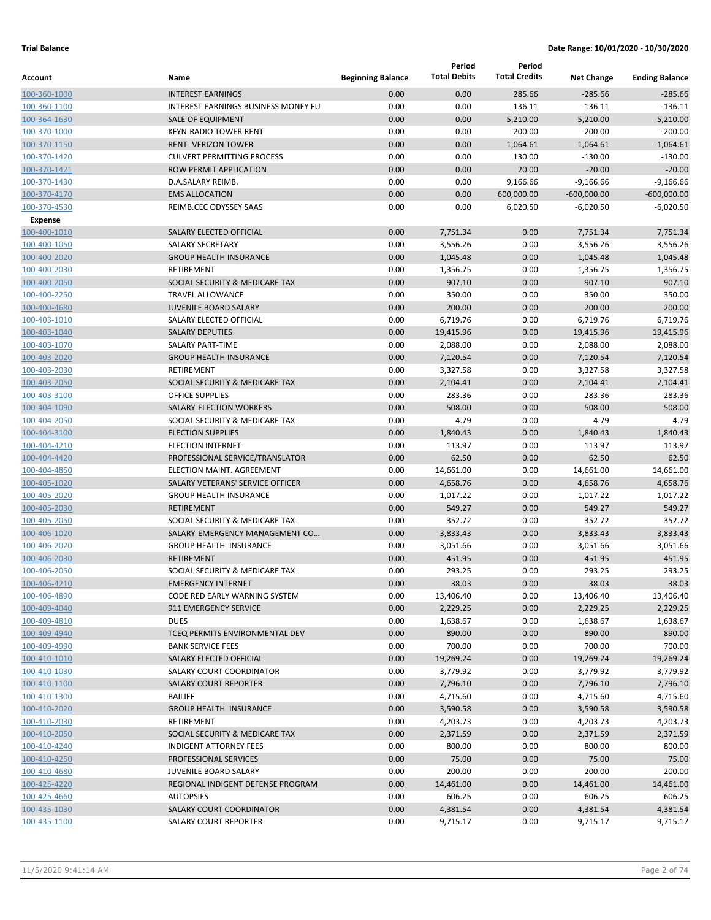**Trial Balance** **Date Range: 10/01/2020 - 10/30/2020**

| Account | Name | Beginning Balance | Period Total Debits | Period Total Credits | Net Change | Ending Balance |
|---|---|---|---|---|---|---|
| 100-360-1000 | INTEREST EARNINGS | 0.00 | 0.00 | 285.66 | -285.66 | -285.66 |
| 100-360-1100 | INTEREST EARNINGS BUSINESS MONEY FU | 0.00 | 0.00 | 136.11 | -136.11 | -136.11 |
| 100-364-1630 | SALE OF EQUIPMENT | 0.00 | 0.00 | 5,210.00 | -5,210.00 | -5,210.00 |
| 100-370-1000 | KFYN-RADIO TOWER RENT | 0.00 | 0.00 | 200.00 | -200.00 | -200.00 |
| 100-370-1150 | RENT- VERIZON TOWER | 0.00 | 0.00 | 1,064.61 | -1,064.61 | -1,064.61 |
| 100-370-1420 | CULVERT PERMITTING PROCESS | 0.00 | 0.00 | 130.00 | -130.00 | -130.00 |
| 100-370-1421 | ROW PERMIT APPLICATION | 0.00 | 0.00 | 20.00 | -20.00 | -20.00 |
| 100-370-1430 | D.A.SALARY REIMB. | 0.00 | 0.00 | 9,166.66 | -9,166.66 | -9,166.66 |
| 100-370-4170 | EMS ALLOCATION | 0.00 | 0.00 | 600,000.00 | -600,000.00 | -600,000.00 |
| 100-370-4530 | REIMB.CEC ODYSSEY SAAS | 0.00 | 0.00 | 6,020.50 | -6,020.50 | -6,020.50 |
| **Expense** | | | | | | |
| 100-400-1010 | SALARY ELECTED OFFICIAL | 0.00 | 7,751.34 | 0.00 | 7,751.34 | 7,751.34 |
| 100-400-1050 | SALARY SECRETARY | 0.00 | 3,556.26 | 0.00 | 3,556.26 | 3,556.26 |
| 100-400-2020 | GROUP HEALTH INSURANCE | 0.00 | 1,045.48 | 0.00 | 1,045.48 | 1,045.48 |
| 100-400-2030 | RETIREMENT | 0.00 | 1,356.75 | 0.00 | 1,356.75 | 1,356.75 |
| 100-400-2050 | SOCIAL SECURITY & MEDICARE TAX | 0.00 | 907.10 | 0.00 | 907.10 | 907.10 |
| 100-400-2250 | TRAVEL ALLOWANCE | 0.00 | 350.00 | 0.00 | 350.00 | 350.00 |
| 100-400-4680 | JUVENILE BOARD SALARY | 0.00 | 200.00 | 0.00 | 200.00 | 200.00 |
| 100-403-1010 | SALARY ELECTED OFFICIAL | 0.00 | 6,719.76 | 0.00 | 6,719.76 | 6,719.76 |
| 100-403-1040 | SALARY DEPUTIES | 0.00 | 19,415.96 | 0.00 | 19,415.96 | 19,415.96 |
| 100-403-1070 | SALARY PART-TIME | 0.00 | 2,088.00 | 0.00 | 2,088.00 | 2,088.00 |
| 100-403-2020 | GROUP HEALTH INSURANCE | 0.00 | 7,120.54 | 0.00 | 7,120.54 | 7,120.54 |
| 100-403-2030 | RETIREMENT | 0.00 | 3,327.58 | 0.00 | 3,327.58 | 3,327.58 |
| 100-403-2050 | SOCIAL SECURITY & MEDICARE TAX | 0.00 | 2,104.41 | 0.00 | 2,104.41 | 2,104.41 |
| 100-403-3100 | OFFICE SUPPLIES | 0.00 | 283.36 | 0.00 | 283.36 | 283.36 |
| 100-404-1090 | SALARY-ELECTION WORKERS | 0.00 | 508.00 | 0.00 | 508.00 | 508.00 |
| 100-404-2050 | SOCIAL SECURITY & MEDICARE TAX | 0.00 | 4.79 | 0.00 | 4.79 | 4.79 |
| 100-404-3100 | ELECTION SUPPLIES | 0.00 | 1,840.43 | 0.00 | 1,840.43 | 1,840.43 |
| 100-404-4210 | ELECTION INTERNET | 0.00 | 113.97 | 0.00 | 113.97 | 113.97 |
| 100-404-4420 | PROFESSIONAL SERVICE/TRANSLATOR | 0.00 | 62.50 | 0.00 | 62.50 | 62.50 |
| 100-404-4850 | ELECTION MAINT. AGREEMENT | 0.00 | 14,661.00 | 0.00 | 14,661.00 | 14,661.00 |
| 100-405-1020 | SALARY VETERANS' SERVICE OFFICER | 0.00 | 4,658.76 | 0.00 | 4,658.76 | 4,658.76 |
| 100-405-2020 | GROUP HEALTH INSURANCE | 0.00 | 1,017.22 | 0.00 | 1,017.22 | 1,017.22 |
| 100-405-2030 | RETIREMENT | 0.00 | 549.27 | 0.00 | 549.27 | 549.27 |
| 100-405-2050 | SOCIAL SECURITY & MEDICARE TAX | 0.00 | 352.72 | 0.00 | 352.72 | 352.72 |
| 100-406-1020 | SALARY-EMERGENCY MANAGEMENT CO... | 0.00 | 3,833.43 | 0.00 | 3,833.43 | 3,833.43 |
| 100-406-2020 | GROUP HEALTH INSURANCE | 0.00 | 3,051.66 | 0.00 | 3,051.66 | 3,051.66 |
| 100-406-2030 | RETIREMENT | 0.00 | 451.95 | 0.00 | 451.95 | 451.95 |
| 100-406-2050 | SOCIAL SECURITY & MEDICARE TAX | 0.00 | 293.25 | 0.00 | 293.25 | 293.25 |
| 100-406-4210 | EMERGENCY INTERNET | 0.00 | 38.03 | 0.00 | 38.03 | 38.03 |
| 100-406-4890 | CODE RED EARLY WARNING SYSTEM | 0.00 | 13,406.40 | 0.00 | 13,406.40 | 13,406.40 |
| 100-409-4040 | 911 EMERGENCY SERVICE | 0.00 | 2,229.25 | 0.00 | 2,229.25 | 2,229.25 |
| 100-409-4810 | DUES | 0.00 | 1,638.67 | 0.00 | 1,638.67 | 1,638.67 |
| 100-409-4940 | TCEQ PERMITS ENVIRONMENTAL DEV | 0.00 | 890.00 | 0.00 | 890.00 | 890.00 |
| 100-409-4990 | BANK SERVICE FEES | 0.00 | 700.00 | 0.00 | 700.00 | 700.00 |
| 100-410-1010 | SALARY ELECTED OFFICIAL | 0.00 | 19,269.24 | 0.00 | 19,269.24 | 19,269.24 |
| 100-410-1030 | SALARY COURT COORDINATOR | 0.00 | 3,779.92 | 0.00 | 3,779.92 | 3,779.92 |
| 100-410-1100 | SALARY COURT REPORTER | 0.00 | 7,796.10 | 0.00 | 7,796.10 | 7,796.10 |
| 100-410-1300 | BAILIFF | 0.00 | 4,715.60 | 0.00 | 4,715.60 | 4,715.60 |
| 100-410-2020 | GROUP HEALTH INSURANCE | 0.00 | 3,590.58 | 0.00 | 3,590.58 | 3,590.58 |
| 100-410-2030 | RETIREMENT | 0.00 | 4,203.73 | 0.00 | 4,203.73 | 4,203.73 |
| 100-410-2050 | SOCIAL SECURITY & MEDICARE TAX | 0.00 | 2,371.59 | 0.00 | 2,371.59 | 2,371.59 |
| 100-410-4240 | INDIGENT ATTORNEY FEES | 0.00 | 800.00 | 0.00 | 800.00 | 800.00 |
| 100-410-4250 | PROFESSIONAL SERVICES | 0.00 | 75.00 | 0.00 | 75.00 | 75.00 |
| 100-410-4680 | JUVENILE BOARD SALARY | 0.00 | 200.00 | 0.00 | 200.00 | 200.00 |
| 100-425-4220 | REGIONAL INDIGENT DEFENSE PROGRAM | 0.00 | 14,461.00 | 0.00 | 14,461.00 | 14,461.00 |
| 100-425-4660 | AUTOPSIES | 0.00 | 606.25 | 0.00 | 606.25 | 606.25 |
| 100-435-1030 | SALARY COURT COORDINATOR | 0.00 | 4,381.54 | 0.00 | 4,381.54 | 4,381.54 |
| 100-435-1100 | SALARY COURT REPORTER | 0.00 | 9,715.17 | 0.00 | 9,715.17 | 9,715.17 |

11/5/2020 9:41:14 AM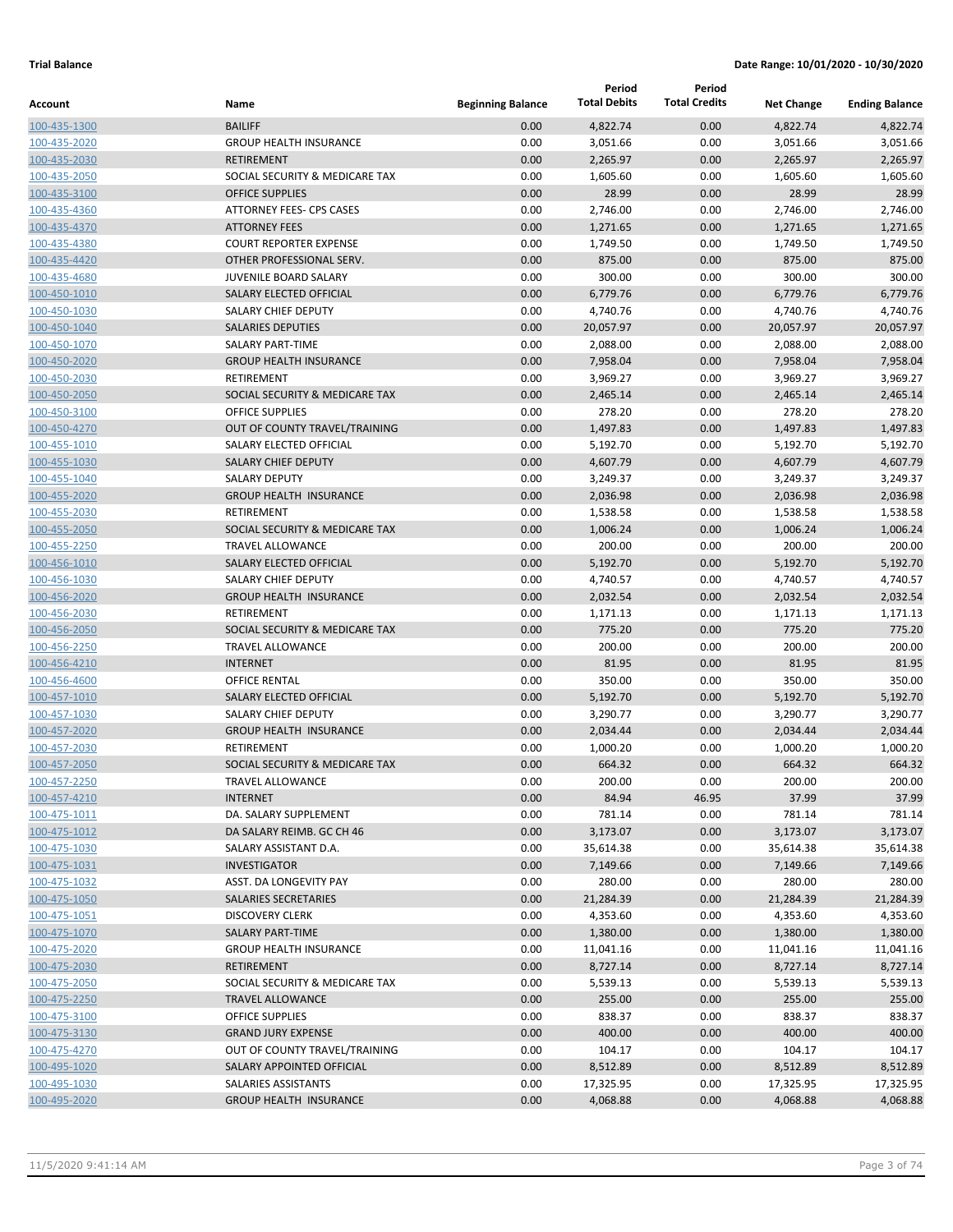**Trial Balance** **Date Range: 10/01/2020 - 10/30/2020**

| Account | Name | Beginning Balance | Period Total Debits | Period Total Credits | Net Change | Ending Balance |
|---|---|---|---|---|---|---|
| 100-435-1300 | BAILIFF | 0.00 | 4,822.74 | 0.00 | 4,822.74 | 4,822.74 |
| 100-435-2020 | GROUP HEALTH INSURANCE | 0.00 | 3,051.66 | 0.00 | 3,051.66 | 3,051.66 |
| 100-435-2030 | RETIREMENT | 0.00 | 2,265.97 | 0.00 | 2,265.97 | 2,265.97 |
| 100-435-2050 | SOCIAL SECURITY & MEDICARE TAX | 0.00 | 1,605.60 | 0.00 | 1,605.60 | 1,605.60 |
| 100-435-3100 | OFFICE SUPPLIES | 0.00 | 28.99 | 0.00 | 28.99 | 28.99 |
| 100-435-4360 | ATTORNEY FEES- CPS CASES | 0.00 | 2,746.00 | 0.00 | 2,746.00 | 2,746.00 |
| 100-435-4370 | ATTORNEY FEES | 0.00 | 1,271.65 | 0.00 | 1,271.65 | 1,271.65 |
| 100-435-4380 | COURT REPORTER EXPENSE | 0.00 | 1,749.50 | 0.00 | 1,749.50 | 1,749.50 |
| 100-435-4420 | OTHER PROFESSIONAL SERV. | 0.00 | 875.00 | 0.00 | 875.00 | 875.00 |
| 100-435-4680 | JUVENILE BOARD SALARY | 0.00 | 300.00 | 0.00 | 300.00 | 300.00 |
| 100-450-1010 | SALARY ELECTED OFFICIAL | 0.00 | 6,779.76 | 0.00 | 6,779.76 | 6,779.76 |
| 100-450-1030 | SALARY CHIEF DEPUTY | 0.00 | 4,740.76 | 0.00 | 4,740.76 | 4,740.76 |
| 100-450-1040 | SALARIES DEPUTIES | 0.00 | 20,057.97 | 0.00 | 20,057.97 | 20,057.97 |
| 100-450-1070 | SALARY PART-TIME | 0.00 | 2,088.00 | 0.00 | 2,088.00 | 2,088.00 |
| 100-450-2020 | GROUP HEALTH INSURANCE | 0.00 | 7,958.04 | 0.00 | 7,958.04 | 7,958.04 |
| 100-450-2030 | RETIREMENT | 0.00 | 3,969.27 | 0.00 | 3,969.27 | 3,969.27 |
| 100-450-2050 | SOCIAL SECURITY & MEDICARE TAX | 0.00 | 2,465.14 | 0.00 | 2,465.14 | 2,465.14 |
| 100-450-3100 | OFFICE SUPPLIES | 0.00 | 278.20 | 0.00 | 278.20 | 278.20 |
| 100-450-4270 | OUT OF COUNTY TRAVEL/TRAINING | 0.00 | 1,497.83 | 0.00 | 1,497.83 | 1,497.83 |
| 100-455-1010 | SALARY ELECTED OFFICIAL | 0.00 | 5,192.70 | 0.00 | 5,192.70 | 5,192.70 |
| 100-455-1030 | SALARY CHIEF DEPUTY | 0.00 | 4,607.79 | 0.00 | 4,607.79 | 4,607.79 |
| 100-455-1040 | SALARY DEPUTY | 0.00 | 3,249.37 | 0.00 | 3,249.37 | 3,249.37 |
| 100-455-2020 | GROUP HEALTH INSURANCE | 0.00 | 2,036.98 | 0.00 | 2,036.98 | 2,036.98 |
| 100-455-2030 | RETIREMENT | 0.00 | 1,538.58 | 0.00 | 1,538.58 | 1,538.58 |
| 100-455-2050 | SOCIAL SECURITY & MEDICARE TAX | 0.00 | 1,006.24 | 0.00 | 1,006.24 | 1,006.24 |
| 100-455-2250 | TRAVEL ALLOWANCE | 0.00 | 200.00 | 0.00 | 200.00 | 200.00 |
| 100-456-1010 | SALARY ELECTED OFFICIAL | 0.00 | 5,192.70 | 0.00 | 5,192.70 | 5,192.70 |
| 100-456-1030 | SALARY CHIEF DEPUTY | 0.00 | 4,740.57 | 0.00 | 4,740.57 | 4,740.57 |
| 100-456-2020 | GROUP HEALTH INSURANCE | 0.00 | 2,032.54 | 0.00 | 2,032.54 | 2,032.54 |
| 100-456-2030 | RETIREMENT | 0.00 | 1,171.13 | 0.00 | 1,171.13 | 1,171.13 |
| 100-456-2050 | SOCIAL SECURITY & MEDICARE TAX | 0.00 | 775.20 | 0.00 | 775.20 | 775.20 |
| 100-456-2250 | TRAVEL ALLOWANCE | 0.00 | 200.00 | 0.00 | 200.00 | 200.00 |
| 100-456-4210 | INTERNET | 0.00 | 81.95 | 0.00 | 81.95 | 81.95 |
| 100-456-4600 | OFFICE RENTAL | 0.00 | 350.00 | 0.00 | 350.00 | 350.00 |
| 100-457-1010 | SALARY ELECTED OFFICIAL | 0.00 | 5,192.70 | 0.00 | 5,192.70 | 5,192.70 |
| 100-457-1030 | SALARY CHIEF DEPUTY | 0.00 | 3,290.77 | 0.00 | 3,290.77 | 3,290.77 |
| 100-457-2020 | GROUP HEALTH INSURANCE | 0.00 | 2,034.44 | 0.00 | 2,034.44 | 2,034.44 |
| 100-457-2030 | RETIREMENT | 0.00 | 1,000.20 | 0.00 | 1,000.20 | 1,000.20 |
| 100-457-2050 | SOCIAL SECURITY & MEDICARE TAX | 0.00 | 664.32 | 0.00 | 664.32 | 664.32 |
| 100-457-2250 | TRAVEL ALLOWANCE | 0.00 | 200.00 | 0.00 | 200.00 | 200.00 |
| 100-457-4210 | INTERNET | 0.00 | 84.94 | 46.95 | 37.99 | 37.99 |
| 100-475-1011 | DA. SALARY SUPPLEMENT | 0.00 | 781.14 | 0.00 | 781.14 | 781.14 |
| 100-475-1012 | DA SALARY REIMB. GC CH 46 | 0.00 | 3,173.07 | 0.00 | 3,173.07 | 3,173.07 |
| 100-475-1030 | SALARY ASSISTANT D.A. | 0.00 | 35,614.38 | 0.00 | 35,614.38 | 35,614.38 |
| 100-475-1031 | INVESTIGATOR | 0.00 | 7,149.66 | 0.00 | 7,149.66 | 7,149.66 |
| 100-475-1032 | ASST. DA LONGEVITY PAY | 0.00 | 280.00 | 0.00 | 280.00 | 280.00 |
| 100-475-1050 | SALARIES SECRETARIES | 0.00 | 21,284.39 | 0.00 | 21,284.39 | 21,284.39 |
| 100-475-1051 | DISCOVERY CLERK | 0.00 | 4,353.60 | 0.00 | 4,353.60 | 4,353.60 |
| 100-475-1070 | SALARY PART-TIME | 0.00 | 1,380.00 | 0.00 | 1,380.00 | 1,380.00 |
| 100-475-2020 | GROUP HEALTH INSURANCE | 0.00 | 11,041.16 | 0.00 | 11,041.16 | 11,041.16 |
| 100-475-2030 | RETIREMENT | 0.00 | 8,727.14 | 0.00 | 8,727.14 | 8,727.14 |
| 100-475-2050 | SOCIAL SECURITY & MEDICARE TAX | 0.00 | 5,539.13 | 0.00 | 5,539.13 | 5,539.13 |
| 100-475-2250 | TRAVEL ALLOWANCE | 0.00 | 255.00 | 0.00 | 255.00 | 255.00 |
| 100-475-3100 | OFFICE SUPPLIES | 0.00 | 838.37 | 0.00 | 838.37 | 838.37 |
| 100-475-3130 | GRAND JURY EXPENSE | 0.00 | 400.00 | 0.00 | 400.00 | 400.00 |
| 100-475-4270 | OUT OF COUNTY TRAVEL/TRAINING | 0.00 | 104.17 | 0.00 | 104.17 | 104.17 |
| 100-495-1020 | SALARY APPOINTED OFFICIAL | 0.00 | 8,512.89 | 0.00 | 8,512.89 | 8,512.89 |
| 100-495-1030 | SALARIES ASSISTANTS | 0.00 | 17,325.95 | 0.00 | 17,325.95 | 17,325.95 |
| 100-495-2020 | GROUP HEALTH INSURANCE | 0.00 | 4,068.88 | 0.00 | 4,068.88 | 4,068.88 |

11/5/2020 9:41:14 AM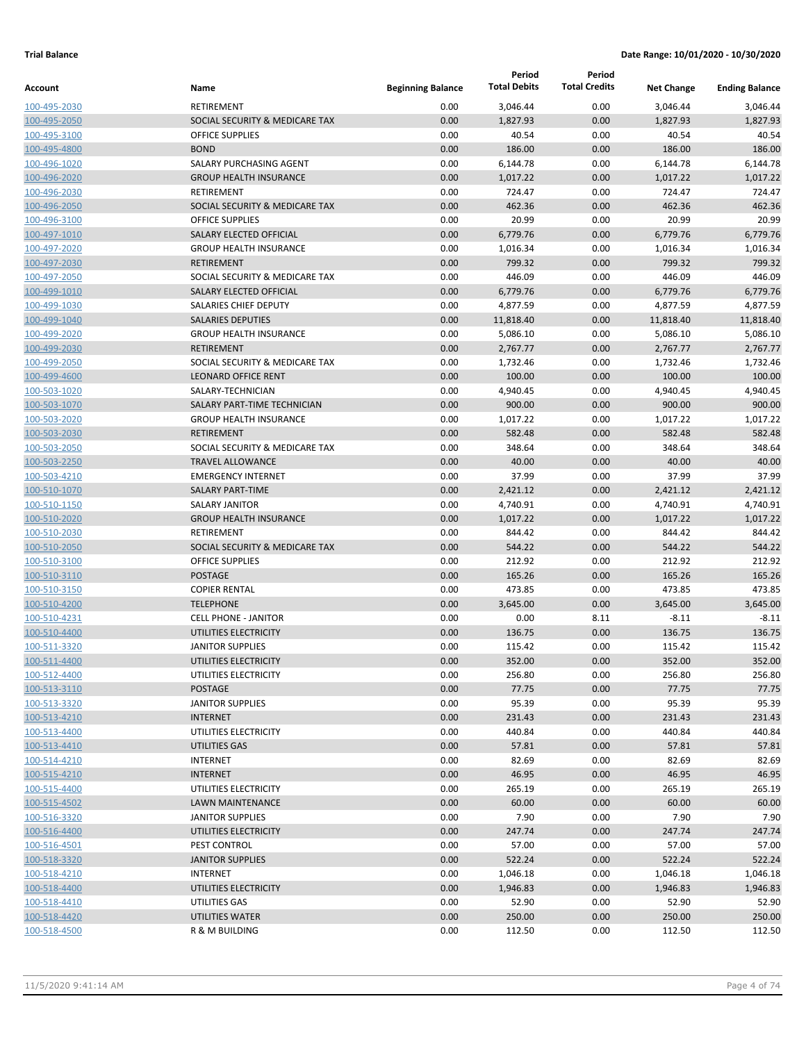**Trial Balance** **Date Range: 10/01/2020 - 10/30/2020**

| Account | Name | Beginning Balance | Period Total Debits | Period Total Credits | Net Change | Ending Balance |
|---|---|---|---|---|---|---|
| 100-495-2030 | RETIREMENT | 0.00 | 3,046.44 | 0.00 | 3,046.44 | 3,046.44 |
| 100-495-2050 | SOCIAL SECURITY & MEDICARE TAX | 0.00 | 1,827.93 | 0.00 | 1,827.93 | 1,827.93 |
| 100-495-3100 | OFFICE SUPPLIES | 0.00 | 40.54 | 0.00 | 40.54 | 40.54 |
| 100-495-4800 | BOND | 0.00 | 186.00 | 0.00 | 186.00 | 186.00 |
| 100-496-1020 | SALARY PURCHASING AGENT | 0.00 | 6,144.78 | 0.00 | 6,144.78 | 6,144.78 |
| 100-496-2020 | GROUP HEALTH INSURANCE | 0.00 | 1,017.22 | 0.00 | 1,017.22 | 1,017.22 |
| 100-496-2030 | RETIREMENT | 0.00 | 724.47 | 0.00 | 724.47 | 724.47 |
| 100-496-2050 | SOCIAL SECURITY & MEDICARE TAX | 0.00 | 462.36 | 0.00 | 462.36 | 462.36 |
| 100-496-3100 | OFFICE SUPPLIES | 0.00 | 20.99 | 0.00 | 20.99 | 20.99 |
| 100-497-1010 | SALARY ELECTED OFFICIAL | 0.00 | 6,779.76 | 0.00 | 6,779.76 | 6,779.76 |
| 100-497-2020 | GROUP HEALTH INSURANCE | 0.00 | 1,016.34 | 0.00 | 1,016.34 | 1,016.34 |
| 100-497-2030 | RETIREMENT | 0.00 | 799.32 | 0.00 | 799.32 | 799.32 |
| 100-497-2050 | SOCIAL SECURITY & MEDICARE TAX | 0.00 | 446.09 | 0.00 | 446.09 | 446.09 |
| 100-499-1010 | SALARY ELECTED OFFICIAL | 0.00 | 6,779.76 | 0.00 | 6,779.76 | 6,779.76 |
| 100-499-1030 | SALARIES CHIEF DEPUTY | 0.00 | 4,877.59 | 0.00 | 4,877.59 | 4,877.59 |
| 100-499-1040 | SALARIES DEPUTIES | 0.00 | 11,818.40 | 0.00 | 11,818.40 | 11,818.40 |
| 100-499-2020 | GROUP HEALTH INSURANCE | 0.00 | 5,086.10 | 0.00 | 5,086.10 | 5,086.10 |
| 100-499-2030 | RETIREMENT | 0.00 | 2,767.77 | 0.00 | 2,767.77 | 2,767.77 |
| 100-499-2050 | SOCIAL SECURITY & MEDICARE TAX | 0.00 | 1,732.46 | 0.00 | 1,732.46 | 1,732.46 |
| 100-499-4600 | LEONARD OFFICE RENT | 0.00 | 100.00 | 0.00 | 100.00 | 100.00 |
| 100-503-1020 | SALARY-TECHNICIAN | 0.00 | 4,940.45 | 0.00 | 4,940.45 | 4,940.45 |
| 100-503-1070 | SALARY PART-TIME TECHNICIAN | 0.00 | 900.00 | 0.00 | 900.00 | 900.00 |
| 100-503-2020 | GROUP HEALTH INSURANCE | 0.00 | 1,017.22 | 0.00 | 1,017.22 | 1,017.22 |
| 100-503-2030 | RETIREMENT | 0.00 | 582.48 | 0.00 | 582.48 | 582.48 |
| 100-503-2050 | SOCIAL SECURITY & MEDICARE TAX | 0.00 | 348.64 | 0.00 | 348.64 | 348.64 |
| 100-503-2250 | TRAVEL ALLOWANCE | 0.00 | 40.00 | 0.00 | 40.00 | 40.00 |
| 100-503-4210 | EMERGENCY INTERNET | 0.00 | 37.99 | 0.00 | 37.99 | 37.99 |
| 100-510-1070 | SALARY PART-TIME | 0.00 | 2,421.12 | 0.00 | 2,421.12 | 2,421.12 |
| 100-510-1150 | SALARY JANITOR | 0.00 | 4,740.91 | 0.00 | 4,740.91 | 4,740.91 |
| 100-510-2020 | GROUP HEALTH INSURANCE | 0.00 | 1,017.22 | 0.00 | 1,017.22 | 1,017.22 |
| 100-510-2030 | RETIREMENT | 0.00 | 844.42 | 0.00 | 844.42 | 844.42 |
| 100-510-2050 | SOCIAL SECURITY & MEDICARE TAX | 0.00 | 544.22 | 0.00 | 544.22 | 544.22 |
| 100-510-3100 | OFFICE SUPPLIES | 0.00 | 212.92 | 0.00 | 212.92 | 212.92 |
| 100-510-3110 | POSTAGE | 0.00 | 165.26 | 0.00 | 165.26 | 165.26 |
| 100-510-3150 | COPIER RENTAL | 0.00 | 473.85 | 0.00 | 473.85 | 473.85 |
| 100-510-4200 | TELEPHONE | 0.00 | 3,645.00 | 0.00 | 3,645.00 | 3,645.00 |
| 100-510-4231 | CELL PHONE - JANITOR | 0.00 | 0.00 | 8.11 | -8.11 | -8.11 |
| 100-510-4400 | UTILITIES ELECTRICITY | 0.00 | 136.75 | 0.00 | 136.75 | 136.75 |
| 100-511-3320 | JANITOR SUPPLIES | 0.00 | 115.42 | 0.00 | 115.42 | 115.42 |
| 100-511-4400 | UTILITIES ELECTRICITY | 0.00 | 352.00 | 0.00 | 352.00 | 352.00 |
| 100-512-4400 | UTILITIES ELECTRICITY | 0.00 | 256.80 | 0.00 | 256.80 | 256.80 |
| 100-513-3110 | POSTAGE | 0.00 | 77.75 | 0.00 | 77.75 | 77.75 |
| 100-513-3320 | JANITOR SUPPLIES | 0.00 | 95.39 | 0.00 | 95.39 | 95.39 |
| 100-513-4210 | INTERNET | 0.00 | 231.43 | 0.00 | 231.43 | 231.43 |
| 100-513-4400 | UTILITIES ELECTRICITY | 0.00 | 440.84 | 0.00 | 440.84 | 440.84 |
| 100-513-4410 | UTILITIES GAS | 0.00 | 57.81 | 0.00 | 57.81 | 57.81 |
| 100-514-4210 | INTERNET | 0.00 | 82.69 | 0.00 | 82.69 | 82.69 |
| 100-515-4210 | INTERNET | 0.00 | 46.95 | 0.00 | 46.95 | 46.95 |
| 100-515-4400 | UTILITIES ELECTRICITY | 0.00 | 265.19 | 0.00 | 265.19 | 265.19 |
| 100-515-4502 | LAWN MAINTENANCE | 0.00 | 60.00 | 0.00 | 60.00 | 60.00 |
| 100-516-3320 | JANITOR SUPPLIES | 0.00 | 7.90 | 0.00 | 7.90 | 7.90 |
| 100-516-4400 | UTILITIES ELECTRICITY | 0.00 | 247.74 | 0.00 | 247.74 | 247.74 |
| 100-516-4501 | PEST CONTROL | 0.00 | 57.00 | 0.00 | 57.00 | 57.00 |
| 100-518-3320 | JANITOR SUPPLIES | 0.00 | 522.24 | 0.00 | 522.24 | 522.24 |
| 100-518-4210 | INTERNET | 0.00 | 1,046.18 | 0.00 | 1,046.18 | 1,046.18 |
| 100-518-4400 | UTILITIES ELECTRICITY | 0.00 | 1,946.83 | 0.00 | 1,946.83 | 1,946.83 |
| 100-518-4410 | UTILITIES GAS | 0.00 | 52.90 | 0.00 | 52.90 | 52.90 |
| 100-518-4420 | UTILITIES WATER | 0.00 | 250.00 | 0.00 | 250.00 | 250.00 |
| 100-518-4500 | R & M BUILDING | 0.00 | 112.50 | 0.00 | 112.50 | 112.50 |

11/5/2020 9:41:14 AM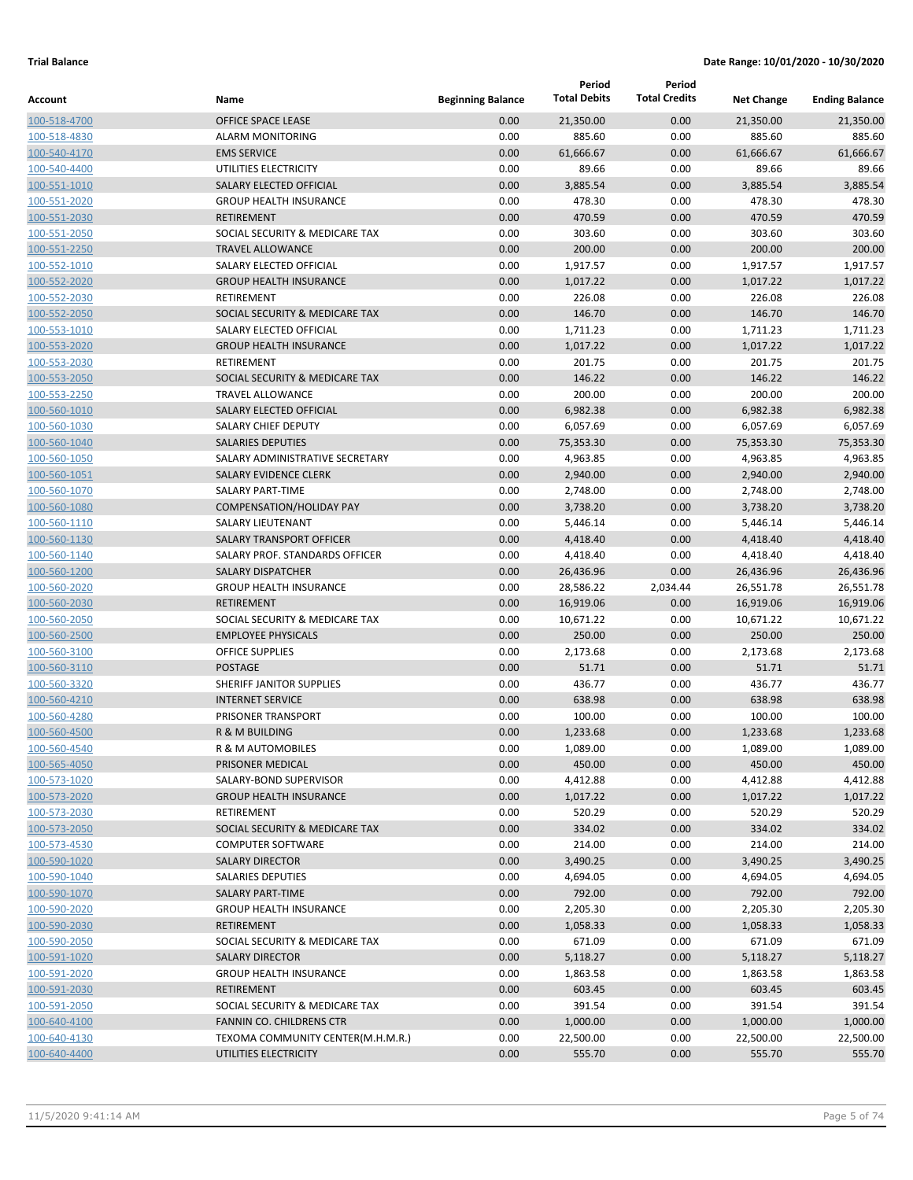**Trial Balance** **Date Range: 10/01/2020 - 10/30/2020**

| Account | Name | Beginning Balance | Period Total Debits | Period Total Credits | Net Change | Ending Balance |
|---|---|---|---|---|---|---|
| 100-518-4700 | OFFICE SPACE LEASE | 0.00 | 21,350.00 | 0.00 | 21,350.00 | 21,350.00 |
| 100-518-4830 | ALARM MONITORING | 0.00 | 885.60 | 0.00 | 885.60 | 885.60 |
| 100-540-4170 | EMS SERVICE | 0.00 | 61,666.67 | 0.00 | 61,666.67 | 61,666.67 |
| 100-540-4400 | UTILITIES ELECTRICITY | 0.00 | 89.66 | 0.00 | 89.66 | 89.66 |
| 100-551-1010 | SALARY ELECTED OFFICIAL | 0.00 | 3,885.54 | 0.00 | 3,885.54 | 3,885.54 |
| 100-551-2020 | GROUP HEALTH INSURANCE | 0.00 | 478.30 | 0.00 | 478.30 | 478.30 |
| 100-551-2030 | RETIREMENT | 0.00 | 470.59 | 0.00 | 470.59 | 470.59 |
| 100-551-2050 | SOCIAL SECURITY & MEDICARE TAX | 0.00 | 303.60 | 0.00 | 303.60 | 303.60 |
| 100-551-2250 | TRAVEL ALLOWANCE | 0.00 | 200.00 | 0.00 | 200.00 | 200.00 |
| 100-552-1010 | SALARY ELECTED OFFICIAL | 0.00 | 1,917.57 | 0.00 | 1,917.57 | 1,917.57 |
| 100-552-2020 | GROUP HEALTH INSURANCE | 0.00 | 1,017.22 | 0.00 | 1,017.22 | 1,017.22 |
| 100-552-2030 | RETIREMENT | 0.00 | 226.08 | 0.00 | 226.08 | 226.08 |
| 100-552-2050 | SOCIAL SECURITY & MEDICARE TAX | 0.00 | 146.70 | 0.00 | 146.70 | 146.70 |
| 100-553-1010 | SALARY ELECTED OFFICIAL | 0.00 | 1,711.23 | 0.00 | 1,711.23 | 1,711.23 |
| 100-553-2020 | GROUP HEALTH INSURANCE | 0.00 | 1,017.22 | 0.00 | 1,017.22 | 1,017.22 |
| 100-553-2030 | RETIREMENT | 0.00 | 201.75 | 0.00 | 201.75 | 201.75 |
| 100-553-2050 | SOCIAL SECURITY & MEDICARE TAX | 0.00 | 146.22 | 0.00 | 146.22 | 146.22 |
| 100-553-2250 | TRAVEL ALLOWANCE | 0.00 | 200.00 | 0.00 | 200.00 | 200.00 |
| 100-560-1010 | SALARY ELECTED OFFICIAL | 0.00 | 6,982.38 | 0.00 | 6,982.38 | 6,982.38 |
| 100-560-1030 | SALARY CHIEF DEPUTY | 0.00 | 6,057.69 | 0.00 | 6,057.69 | 6,057.69 |
| 100-560-1040 | SALARIES DEPUTIES | 0.00 | 75,353.30 | 0.00 | 75,353.30 | 75,353.30 |
| 100-560-1050 | SALARY ADMINISTRATIVE SECRETARY | 0.00 | 4,963.85 | 0.00 | 4,963.85 | 4,963.85 |
| 100-560-1051 | SALARY EVIDENCE CLERK | 0.00 | 2,940.00 | 0.00 | 2,940.00 | 2,940.00 |
| 100-560-1070 | SALARY PART-TIME | 0.00 | 2,748.00 | 0.00 | 2,748.00 | 2,748.00 |
| 100-560-1080 | COMPENSATION/HOLIDAY PAY | 0.00 | 3,738.20 | 0.00 | 3,738.20 | 3,738.20 |
| 100-560-1110 | SALARY LIEUTENANT | 0.00 | 5,446.14 | 0.00 | 5,446.14 | 5,446.14 |
| 100-560-1130 | SALARY TRANSPORT OFFICER | 0.00 | 4,418.40 | 0.00 | 4,418.40 | 4,418.40 |
| 100-560-1140 | SALARY PROF. STANDARDS OFFICER | 0.00 | 4,418.40 | 0.00 | 4,418.40 | 4,418.40 |
| 100-560-1200 | SALARY DISPATCHER | 0.00 | 26,436.96 | 0.00 | 26,436.96 | 26,436.96 |
| 100-560-2020 | GROUP HEALTH INSURANCE | 0.00 | 28,586.22 | 2,034.44 | 26,551.78 | 26,551.78 |
| 100-560-2030 | RETIREMENT | 0.00 | 16,919.06 | 0.00 | 16,919.06 | 16,919.06 |
| 100-560-2050 | SOCIAL SECURITY & MEDICARE TAX | 0.00 | 10,671.22 | 0.00 | 10,671.22 | 10,671.22 |
| 100-560-2500 | EMPLOYEE PHYSICALS | 0.00 | 250.00 | 0.00 | 250.00 | 250.00 |
| 100-560-3100 | OFFICE SUPPLIES | 0.00 | 2,173.68 | 0.00 | 2,173.68 | 2,173.68 |
| 100-560-3110 | POSTAGE | 0.00 | 51.71 | 0.00 | 51.71 | 51.71 |
| 100-560-3320 | SHERIFF JANITOR SUPPLIES | 0.00 | 436.77 | 0.00 | 436.77 | 436.77 |
| 100-560-4210 | INTERNET SERVICE | 0.00 | 638.98 | 0.00 | 638.98 | 638.98 |
| 100-560-4280 | PRISONER TRANSPORT | 0.00 | 100.00 | 0.00 | 100.00 | 100.00 |
| 100-560-4500 | R & M BUILDING | 0.00 | 1,233.68 | 0.00 | 1,233.68 | 1,233.68 |
| 100-560-4540 | R & M AUTOMOBILES | 0.00 | 1,089.00 | 0.00 | 1,089.00 | 1,089.00 |
| 100-565-4050 | PRISONER MEDICAL | 0.00 | 450.00 | 0.00 | 450.00 | 450.00 |
| 100-573-1020 | SALARY-BOND SUPERVISOR | 0.00 | 4,412.88 | 0.00 | 4,412.88 | 4,412.88 |
| 100-573-2020 | GROUP HEALTH INSURANCE | 0.00 | 1,017.22 | 0.00 | 1,017.22 | 1,017.22 |
| 100-573-2030 | RETIREMENT | 0.00 | 520.29 | 0.00 | 520.29 | 520.29 |
| 100-573-2050 | SOCIAL SECURITY & MEDICARE TAX | 0.00 | 334.02 | 0.00 | 334.02 | 334.02 |
| 100-573-4530 | COMPUTER SOFTWARE | 0.00 | 214.00 | 0.00 | 214.00 | 214.00 |
| 100-590-1020 | SALARY DIRECTOR | 0.00 | 3,490.25 | 0.00 | 3,490.25 | 3,490.25 |
| 100-590-1040 | SALARIES DEPUTIES | 0.00 | 4,694.05 | 0.00 | 4,694.05 | 4,694.05 |
| 100-590-1070 | SALARY PART-TIME | 0.00 | 792.00 | 0.00 | 792.00 | 792.00 |
| 100-590-2020 | GROUP HEALTH INSURANCE | 0.00 | 2,205.30 | 0.00 | 2,205.30 | 2,205.30 |
| 100-590-2030 | RETIREMENT | 0.00 | 1,058.33 | 0.00 | 1,058.33 | 1,058.33 |
| 100-590-2050 | SOCIAL SECURITY & MEDICARE TAX | 0.00 | 671.09 | 0.00 | 671.09 | 671.09 |
| 100-591-1020 | SALARY DIRECTOR | 0.00 | 5,118.27 | 0.00 | 5,118.27 | 5,118.27 |
| 100-591-2020 | GROUP HEALTH INSURANCE | 0.00 | 1,863.58 | 0.00 | 1,863.58 | 1,863.58 |
| 100-591-2030 | RETIREMENT | 0.00 | 603.45 | 0.00 | 603.45 | 603.45 |
| 100-591-2050 | SOCIAL SECURITY & MEDICARE TAX | 0.00 | 391.54 | 0.00 | 391.54 | 391.54 |
| 100-640-4100 | FANNIN CO. CHILDRENS CTR | 0.00 | 1,000.00 | 0.00 | 1,000.00 | 1,000.00 |
| 100-640-4130 | TEXOMA COMMUNITY CENTER(M.H.M.R.) | 0.00 | 22,500.00 | 0.00 | 22,500.00 | 22,500.00 |
| 100-640-4400 | UTILITIES ELECTRICITY | 0.00 | 555.70 | 0.00 | 555.70 | 555.70 |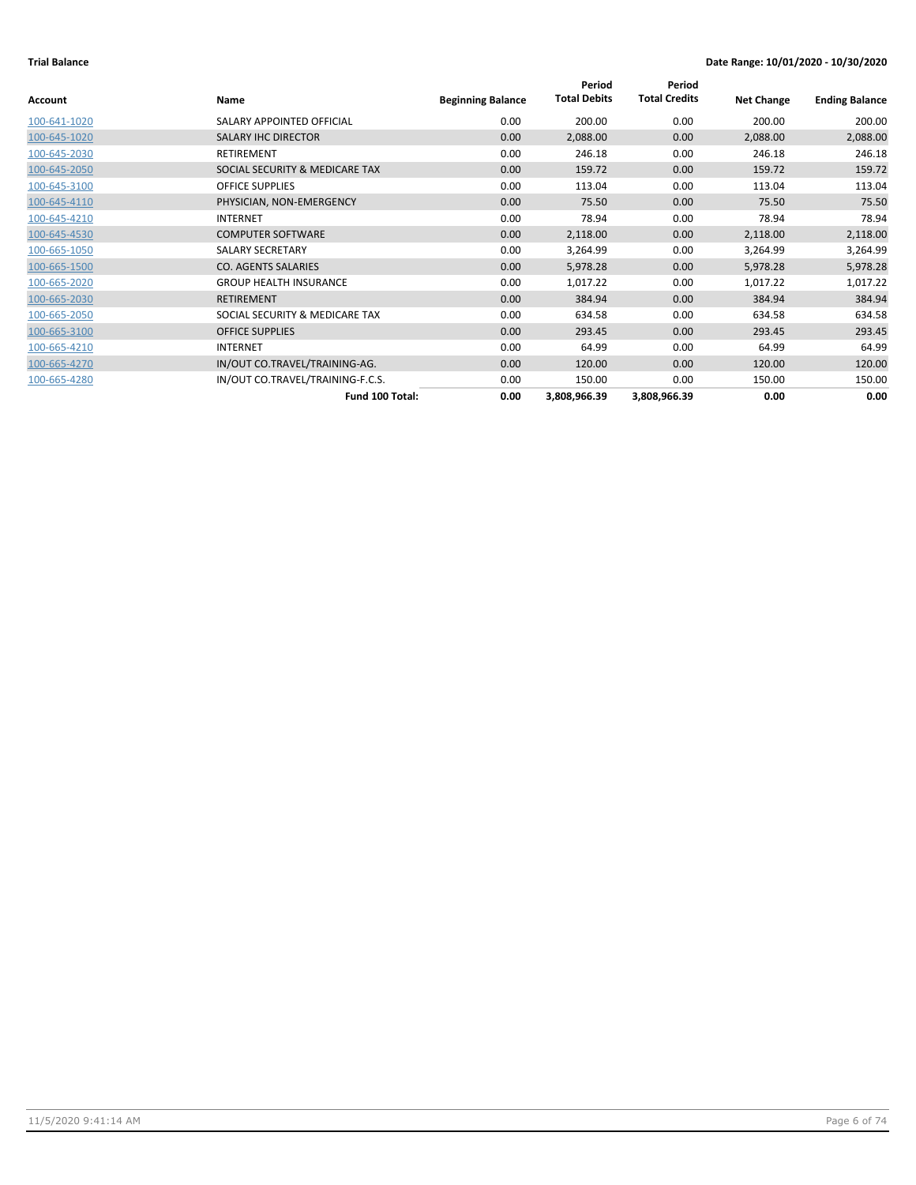**Trial Balance** **Date Range: 10/01/2020 - 10/30/2020**

| Account | Name | Beginning Balance | Period Total Debits | Period Total Credits | Net Change | Ending Balance |
|---|---|---|---|---|---|---|
| 100-641-1020 | SALARY APPOINTED OFFICIAL | 0.00 | 200.00 | 0.00 | 200.00 | 200.00 |
| 100-645-1020 | SALARY IHC DIRECTOR | 0.00 | 2,088.00 | 0.00 | 2,088.00 | 2,088.00 |
| 100-645-2030 | RETIREMENT | 0.00 | 246.18 | 0.00 | 246.18 | 246.18 |
| 100-645-2050 | SOCIAL SECURITY & MEDICARE TAX | 0.00 | 159.72 | 0.00 | 159.72 | 159.72 |
| 100-645-3100 | OFFICE SUPPLIES | 0.00 | 113.04 | 0.00 | 113.04 | 113.04 |
| 100-645-4110 | PHYSICIAN, NON-EMERGENCY | 0.00 | 75.50 | 0.00 | 75.50 | 75.50 |
| 100-645-4210 | INTERNET | 0.00 | 78.94 | 0.00 | 78.94 | 78.94 |
| 100-645-4530 | COMPUTER SOFTWARE | 0.00 | 2,118.00 | 0.00 | 2,118.00 | 2,118.00 |
| 100-665-1050 | SALARY SECRETARY | 0.00 | 3,264.99 | 0.00 | 3,264.99 | 3,264.99 |
| 100-665-1500 | CO. AGENTS SALARIES | 0.00 | 5,978.28 | 0.00 | 5,978.28 | 5,978.28 |
| 100-665-2020 | GROUP HEALTH INSURANCE | 0.00 | 1,017.22 | 0.00 | 1,017.22 | 1,017.22 |
| 100-665-2030 | RETIREMENT | 0.00 | 384.94 | 0.00 | 384.94 | 384.94 |
| 100-665-2050 | SOCIAL SECURITY & MEDICARE TAX | 0.00 | 634.58 | 0.00 | 634.58 | 634.58 |
| 100-665-3100 | OFFICE SUPPLIES | 0.00 | 293.45 | 0.00 | 293.45 | 293.45 |
| 100-665-4210 | INTERNET | 0.00 | 64.99 | 0.00 | 64.99 | 64.99 |
| 100-665-4270 | IN/OUT CO.TRAVEL/TRAINING-AG. | 0.00 | 120.00 | 0.00 | 120.00 | 120.00 |
| 100-665-4280 | IN/OUT CO.TRAVEL/TRAINING-F.C.S. | 0.00 | 150.00 | 0.00 | 150.00 | 150.00 |
| | **Fund 100 Total:** | **0.00** | **3,808,966.39** | **3,808,966.39** | **0.00** | **0.00** |

11/5/2020 9:41:14 AM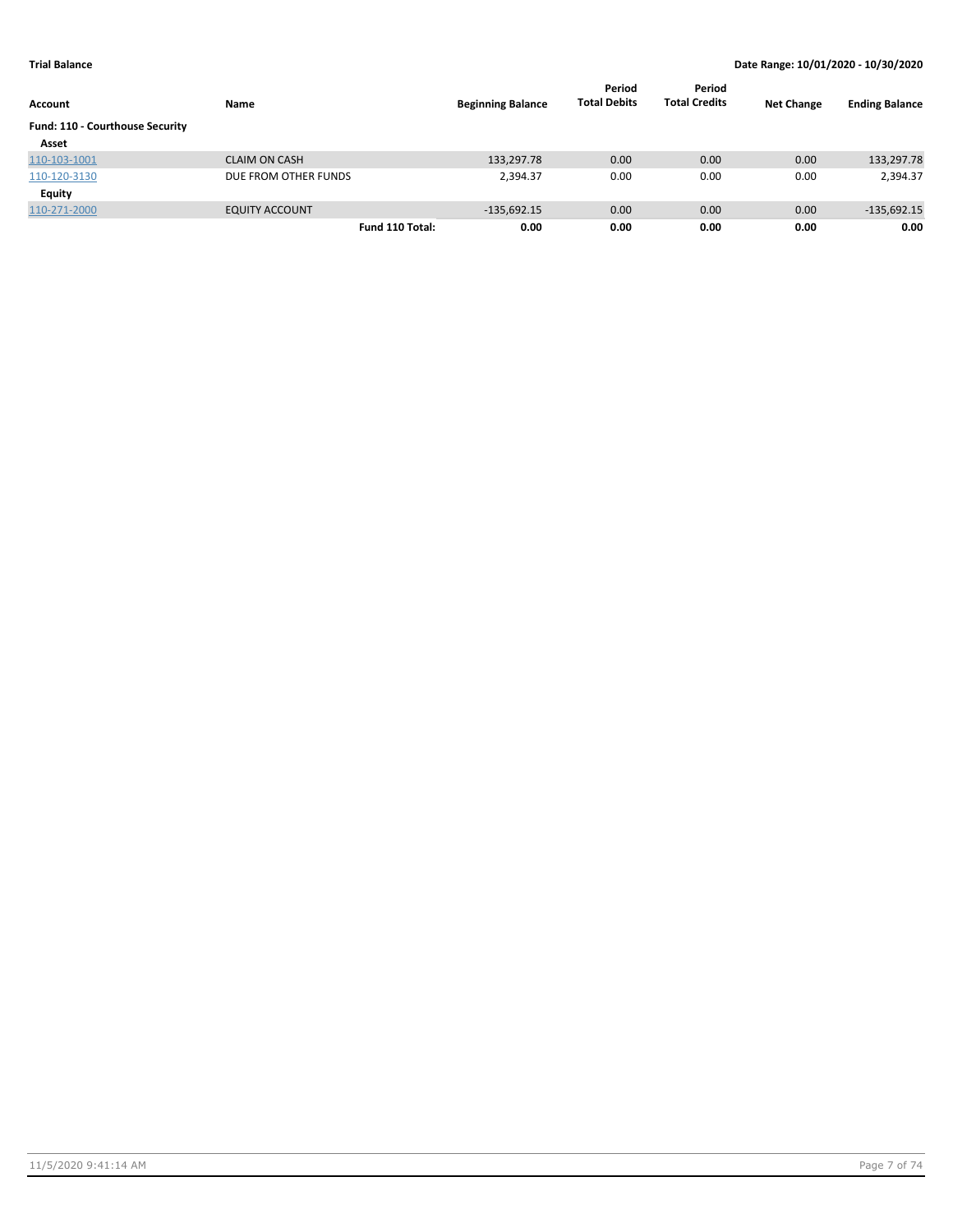**Trial Balance** — **Date Range: 10/01/2020 - 10/30/2020**

| Account | Name | Beginning Balance | Period Total Debits | Period Total Credits | Net Change | Ending Balance |
|---|---|---|---|---|---|---|
| **Fund: 110 - Courthouse Security** | | | | | | |
| **Asset** | | | | | | |
| 110-103-1001 | CLAIM ON CASH | 133,297.78 | 0.00 | 0.00 | 0.00 | 133,297.78 |
| 110-120-3130 | DUE FROM OTHER FUNDS | 2,394.37 | 0.00 | 0.00 | 0.00 | 2,394.37 |
| **Equity** | | | | | | |
| 110-271-2000 | EQUITY ACCOUNT | -135,692.15 | 0.00 | 0.00 | 0.00 | -135,692.15 |
| | **Fund 110 Total:** | **0.00** | **0.00** | **0.00** | **0.00** | **0.00** |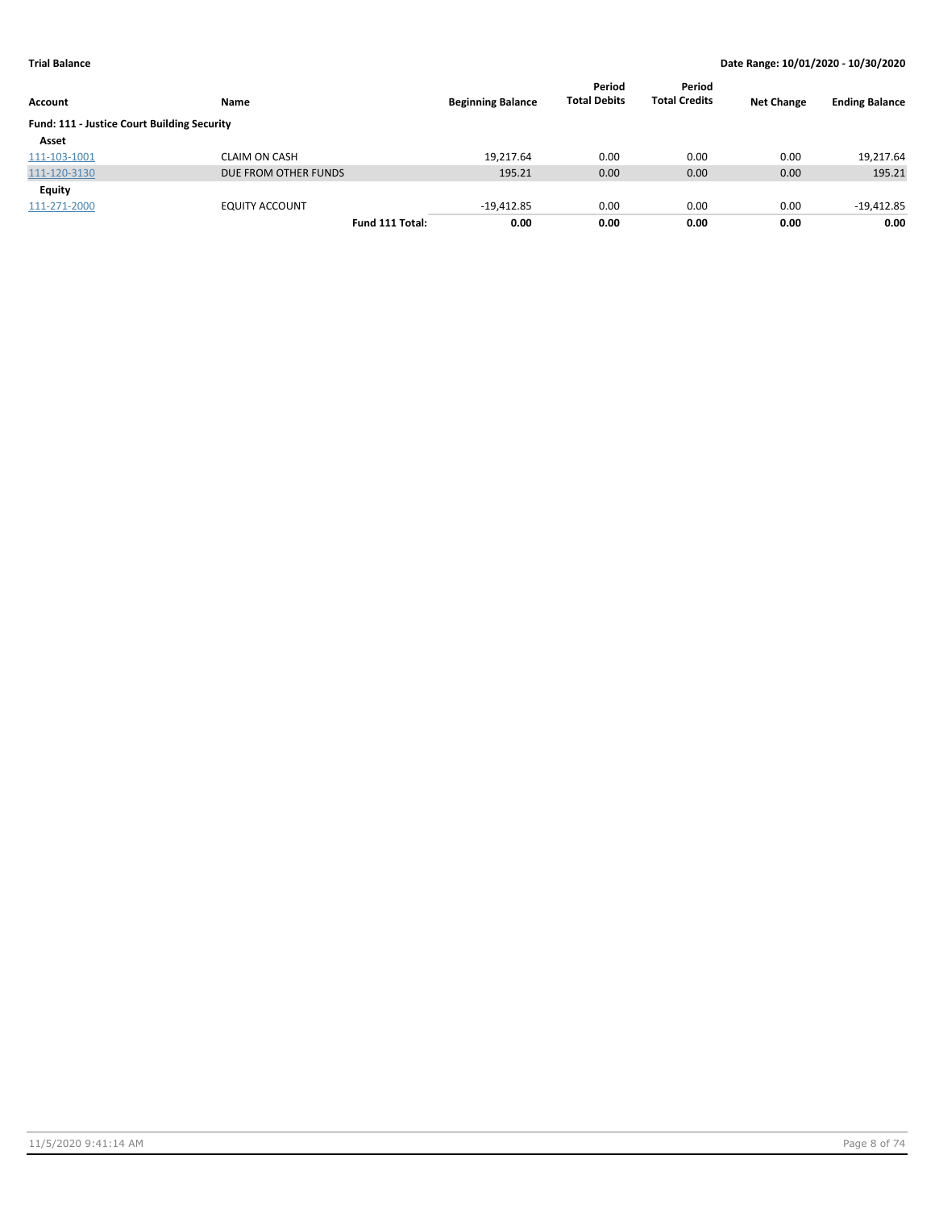**Trial Balance** | **Date Range: 10/01/2020 - 10/30/2020**

| Account | Name | Beginning Balance | Period Total Debits | Period Total Credits | Net Change | Ending Balance |
|---|---|---|---|---|---|---|
| **Fund: 111 - Justice Court Building Security** | | | | | | |
| **Asset** | | | | | | |
| 111-103-1001 | CLAIM ON CASH | 19,217.64 | 0.00 | 0.00 | 0.00 | 19,217.64 |
| 111-120-3130 | DUE FROM OTHER FUNDS | 195.21 | 0.00 | 0.00 | 0.00 | 195.21 |
| **Equity** | | | | | | |
| 111-271-2000 | EQUITY ACCOUNT | -19,412.85 | 0.00 | 0.00 | 0.00 | -19,412.85 |
| | **Fund 111 Total:** | **0.00** | **0.00** | **0.00** | **0.00** | **0.00** |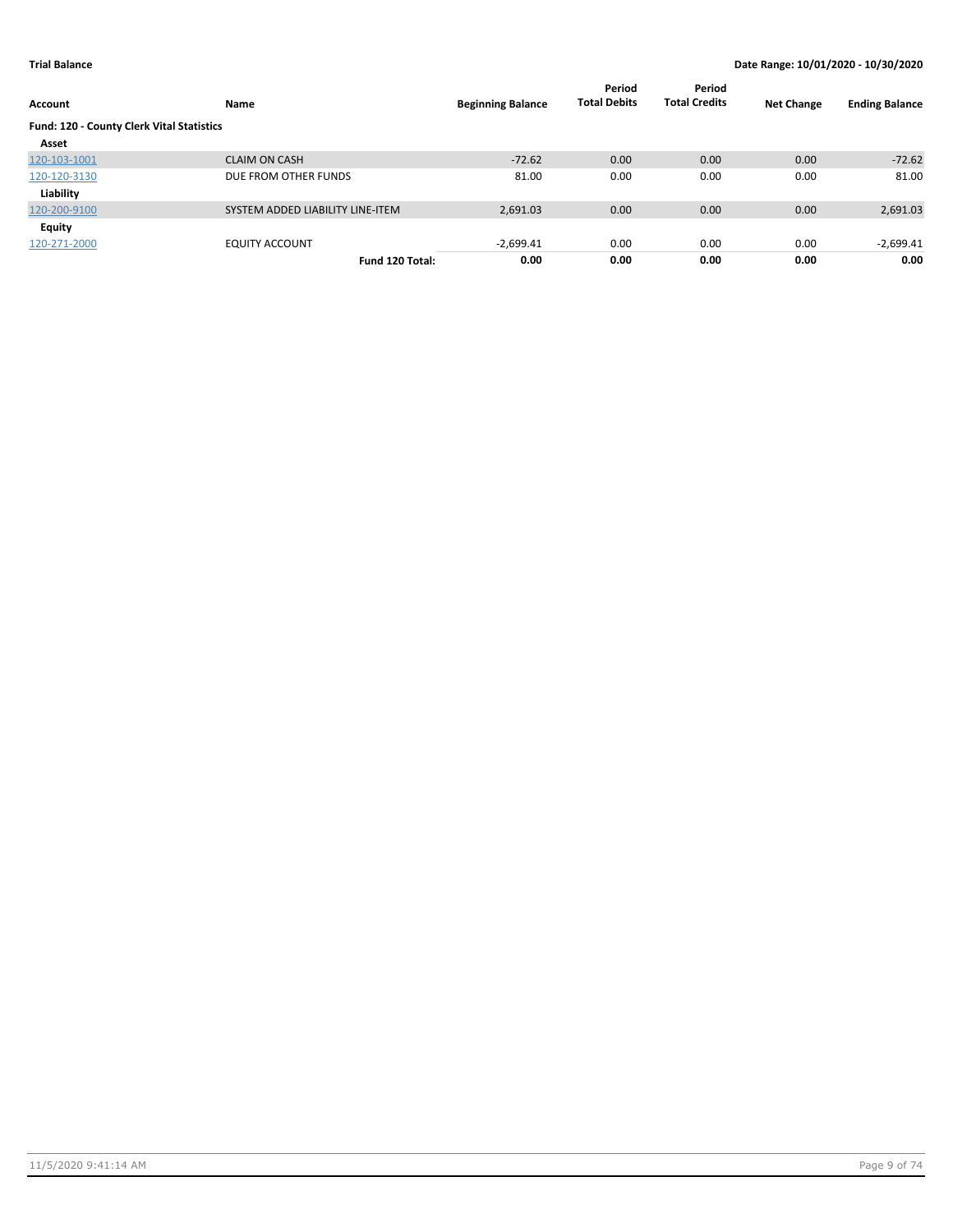**Trial Balance** **Date Range: 10/01/2020 - 10/30/2020**

| Account | Name | Beginning Balance | Period Total Debits | Period Total Credits | Net Change | Ending Balance |
|---|---|---|---|---|---|---|
| **Fund: 120 - County Clerk Vital Statistics** | | | | | | |
| **Asset** | | | | | | |
| 120-103-1001 | CLAIM ON CASH | -72.62 | 0.00 | 0.00 | 0.00 | -72.62 |
| 120-120-3130 | DUE FROM OTHER FUNDS | 81.00 | 0.00 | 0.00 | 0.00 | 81.00 |
| **Liability** | | | | | | |
| 120-200-9100 | SYSTEM ADDED LIABILITY LINE-ITEM | 2,691.03 | 0.00 | 0.00 | 0.00 | 2,691.03 |
| **Equity** | | | | | | |
| 120-271-2000 | EQUITY ACCOUNT | -2,699.41 | 0.00 | 0.00 | 0.00 | -2,699.41 |
| | **Fund 120 Total:** | **0.00** | **0.00** | **0.00** | **0.00** | **0.00** |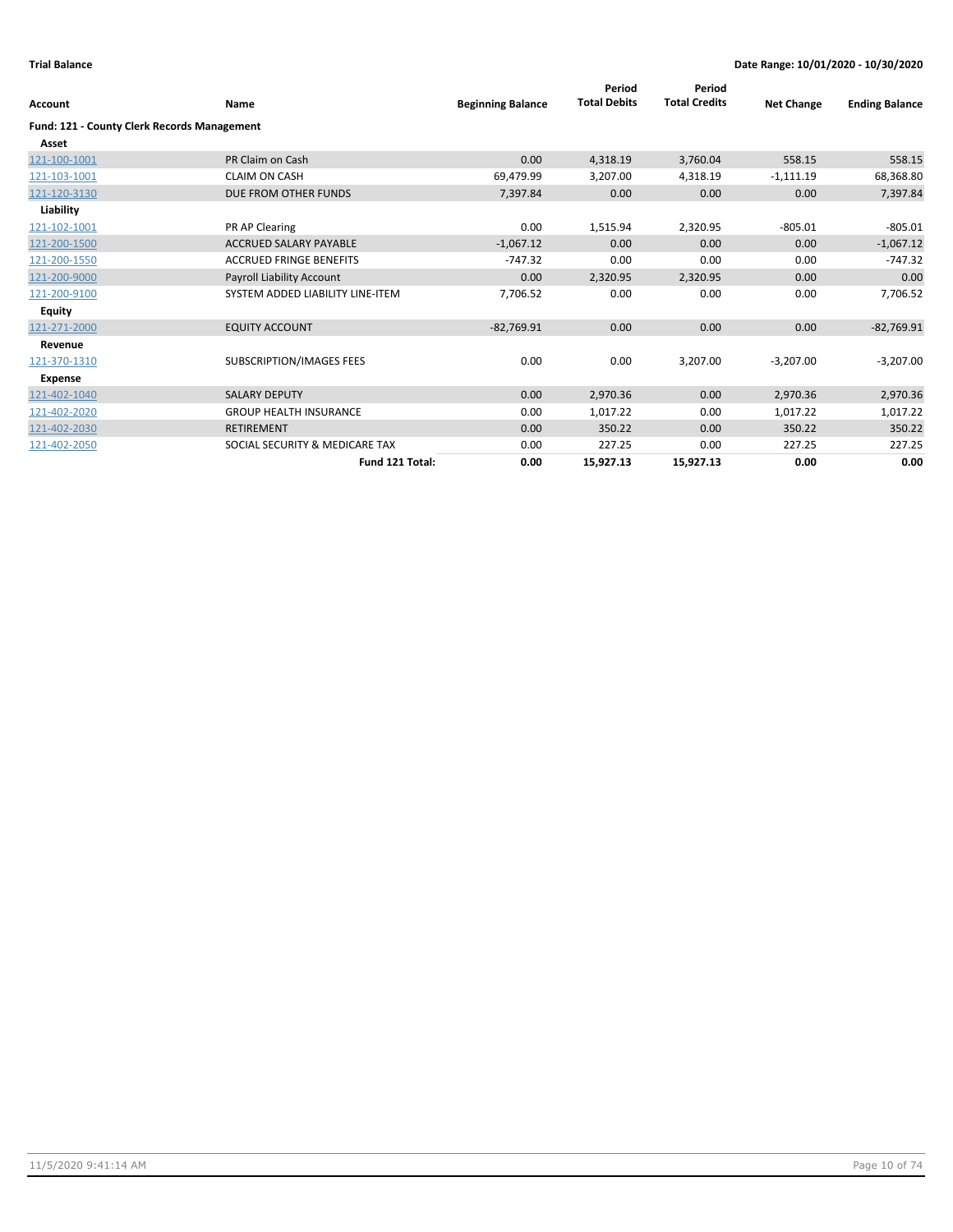**Trial Balance** **Date Range: 10/01/2020 - 10/30/2020**

| Account | Name | Beginning Balance | Period Total Debits | Period Total Credits | Net Change | Ending Balance |
|---|---|---|---|---|---|---|
| **Fund: 121 - County Clerk Records Management** | | | | | | |
| **Asset** | | | | | | |
| 121-100-1001 | PR Claim on Cash | 0.00 | 4,318.19 | 3,760.04 | 558.15 | 558.15 |
| 121-103-1001 | CLAIM ON CASH | 69,479.99 | 3,207.00 | 4,318.19 | -1,111.19 | 68,368.80 |
| 121-120-3130 | DUE FROM OTHER FUNDS | 7,397.84 | 0.00 | 0.00 | 0.00 | 7,397.84 |
| **Liability** | | | | | | |
| 121-102-1001 | PR AP Clearing | 0.00 | 1,515.94 | 2,320.95 | -805.01 | -805.01 |
| 121-200-1500 | ACCRUED SALARY PAYABLE | -1,067.12 | 0.00 | 0.00 | 0.00 | -1,067.12 |
| 121-200-1550 | ACCRUED FRINGE BENEFITS | -747.32 | 0.00 | 0.00 | 0.00 | -747.32 |
| 121-200-9000 | Payroll Liability Account | 0.00 | 2,320.95 | 2,320.95 | 0.00 | 0.00 |
| 121-200-9100 | SYSTEM ADDED LIABILITY LINE-ITEM | 7,706.52 | 0.00 | 0.00 | 0.00 | 7,706.52 |
| **Equity** | | | | | | |
| 121-271-2000 | EQUITY ACCOUNT | -82,769.91 | 0.00 | 0.00 | 0.00 | -82,769.91 |
| **Revenue** | | | | | | |
| 121-370-1310 | SUBSCRIPTION/IMAGES FEES | 0.00 | 0.00 | 3,207.00 | -3,207.00 | -3,207.00 |
| **Expense** | | | | | | |
| 121-402-1040 | SALARY DEPUTY | 0.00 | 2,970.36 | 0.00 | 2,970.36 | 2,970.36 |
| 121-402-2020 | GROUP HEALTH INSURANCE | 0.00 | 1,017.22 | 0.00 | 1,017.22 | 1,017.22 |
| 121-402-2030 | RETIREMENT | 0.00 | 350.22 | 0.00 | 350.22 | 350.22 |
| 121-402-2050 | SOCIAL SECURITY & MEDICARE TAX | 0.00 | 227.25 | 0.00 | 227.25 | 227.25 |
| | **Fund 121 Total:** | **0.00** | **15,927.13** | **15,927.13** | **0.00** | **0.00** |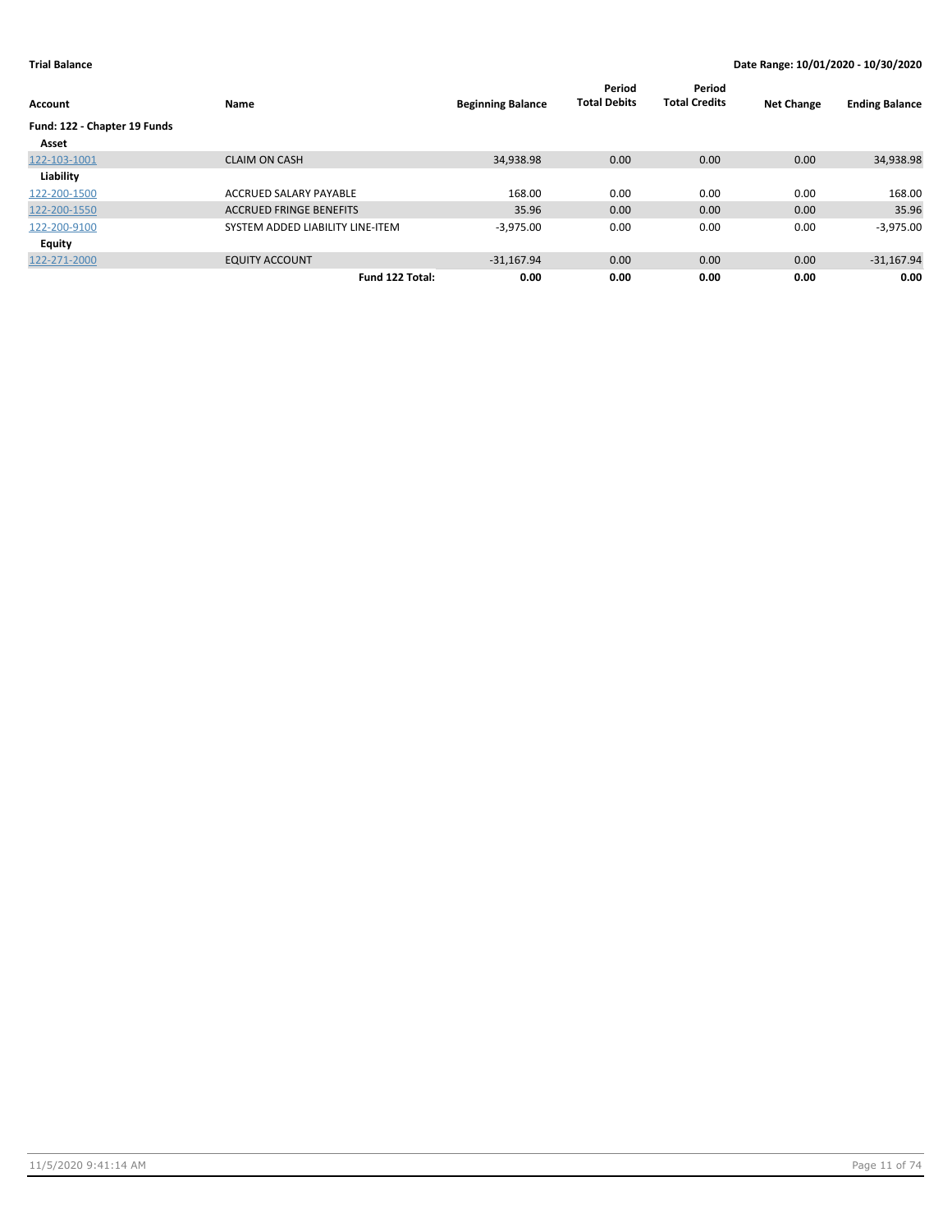**Trial Balance** — **Date Range: 10/01/2020 - 10/30/2020**

| Account | Name | Beginning Balance | Period Total Debits | Period Total Credits | Net Change | Ending Balance |
|---|---|---|---|---|---|---|
| **Fund: 122 - Chapter 19 Funds** | | | | | | |
| **Asset** | | | | | | |
| 122-103-1001 | CLAIM ON CASH | 34,938.98 | 0.00 | 0.00 | 0.00 | 34,938.98 |
| **Liability** | | | | | | |
| 122-200-1500 | ACCRUED SALARY PAYABLE | 168.00 | 0.00 | 0.00 | 0.00 | 168.00 |
| 122-200-1550 | ACCRUED FRINGE BENEFITS | 35.96 | 0.00 | 0.00 | 0.00 | 35.96 |
| 122-200-9100 | SYSTEM ADDED LIABILITY LINE-ITEM | -3,975.00 | 0.00 | 0.00 | 0.00 | -3,975.00 |
| **Equity** | | | | | | |
| 122-271-2000 | EQUITY ACCOUNT | -31,167.94 | 0.00 | 0.00 | 0.00 | -31,167.94 |
| | **Fund 122 Total:** | **0.00** | **0.00** | **0.00** | **0.00** | **0.00** |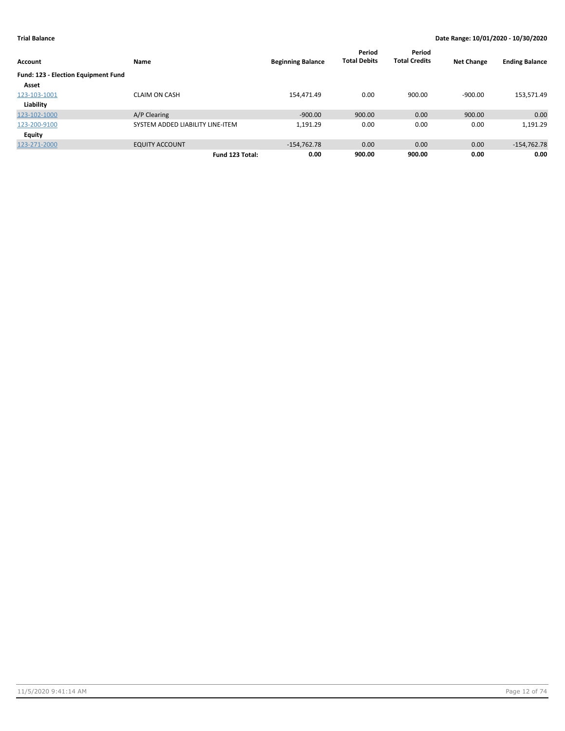**Trial Balance** — **Date Range: 10/01/2020 - 10/30/2020**

| Account | Name | Beginning Balance | Period Total Debits | Period Total Credits | Net Change | Ending Balance |
|---|---|---|---|---|---|---|
| **Fund: 123 - Election Equipment Fund** | | | | | | |
| **Asset** | | | | | | |
| 123-103-1001 | CLAIM ON CASH | 154,471.49 | 0.00 | 900.00 | -900.00 | 153,571.49 |
| **Liability** | | | | | | |
| 123-102-1000 | A/P Clearing | -900.00 | 900.00 | 0.00 | 900.00 | 0.00 |
| 123-200-9100 | SYSTEM ADDED LIABILITY LINE-ITEM | 1,191.29 | 0.00 | 0.00 | 0.00 | 1,191.29 |
| **Equity** | | | | | | |
| 123-271-2000 | EQUITY ACCOUNT | -154,762.78 | 0.00 | 0.00 | 0.00 | -154,762.78 |
| | **Fund 123 Total:** | **0.00** | **900.00** | **900.00** | **0.00** | **0.00** |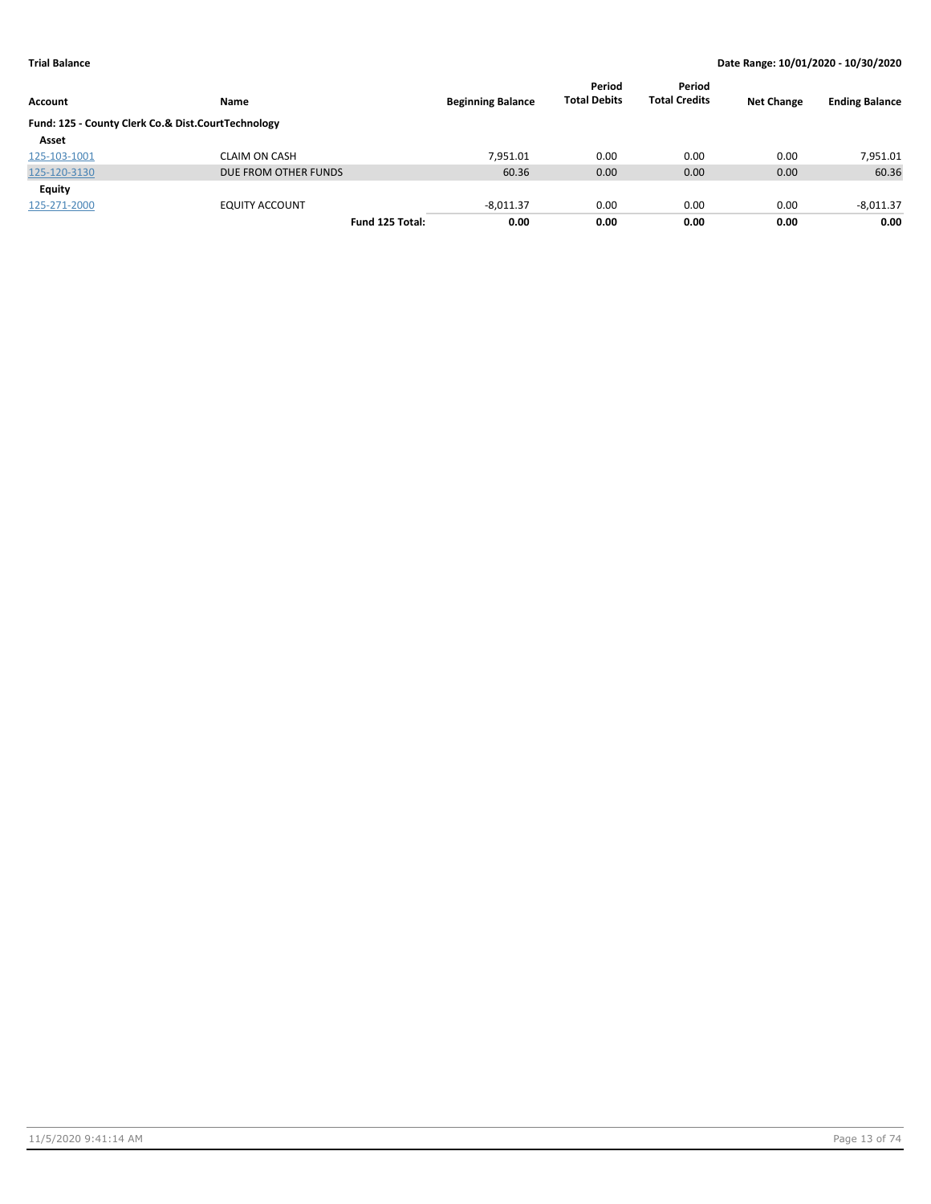**Trial Balance** — **Date Range: 10/01/2020 - 10/30/2020**

| Account | Name | Beginning Balance | Period Total Debits | Period Total Credits | Net Change | Ending Balance |
|---|---|---|---|---|---|---|
| **Fund: 125 - County Clerk Co.& Dist.CourtTechnology** | | | | | | |
| **Asset** | | | | | | |
| 125-103-1001 | CLAIM ON CASH | 7,951.01 | 0.00 | 0.00 | 0.00 | 7,951.01 |
| 125-120-3130 | DUE FROM OTHER FUNDS | 60.36 | 0.00 | 0.00 | 0.00 | 60.36 |
| **Equity** | | | | | | |
| 125-271-2000 | EQUITY ACCOUNT | -8,011.37 | 0.00 | 0.00 | 0.00 | -8,011.37 |
| | **Fund 125 Total:** | **0.00** | **0.00** | **0.00** | **0.00** | **0.00** |

11/5/2020 9:41:14 AM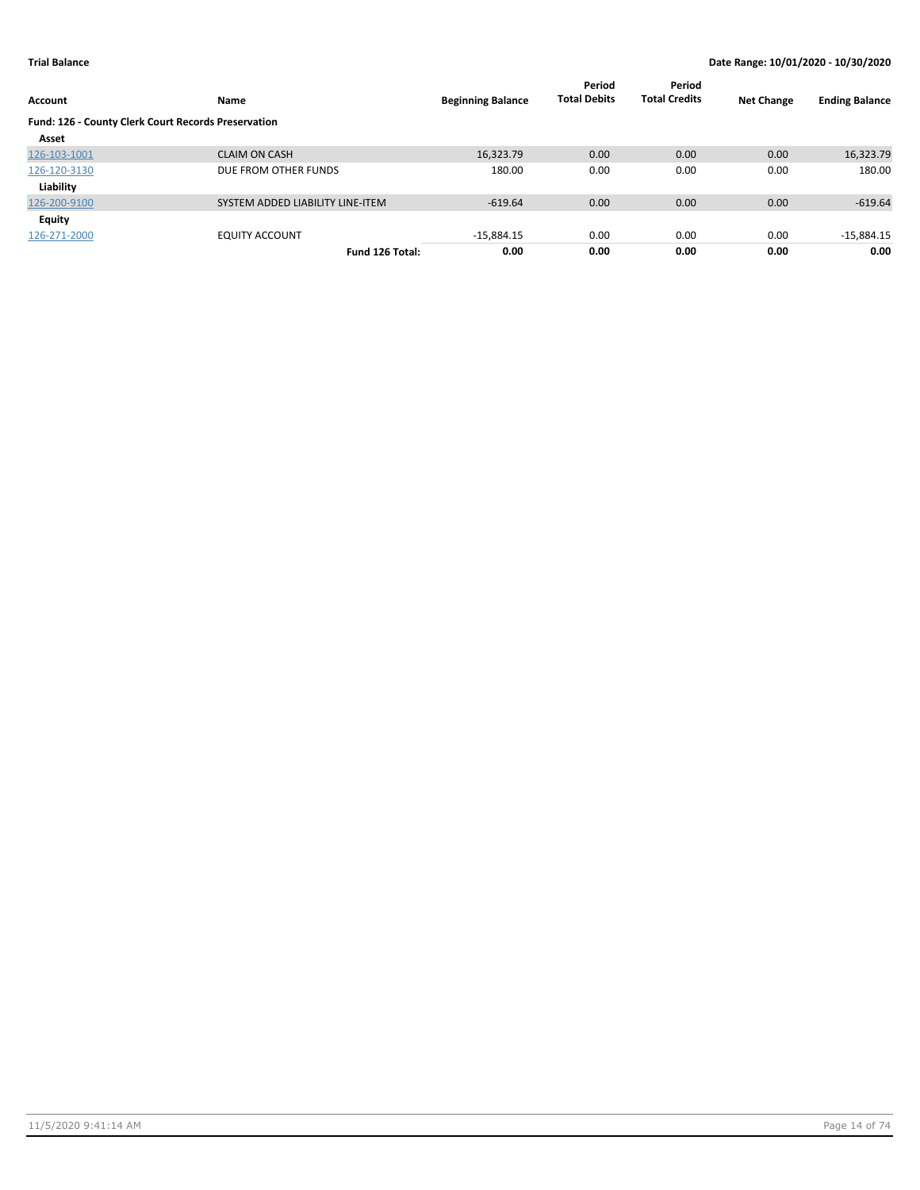**Trial Balance** **Date Range: 10/01/2020 - 10/30/2020**

| Account | Name | Beginning Balance | Period Total Debits | Period Total Credits | Net Change | Ending Balance |
|---|---|---|---|---|---|---|
| **Fund: 126 - County Clerk Court Records Preservation** | | | | | | |
| **Asset** | | | | | | |
| 126-103-1001 | CLAIM ON CASH | 16,323.79 | 0.00 | 0.00 | 0.00 | 16,323.79 |
| 126-120-3130 | DUE FROM OTHER FUNDS | 180.00 | 0.00 | 0.00 | 0.00 | 180.00 |
| **Liability** | | | | | | |
| 126-200-9100 | SYSTEM ADDED LIABILITY LINE-ITEM | -619.64 | 0.00 | 0.00 | 0.00 | -619.64 |
| **Equity** | | | | | | |
| 126-271-2000 | EQUITY ACCOUNT | -15,884.15 | 0.00 | 0.00 | 0.00 | -15,884.15 |
| | **Fund 126 Total:** | **0.00** | **0.00** | **0.00** | **0.00** | **0.00** |

11/5/2020 9:41:14 AM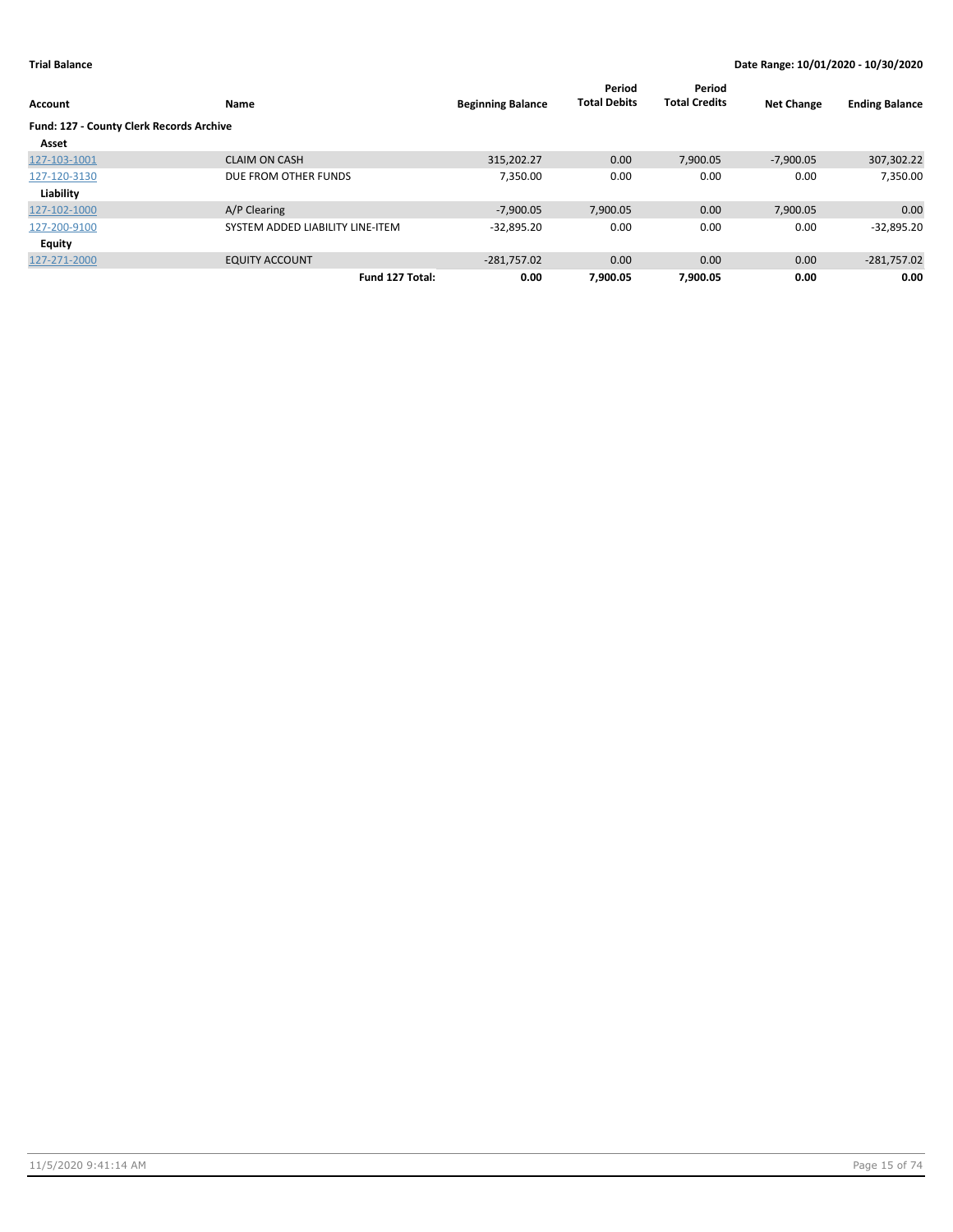**Trial Balance**

**Date Range: 10/01/2020 - 10/30/2020**

| Account | Name | Beginning Balance | Period Total Debits | Period Total Credits | Net Change | Ending Balance |
|---|---|---|---|---|---|---|
| **Fund: 127 - County Clerk Records Archive** | | | | | | |
| **Asset** | | | | | | |
| 127-103-1001 | CLAIM ON CASH | 315,202.27 | 0.00 | 7,900.05 | -7,900.05 | 307,302.22 |
| 127-120-3130 | DUE FROM OTHER FUNDS | 7,350.00 | 0.00 | 0.00 | 0.00 | 7,350.00 |
| **Liability** | | | | | | |
| 127-102-1000 | A/P Clearing | -7,900.05 | 7,900.05 | 0.00 | 7,900.05 | 0.00 |
| 127-200-9100 | SYSTEM ADDED LIABILITY LINE-ITEM | -32,895.20 | 0.00 | 0.00 | 0.00 | -32,895.20 |
| **Equity** | | | | | | |
| 127-271-2000 | EQUITY ACCOUNT | -281,757.02 | 0.00 | 0.00 | 0.00 | -281,757.02 |
| | **Fund 127 Total:** | **0.00** | **7,900.05** | **7,900.05** | **0.00** | **0.00** |

11/5/2020 9:41:14 AM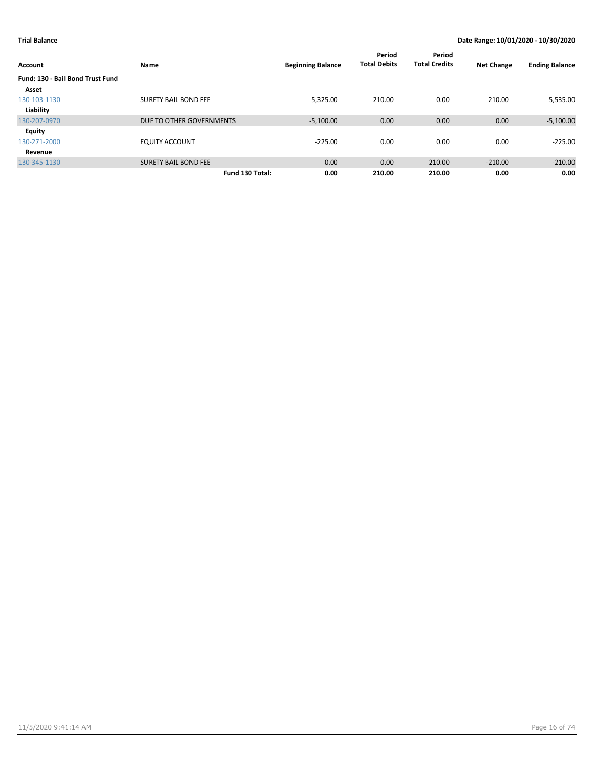**Trial Balance** — Date Range: 10/01/2020 - 10/30/2020

| Account | Name | Beginning Balance | Period Total Debits | Period Total Credits | Net Change | Ending Balance |
|---|---|---|---|---|---|---|
| **Fund: 130 - Bail Bond Trust Fund** | | | | | | |
| **Asset** | | | | | | |
| 130-103-1130 | SURETY BAIL BOND FEE | 5,325.00 | 210.00 | 0.00 | 210.00 | 5,535.00 |
| **Liability** | | | | | | |
| 130-207-0970 | DUE TO OTHER GOVERNMENTS | -5,100.00 | 0.00 | 0.00 | 0.00 | -5,100.00 |
| **Equity** | | | | | | |
| 130-271-2000 | EQUITY ACCOUNT | -225.00 | 0.00 | 0.00 | 0.00 | -225.00 |
| **Revenue** | | | | | | |
| 130-345-1130 | SURETY BAIL BOND FEE | 0.00 | 0.00 | 210.00 | -210.00 | -210.00 |
| | **Fund 130 Total:** | **0.00** | **210.00** | **210.00** | **0.00** | **0.00** |

11/5/2020 9:41:14 AM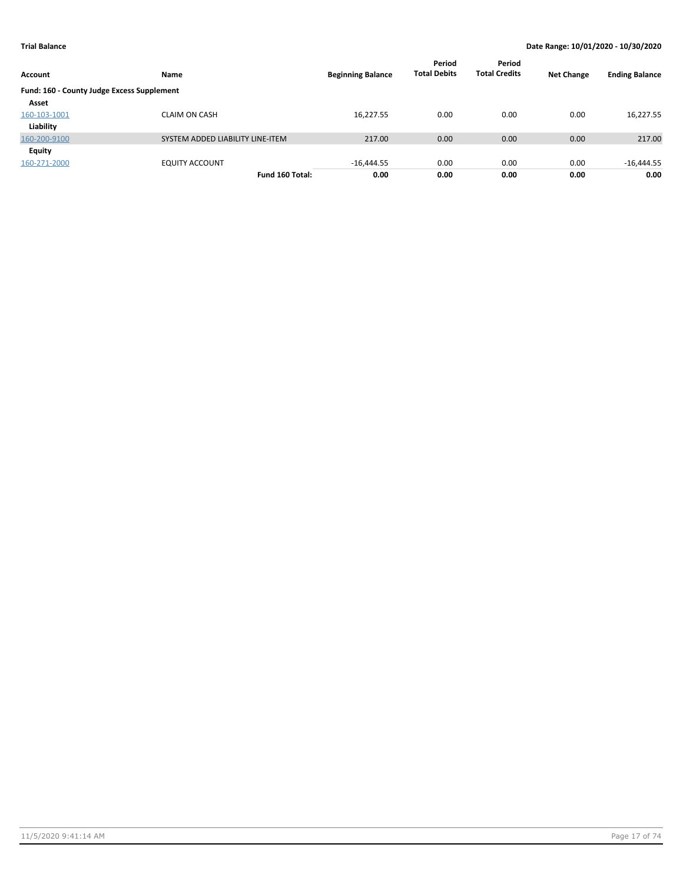**Trial Balance** | **Date Range: 10/01/2020 - 10/30/2020**

| Account | Name | Beginning Balance | Period Total Debits | Period Total Credits | Net Change | Ending Balance |
|---|---|---|---|---|---|---|
| **Fund: 160 - County Judge Excess Supplement** | | | | | | |
| **Asset** | | | | | | |
| 160-103-1001 | CLAIM ON CASH | 16,227.55 | 0.00 | 0.00 | 0.00 | 16,227.55 |
| **Liability** | | | | | | |
| 160-200-9100 | SYSTEM ADDED LIABILITY LINE-ITEM | 217.00 | 0.00 | 0.00 | 0.00 | 217.00 |
| **Equity** | | | | | | |
| 160-271-2000 | EQUITY ACCOUNT | -16,444.55 | 0.00 | 0.00 | 0.00 | -16,444.55 |
| | **Fund 160 Total:** | **0.00** | **0.00** | **0.00** | **0.00** | **0.00** |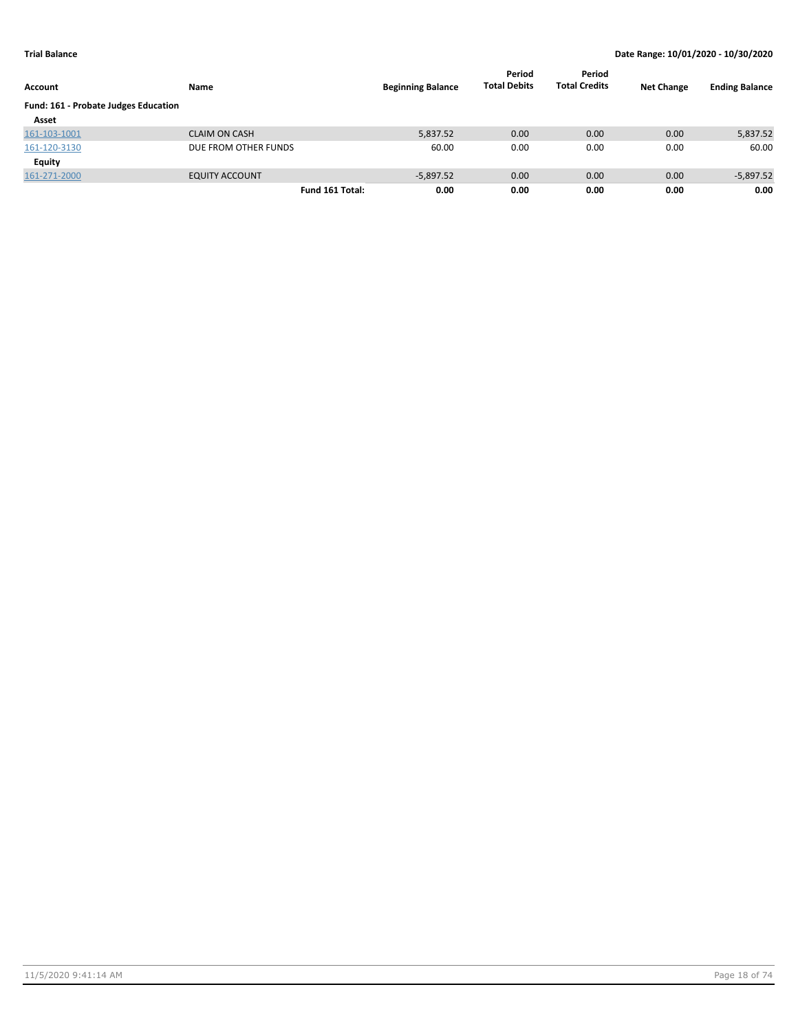**Trial Balance** — **Date Range: 10/01/2020 - 10/30/2020**

| Account | Name | Beginning Balance | Period Total Debits | Period Total Credits | Net Change | Ending Balance |
|---|---|---|---|---|---|---|
| **Fund: 161 - Probate Judges Education** | | | | | | |
| **Asset** | | | | | | |
| 161-103-1001 | CLAIM ON CASH | 5,837.52 | 0.00 | 0.00 | 0.00 | 5,837.52 |
| 161-120-3130 | DUE FROM OTHER FUNDS | 60.00 | 0.00 | 0.00 | 0.00 | 60.00 |
| **Equity** | | | | | | |
| 161-271-2000 | EQUITY ACCOUNT | -5,897.52 | 0.00 | 0.00 | 0.00 | -5,897.52 |
| | **Fund 161 Total:** | **0.00** | **0.00** | **0.00** | **0.00** | **0.00** |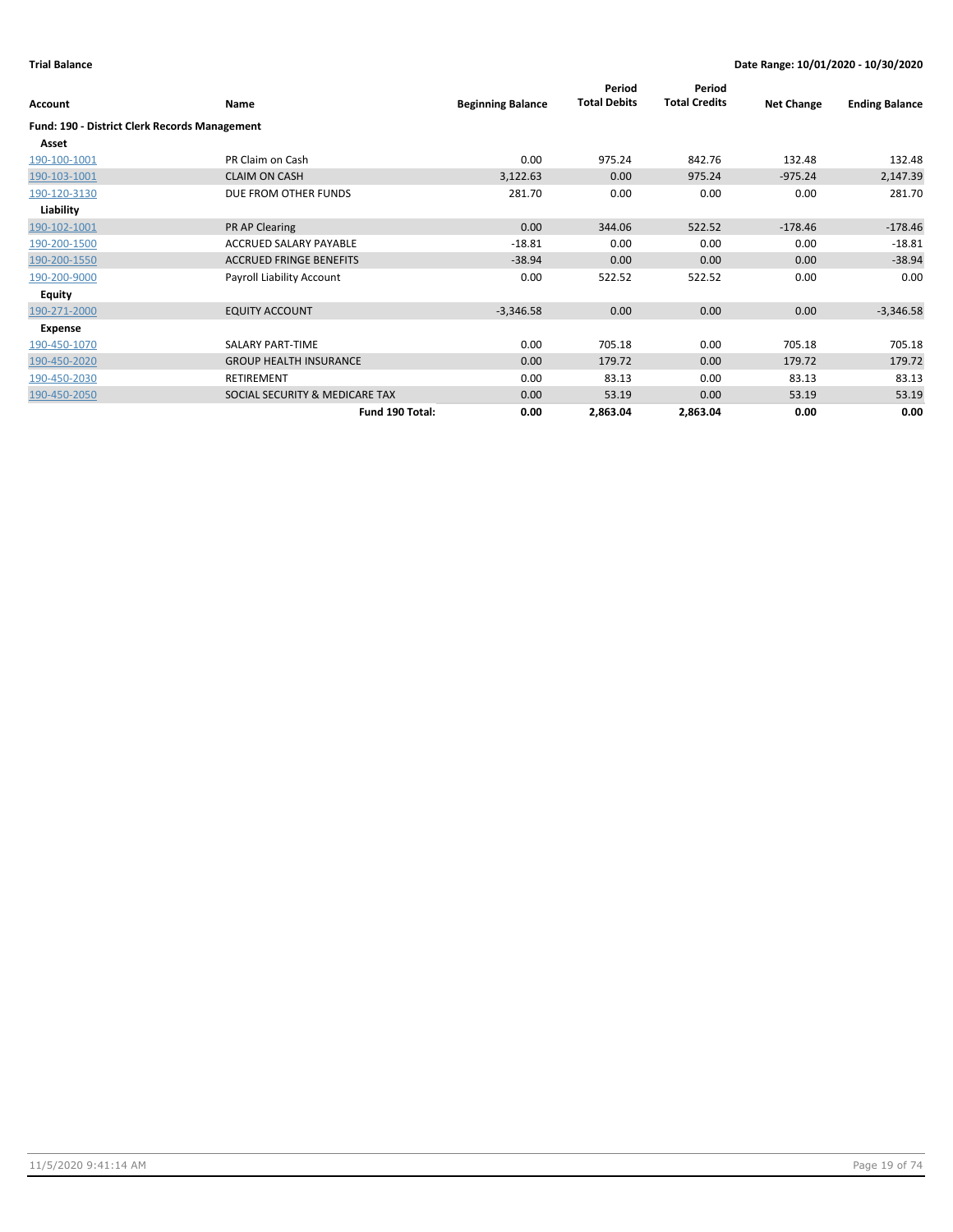**Trial Balance** **Date Range: 10/01/2020 - 10/30/2020**

| Account | Name | Beginning Balance | Period Total Debits | Period Total Credits | Net Change | Ending Balance |
|---|---|---|---|---|---|---|
| **Fund: 190 - District Clerk Records Management** | | | | | | |
| **Asset** | | | | | | |
| 190-100-1001 | PR Claim on Cash | 0.00 | 975.24 | 842.76 | 132.48 | 132.48 |
| 190-103-1001 | CLAIM ON CASH | 3,122.63 | 0.00 | 975.24 | -975.24 | 2,147.39 |
| 190-120-3130 | DUE FROM OTHER FUNDS | 281.70 | 0.00 | 0.00 | 0.00 | 281.70 |
| **Liability** | | | | | | |
| 190-102-1001 | PR AP Clearing | 0.00 | 344.06 | 522.52 | -178.46 | -178.46 |
| 190-200-1500 | ACCRUED SALARY PAYABLE | -18.81 | 0.00 | 0.00 | 0.00 | -18.81 |
| 190-200-1550 | ACCRUED FRINGE BENEFITS | -38.94 | 0.00 | 0.00 | 0.00 | -38.94 |
| 190-200-9000 | Payroll Liability Account | 0.00 | 522.52 | 522.52 | 0.00 | 0.00 |
| **Equity** | | | | | | |
| 190-271-2000 | EQUITY ACCOUNT | -3,346.58 | 0.00 | 0.00 | 0.00 | -3,346.58 |
| **Expense** | | | | | | |
| 190-450-1070 | SALARY PART-TIME | 0.00 | 705.18 | 0.00 | 705.18 | 705.18 |
| 190-450-2020 | GROUP HEALTH INSURANCE | 0.00 | 179.72 | 0.00 | 179.72 | 179.72 |
| 190-450-2030 | RETIREMENT | 0.00 | 83.13 | 0.00 | 83.13 | 83.13 |
| 190-450-2050 | SOCIAL SECURITY & MEDICARE TAX | 0.00 | 53.19 | 0.00 | 53.19 | 53.19 |
| | **Fund 190 Total:** | **0.00** | **2,863.04** | **2,863.04** | **0.00** | **0.00** |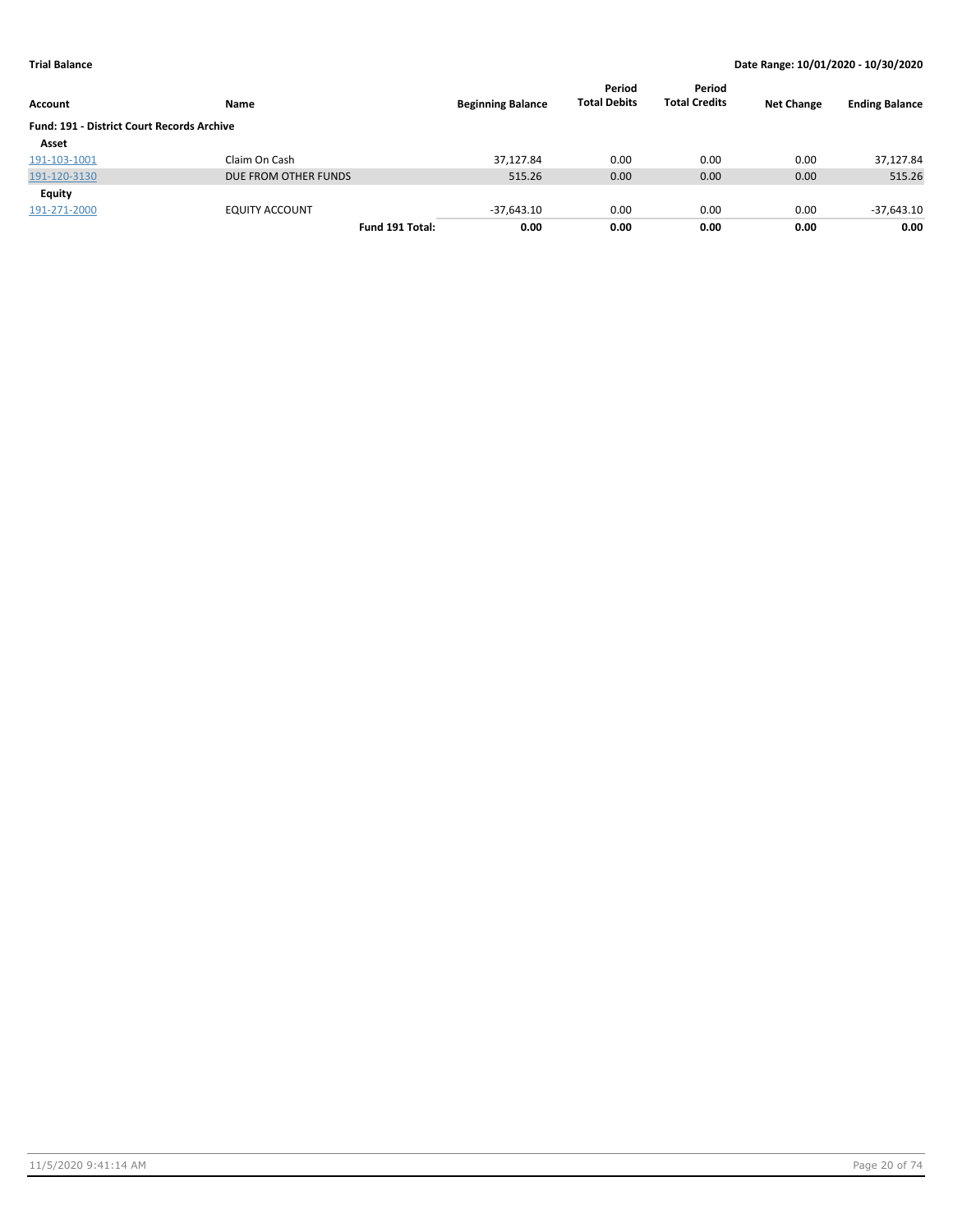**Trial Balance**

**Date Range: 10/01/2020 - 10/30/2020**

| Account | Name | Beginning Balance | Period Total Debits | Period Total Credits | Net Change | Ending Balance |
|---|---|---|---|---|---|---|
| **Fund: 191 - District Court Records Archive** | | | | | | |
| **Asset** | | | | | | |
| 191-103-1001 | Claim On Cash | 37,127.84 | 0.00 | 0.00 | 0.00 | 37,127.84 |
| 191-120-3130 | DUE FROM OTHER FUNDS | 515.26 | 0.00 | 0.00 | 0.00 | 515.26 |
| **Equity** | | | | | | |
| 191-271-2000 | EQUITY ACCOUNT | -37,643.10 | 0.00 | 0.00 | 0.00 | -37,643.10 |
| | **Fund 191 Total:** | **0.00** | **0.00** | **0.00** | **0.00** | **0.00** |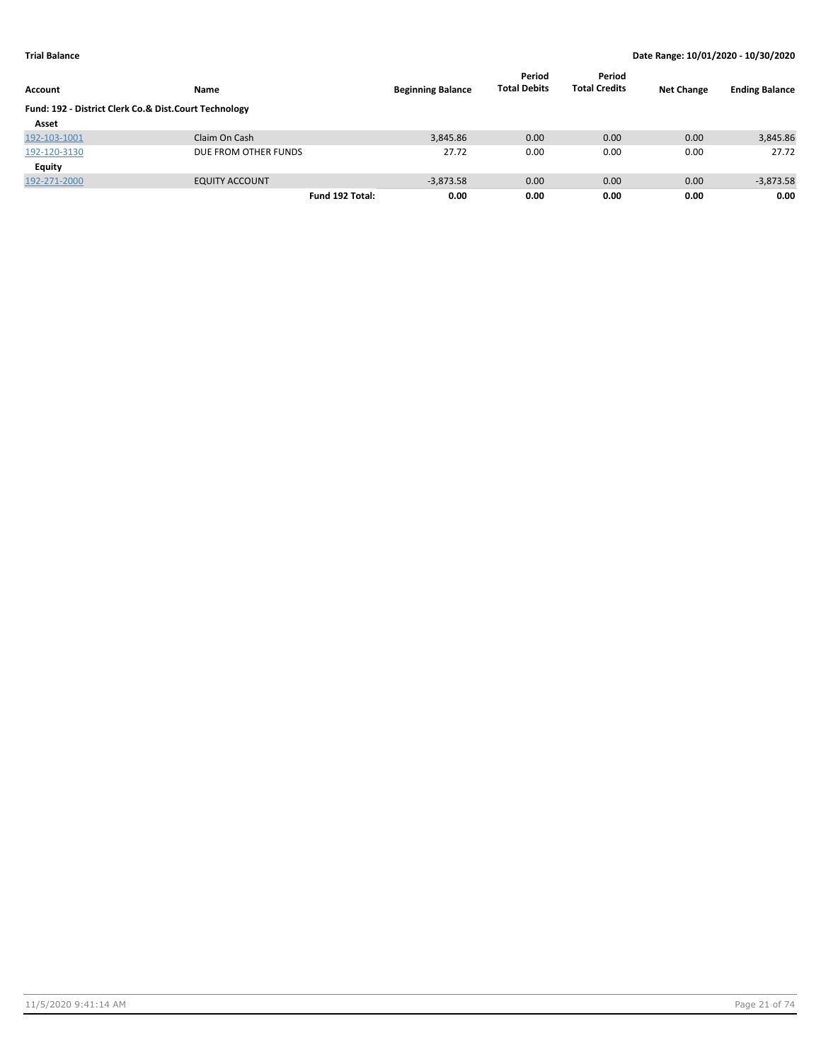**Trial Balance** — **Date Range: 10/01/2020 - 10/30/2020**

| Account | Name | Beginning Balance | Period Total Debits | Period Total Credits | Net Change | Ending Balance |
|---|---|---|---|---|---|---|
| **Fund: 192 - District Clerk Co.& Dist.Court Technology** | | | | | | |
| **Asset** | | | | | | |
| 192-103-1001 | Claim On Cash | 3,845.86 | 0.00 | 0.00 | 0.00 | 3,845.86 |
| 192-120-3130 | DUE FROM OTHER FUNDS | 27.72 | 0.00 | 0.00 | 0.00 | 27.72 |
| **Equity** | | | | | | |
| 192-271-2000 | EQUITY ACCOUNT | -3,873.58 | 0.00 | 0.00 | 0.00 | -3,873.58 |
| | **Fund 192 Total:** | **0.00** | **0.00** | **0.00** | **0.00** | **0.00** |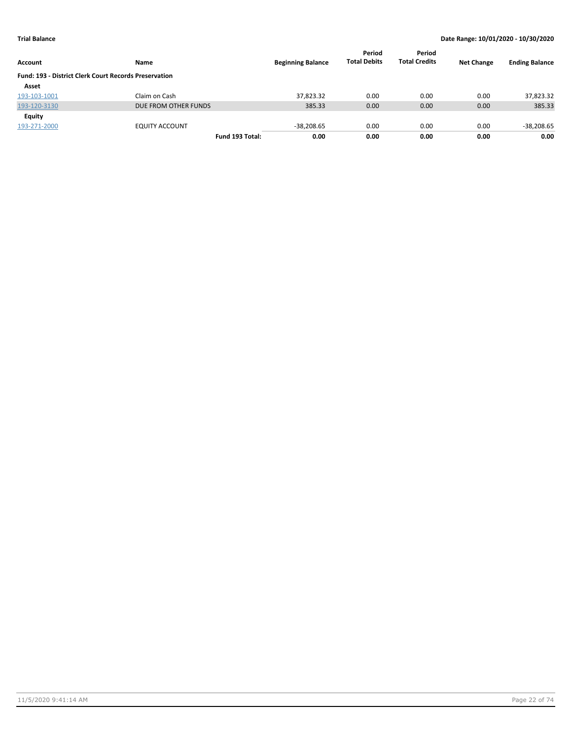**Trial Balance** **Date Range: 10/01/2020 - 10/30/2020**

| Account | Name | | Beginning Balance | Period Total Debits | Period Total Credits | Net Change | Ending Balance |
|---|---|---|---|---|---|---|---|
| **Fund: 193 - District Clerk Court Records Preservation** | | | | | | | |
| **Asset** | | | | | | | |
| 193-103-1001 | Claim on Cash | | 37,823.32 | 0.00 | 0.00 | 0.00 | 37,823.32 |
| 193-120-3130 | DUE FROM OTHER FUNDS | | 385.33 | 0.00 | 0.00 | 0.00 | 385.33 |
| **Equity** | | | | | | | |
| 193-271-2000 | EQUITY ACCOUNT | | -38,208.65 | 0.00 | 0.00 | 0.00 | -38,208.65 |
| | | **Fund 193 Total:** | **0.00** | **0.00** | **0.00** | **0.00** | **0.00** |

11/5/2020 9:41:14 AM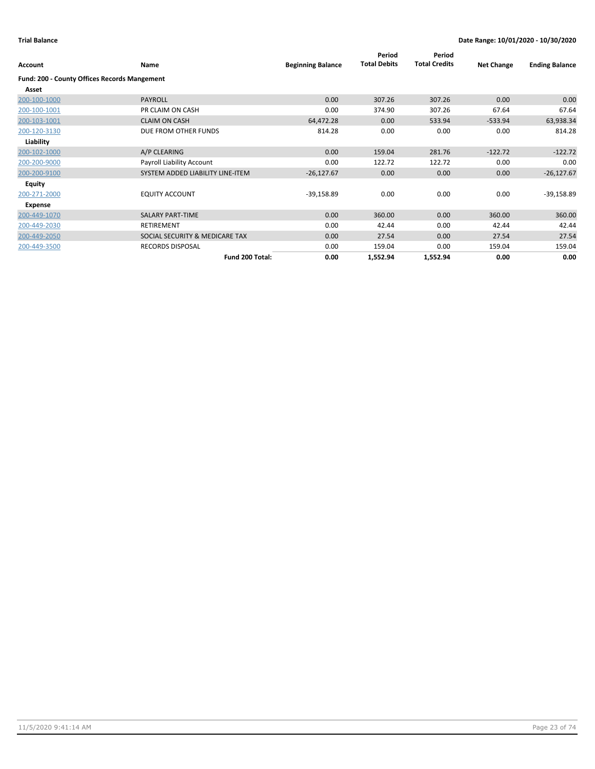**Trial Balance** — Date Range: 10/01/2020 - 10/30/2020

| Account | Name | Beginning Balance | Period Total Debits | Period Total Credits | Net Change | Ending Balance |
|---|---|---|---|---|---|---|
| **Fund: 200 - County Offices Records Mangement** | | | | | | |
| **Asset** | | | | | | |
| 200-100-1000 | PAYROLL | 0.00 | 307.26 | 307.26 | 0.00 | 0.00 |
| 200-100-1001 | PR CLAIM ON CASH | 0.00 | 374.90 | 307.26 | 67.64 | 67.64 |
| 200-103-1001 | CLAIM ON CASH | 64,472.28 | 0.00 | 533.94 | -533.94 | 63,938.34 |
| 200-120-3130 | DUE FROM OTHER FUNDS | 814.28 | 0.00 | 0.00 | 0.00 | 814.28 |
| **Liability** | | | | | | |
| 200-102-1000 | A/P CLEARING | 0.00 | 159.04 | 281.76 | -122.72 | -122.72 |
| 200-200-9000 | Payroll Liability Account | 0.00 | 122.72 | 122.72 | 0.00 | 0.00 |
| 200-200-9100 | SYSTEM ADDED LIABILITY LINE-ITEM | -26,127.67 | 0.00 | 0.00 | 0.00 | -26,127.67 |
| **Equity** | | | | | | |
| 200-271-2000 | EQUITY ACCOUNT | -39,158.89 | 0.00 | 0.00 | 0.00 | -39,158.89 |
| **Expense** | | | | | | |
| 200-449-1070 | SALARY PART-TIME | 0.00 | 360.00 | 0.00 | 360.00 | 360.00 |
| 200-449-2030 | RETIREMENT | 0.00 | 42.44 | 0.00 | 42.44 | 42.44 |
| 200-449-2050 | SOCIAL SECURITY & MEDICARE TAX | 0.00 | 27.54 | 0.00 | 27.54 | 27.54 |
| 200-449-3500 | RECORDS DISPOSAL | 0.00 | 159.04 | 0.00 | 159.04 | 159.04 |
| | **Fund 200 Total:** | **0.00** | **1,552.94** | **1,552.94** | **0.00** | **0.00** |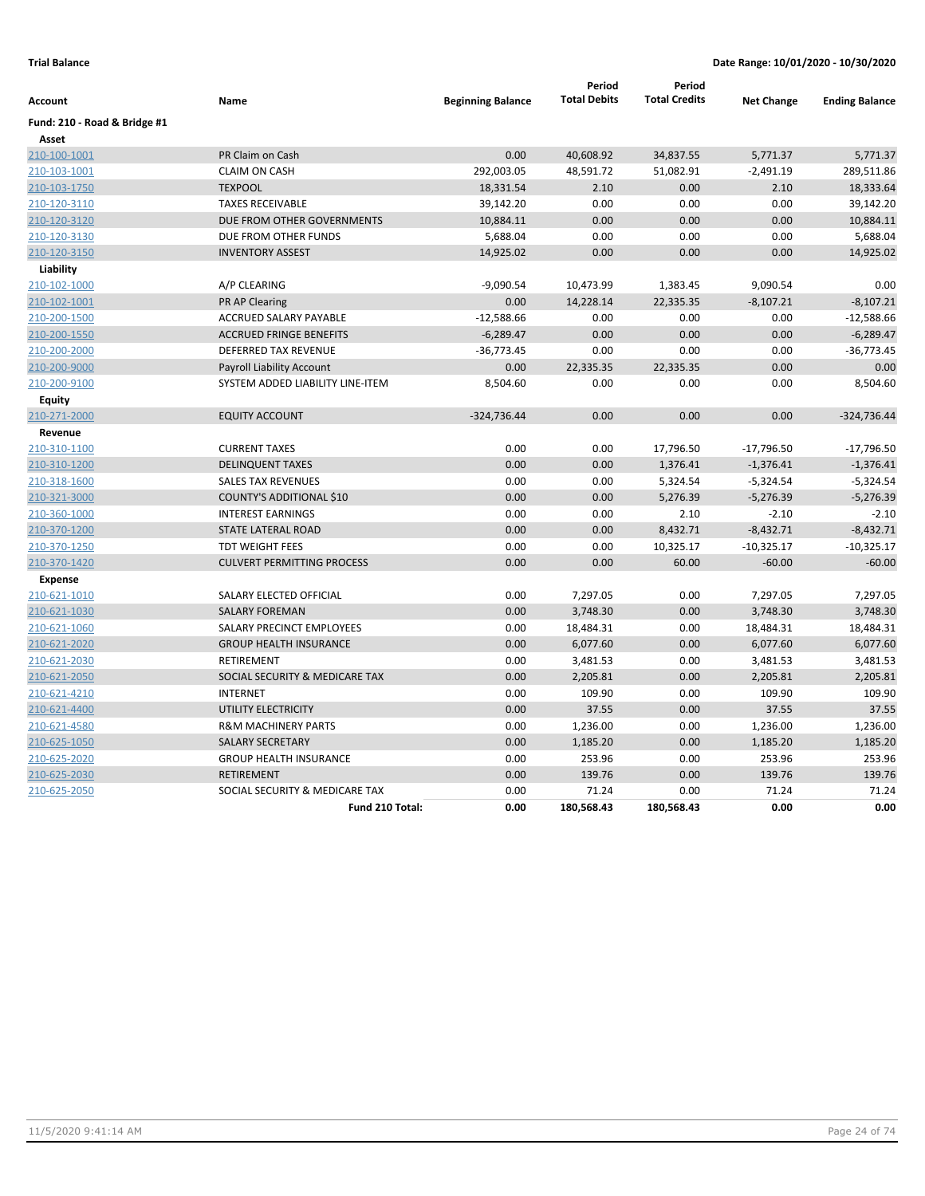**Trial Balance** | **Date Range: 10/01/2020 - 10/30/2020**

| Account | Name | Beginning Balance | Period Total Debits | Period Total Credits | Net Change | Ending Balance |
|---|---|---|---|---|---|---|
| **Fund: 210 - Road & Bridge #1** | | | | | | |
| **Asset** | | | | | | |
| 210-100-1001 | PR Claim on Cash | 0.00 | 40,608.92 | 34,837.55 | 5,771.37 | 5,771.37 |
| 210-103-1001 | CLAIM ON CASH | 292,003.05 | 48,591.72 | 51,082.91 | -2,491.19 | 289,511.86 |
| 210-103-1750 | TEXPOOL | 18,331.54 | 2.10 | 0.00 | 2.10 | 18,333.64 |
| 210-120-3110 | TAXES RECEIVABLE | 39,142.20 | 0.00 | 0.00 | 0.00 | 39,142.20 |
| 210-120-3120 | DUE FROM OTHER GOVERNMENTS | 10,884.11 | 0.00 | 0.00 | 0.00 | 10,884.11 |
| 210-120-3130 | DUE FROM OTHER FUNDS | 5,688.04 | 0.00 | 0.00 | 0.00 | 5,688.04 |
| 210-120-3150 | INVENTORY ASSEST | 14,925.02 | 0.00 | 0.00 | 0.00 | 14,925.02 |
| **Liability** | | | | | | |
| 210-102-1000 | A/P CLEARING | -9,090.54 | 10,473.99 | 1,383.45 | 9,090.54 | 0.00 |
| 210-102-1001 | PR AP Clearing | 0.00 | 14,228.14 | 22,335.35 | -8,107.21 | -8,107.21 |
| 210-200-1500 | ACCRUED SALARY PAYABLE | -12,588.66 | 0.00 | 0.00 | 0.00 | -12,588.66 |
| 210-200-1550 | ACCRUED FRINGE BENEFITS | -6,289.47 | 0.00 | 0.00 | 0.00 | -6,289.47 |
| 210-200-2000 | DEFERRED TAX REVENUE | -36,773.45 | 0.00 | 0.00 | 0.00 | -36,773.45 |
| 210-200-9000 | Payroll Liability Account | 0.00 | 22,335.35 | 22,335.35 | 0.00 | 0.00 |
| 210-200-9100 | SYSTEM ADDED LIABILITY LINE-ITEM | 8,504.60 | 0.00 | 0.00 | 0.00 | 8,504.60 |
| **Equity** | | | | | | |
| 210-271-2000 | EQUITY ACCOUNT | -324,736.44 | 0.00 | 0.00 | 0.00 | -324,736.44 |
| **Revenue** | | | | | | |
| 210-310-1100 | CURRENT TAXES | 0.00 | 0.00 | 17,796.50 | -17,796.50 | -17,796.50 |
| 210-310-1200 | DELINQUENT TAXES | 0.00 | 0.00 | 1,376.41 | -1,376.41 | -1,376.41 |
| 210-318-1600 | SALES TAX REVENUES | 0.00 | 0.00 | 5,324.54 | -5,324.54 | -5,324.54 |
| 210-321-3000 | COUNTY'S ADDITIONAL $10 | 0.00 | 0.00 | 5,276.39 | -5,276.39 | -5,276.39 |
| 210-360-1000 | INTEREST EARNINGS | 0.00 | 0.00 | 2.10 | -2.10 | -2.10 |
| 210-370-1200 | STATE LATERAL ROAD | 0.00 | 0.00 | 8,432.71 | -8,432.71 | -8,432.71 |
| 210-370-1250 | TDT WEIGHT FEES | 0.00 | 0.00 | 10,325.17 | -10,325.17 | -10,325.17 |
| 210-370-1420 | CULVERT PERMITTING PROCESS | 0.00 | 0.00 | 60.00 | -60.00 | -60.00 |
| **Expense** | | | | | | |
| 210-621-1010 | SALARY ELECTED OFFICIAL | 0.00 | 7,297.05 | 0.00 | 7,297.05 | 7,297.05 |
| 210-621-1030 | SALARY FOREMAN | 0.00 | 3,748.30 | 0.00 | 3,748.30 | 3,748.30 |
| 210-621-1060 | SALARY PRECINCT EMPLOYEES | 0.00 | 18,484.31 | 0.00 | 18,484.31 | 18,484.31 |
| 210-621-2020 | GROUP HEALTH INSURANCE | 0.00 | 6,077.60 | 0.00 | 6,077.60 | 6,077.60 |
| 210-621-2030 | RETIREMENT | 0.00 | 3,481.53 | 0.00 | 3,481.53 | 3,481.53 |
| 210-621-2050 | SOCIAL SECURITY & MEDICARE TAX | 0.00 | 2,205.81 | 0.00 | 2,205.81 | 2,205.81 |
| 210-621-4210 | INTERNET | 0.00 | 109.90 | 0.00 | 109.90 | 109.90 |
| 210-621-4400 | UTILITY ELECTRICITY | 0.00 | 37.55 | 0.00 | 37.55 | 37.55 |
| 210-621-4580 | R&M MACHINERY PARTS | 0.00 | 1,236.00 | 0.00 | 1,236.00 | 1,236.00 |
| 210-625-1050 | SALARY SECRETARY | 0.00 | 1,185.20 | 0.00 | 1,185.20 | 1,185.20 |
| 210-625-2020 | GROUP HEALTH INSURANCE | 0.00 | 253.96 | 0.00 | 253.96 | 253.96 |
| 210-625-2030 | RETIREMENT | 0.00 | 139.76 | 0.00 | 139.76 | 139.76 |
| 210-625-2050 | SOCIAL SECURITY & MEDICARE TAX | 0.00 | 71.24 | 0.00 | 71.24 | 71.24 |
| | **Fund 210 Total:** | **0.00** | **180,568.43** | **180,568.43** | **0.00** | **0.00** |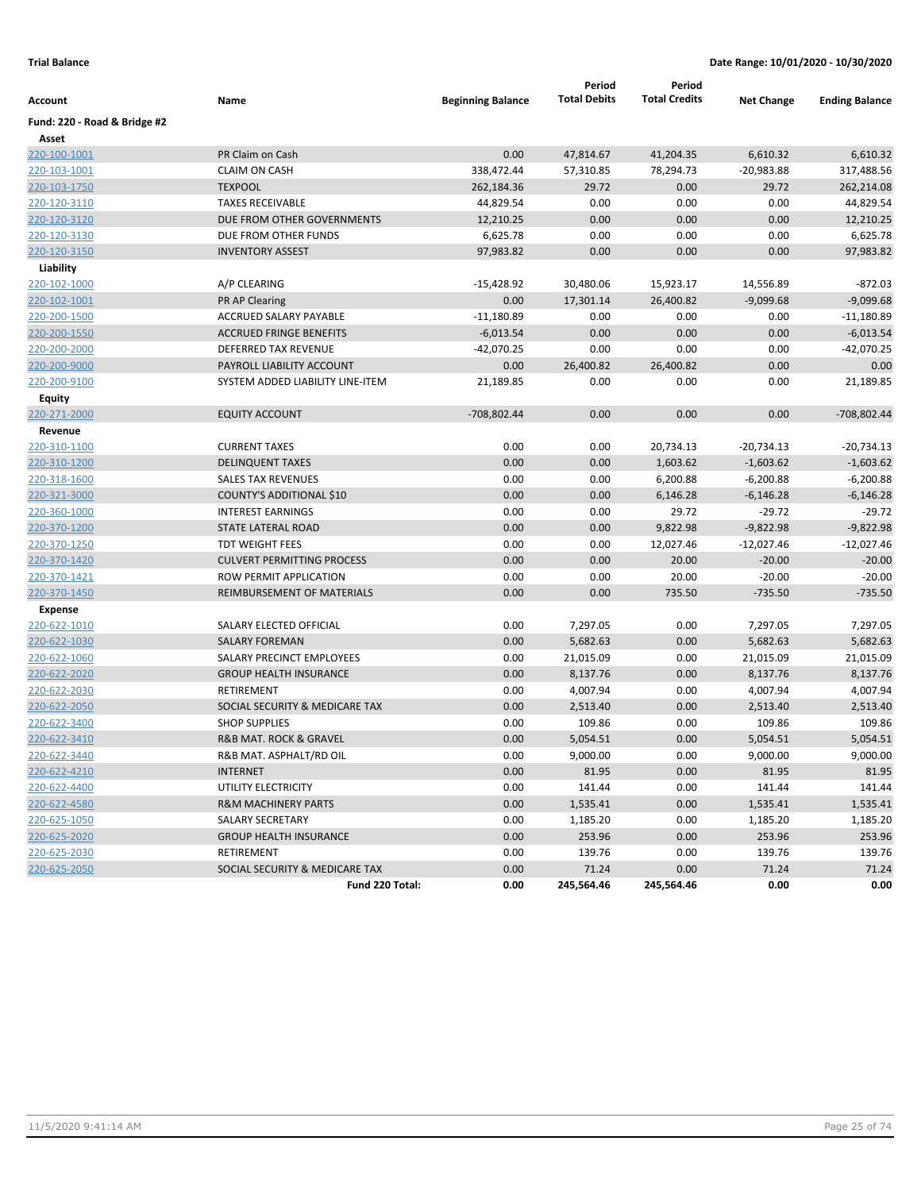**Trial Balance** — Date Range: 10/01/2020 - 10/30/2020

| Account | Name | Beginning Balance | Period Total Debits | Period Total Credits | Net Change | Ending Balance |
|---|---|---|---|---|---|---|
| **Fund: 220 - Road & Bridge #2** | | | | | | |
| **Asset** | | | | | | |
| 220-100-1001 | PR Claim on Cash | 0.00 | 47,814.67 | 41,204.35 | 6,610.32 | 6,610.32 |
| 220-103-1001 | CLAIM ON CASH | 338,472.44 | 57,310.85 | 78,294.73 | -20,983.88 | 317,488.56 |
| 220-103-1750 | TEXPOOL | 262,184.36 | 29.72 | 0.00 | 29.72 | 262,214.08 |
| 220-120-3110 | TAXES RECEIVABLE | 44,829.54 | 0.00 | 0.00 | 0.00 | 44,829.54 |
| 220-120-3120 | DUE FROM OTHER GOVERNMENTS | 12,210.25 | 0.00 | 0.00 | 0.00 | 12,210.25 |
| 220-120-3130 | DUE FROM OTHER FUNDS | 6,625.78 | 0.00 | 0.00 | 0.00 | 6,625.78 |
| 220-120-3150 | INVENTORY ASSEST | 97,983.82 | 0.00 | 0.00 | 0.00 | 97,983.82 |
| **Liability** | | | | | | |
| 220-102-1000 | A/P CLEARING | -15,428.92 | 30,480.06 | 15,923.17 | 14,556.89 | -872.03 |
| 220-102-1001 | PR AP Clearing | 0.00 | 17,301.14 | 26,400.82 | -9,099.68 | -9,099.68 |
| 220-200-1500 | ACCRUED SALARY PAYABLE | -11,180.89 | 0.00 | 0.00 | 0.00 | -11,180.89 |
| 220-200-1550 | ACCRUED FRINGE BENEFITS | -6,013.54 | 0.00 | 0.00 | 0.00 | -6,013.54 |
| 220-200-2000 | DEFERRED TAX REVENUE | -42,070.25 | 0.00 | 0.00 | 0.00 | -42,070.25 |
| 220-200-9000 | PAYROLL LIABILITY ACCOUNT | 0.00 | 26,400.82 | 26,400.82 | 0.00 | 0.00 |
| 220-200-9100 | SYSTEM ADDED LIABILITY LINE-ITEM | 21,189.85 | 0.00 | 0.00 | 0.00 | 21,189.85 |
| **Equity** | | | | | | |
| 220-271-2000 | EQUITY ACCOUNT | -708,802.44 | 0.00 | 0.00 | 0.00 | -708,802.44 |
| **Revenue** | | | | | | |
| 220-310-1100 | CURRENT TAXES | 0.00 | 0.00 | 20,734.13 | -20,734.13 | -20,734.13 |
| 220-310-1200 | DELINQUENT TAXES | 0.00 | 0.00 | 1,603.62 | -1,603.62 | -1,603.62 |
| 220-318-1600 | SALES TAX REVENUES | 0.00 | 0.00 | 6,200.88 | -6,200.88 | -6,200.88 |
| 220-321-3000 | COUNTY'S ADDITIONAL $10 | 0.00 | 0.00 | 6,146.28 | -6,146.28 | -6,146.28 |
| 220-360-1000 | INTEREST EARNINGS | 0.00 | 0.00 | 29.72 | -29.72 | -29.72 |
| 220-370-1200 | STATE LATERAL ROAD | 0.00 | 0.00 | 9,822.98 | -9,822.98 | -9,822.98 |
| 220-370-1250 | TDT WEIGHT FEES | 0.00 | 0.00 | 12,027.46 | -12,027.46 | -12,027.46 |
| 220-370-1420 | CULVERT PERMITTING PROCESS | 0.00 | 0.00 | 20.00 | -20.00 | -20.00 |
| 220-370-1421 | ROW PERMIT APPLICATION | 0.00 | 0.00 | 20.00 | -20.00 | -20.00 |
| 220-370-1450 | REIMBURSEMENT OF MATERIALS | 0.00 | 0.00 | 735.50 | -735.50 | -735.50 |
| **Expense** | | | | | | |
| 220-622-1010 | SALARY ELECTED OFFICIAL | 0.00 | 7,297.05 | 0.00 | 7,297.05 | 7,297.05 |
| 220-622-1030 | SALARY FOREMAN | 0.00 | 5,682.63 | 0.00 | 5,682.63 | 5,682.63 |
| 220-622-1060 | SALARY PRECINCT EMPLOYEES | 0.00 | 21,015.09 | 0.00 | 21,015.09 | 21,015.09 |
| 220-622-2020 | GROUP HEALTH INSURANCE | 0.00 | 8,137.76 | 0.00 | 8,137.76 | 8,137.76 |
| 220-622-2030 | RETIREMENT | 0.00 | 4,007.94 | 0.00 | 4,007.94 | 4,007.94 |
| 220-622-2050 | SOCIAL SECURITY & MEDICARE TAX | 0.00 | 2,513.40 | 0.00 | 2,513.40 | 2,513.40 |
| 220-622-3400 | SHOP SUPPLIES | 0.00 | 109.86 | 0.00 | 109.86 | 109.86 |
| 220-622-3410 | R&B MAT. ROCK & GRAVEL | 0.00 | 5,054.51 | 0.00 | 5,054.51 | 5,054.51 |
| 220-622-3440 | R&B MAT. ASPHALT/RD OIL | 0.00 | 9,000.00 | 0.00 | 9,000.00 | 9,000.00 |
| 220-622-4210 | INTERNET | 0.00 | 81.95 | 0.00 | 81.95 | 81.95 |
| 220-622-4400 | UTILITY ELECTRICITY | 0.00 | 141.44 | 0.00 | 141.44 | 141.44 |
| 220-622-4580 | R&M MACHINERY PARTS | 0.00 | 1,535.41 | 0.00 | 1,535.41 | 1,535.41 |
| 220-625-1050 | SALARY SECRETARY | 0.00 | 1,185.20 | 0.00 | 1,185.20 | 1,185.20 |
| 220-625-2020 | GROUP HEALTH INSURANCE | 0.00 | 253.96 | 0.00 | 253.96 | 253.96 |
| 220-625-2030 | RETIREMENT | 0.00 | 139.76 | 0.00 | 139.76 | 139.76 |
| 220-625-2050 | SOCIAL SECURITY & MEDICARE TAX | 0.00 | 71.24 | 0.00 | 71.24 | 71.24 |
| | **Fund 220 Total:** | **0.00** | **245,564.46** | **245,564.46** | **0.00** | **0.00** |

11/5/2020 9:41:14 AM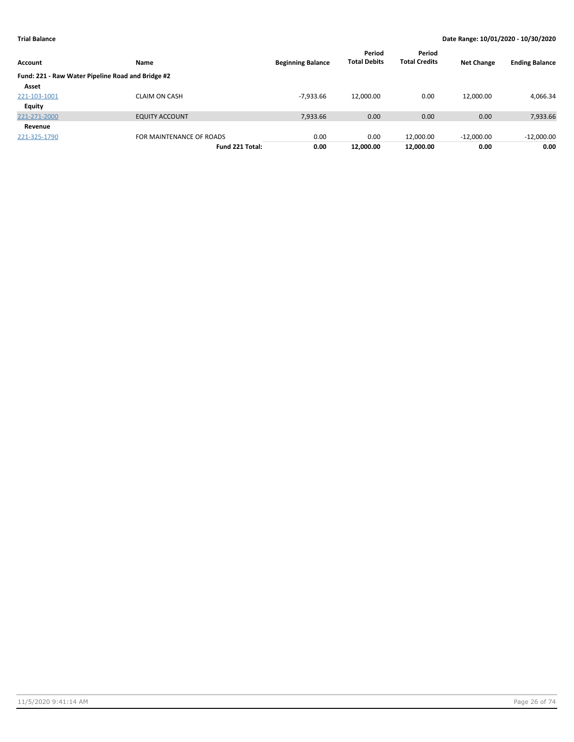**Trial Balance** **Date Range: 10/01/2020 - 10/30/2020**

| Account | Name | Beginning Balance | Period Total Debits | Period Total Credits | Net Change | Ending Balance |
|---|---|---|---|---|---|---|
| **Fund: 221 - Raw Water Pipeline Road and Bridge #2** | | | | | | |
| **Asset** | | | | | | |
| 221-103-1001 | CLAIM ON CASH | -7,933.66 | 12,000.00 | 0.00 | 12,000.00 | 4,066.34 |
| **Equity** | | | | | | |
| 221-271-2000 | EQUITY ACCOUNT | 7,933.66 | 0.00 | 0.00 | 0.00 | 7,933.66 |
| **Revenue** | | | | | | |
| 221-325-1790 | FOR MAINTENANCE OF ROADS | 0.00 | 0.00 | 12,000.00 | -12,000.00 | -12,000.00 |
| | **Fund 221 Total:** | **0.00** | **12,000.00** | **12,000.00** | **0.00** | **0.00** |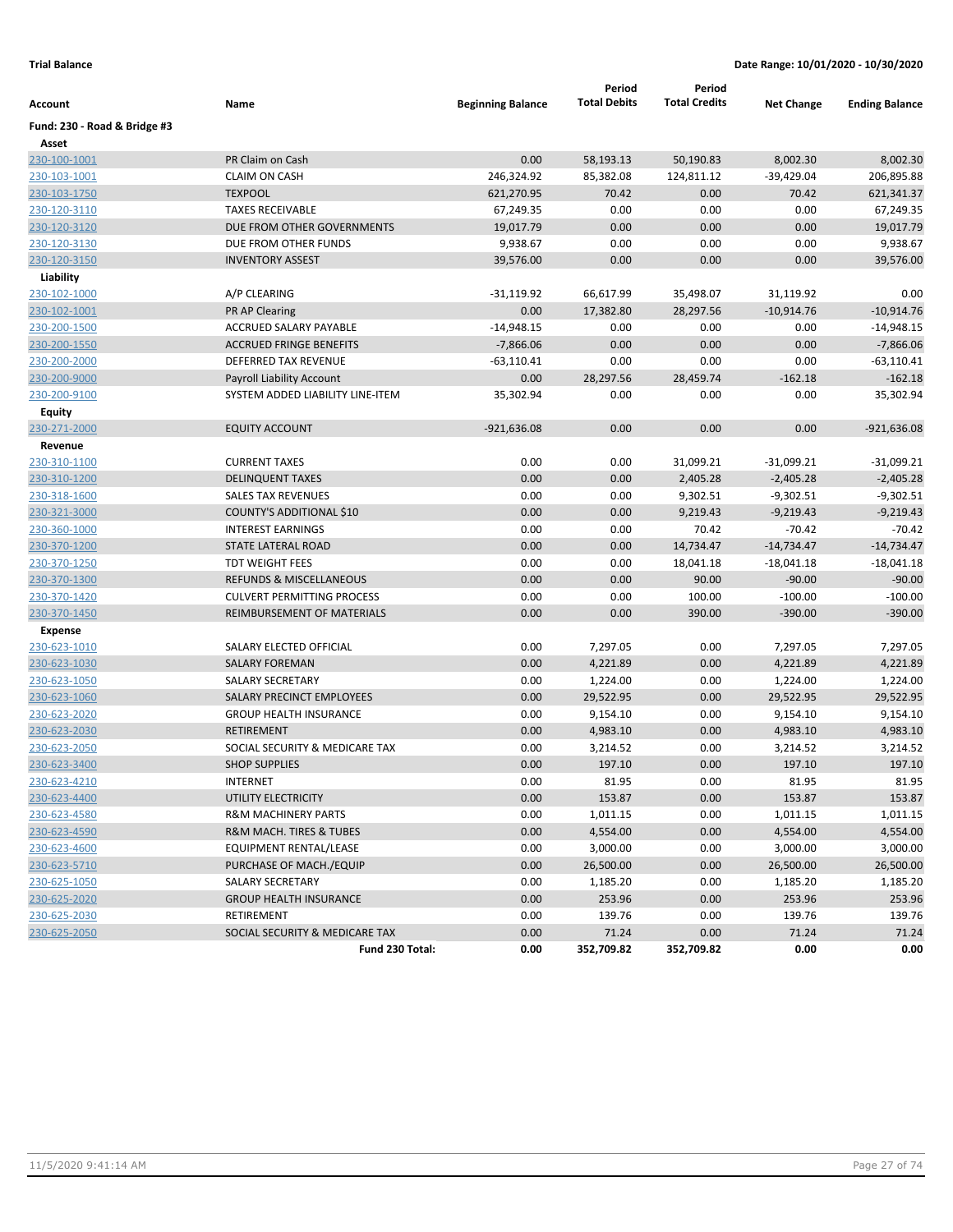**Trial Balance** | **Date Range: 10/01/2020 - 10/30/2020**

| Account | Name | Beginning Balance | Period Total Debits | Period Total Credits | Net Change | Ending Balance |
|---|---|---|---|---|---|---|
| **Fund: 230 - Road & Bridge #3** | | | | | | |
| **Asset** | | | | | | |
| 230-100-1001 | PR Claim on Cash | 0.00 | 58,193.13 | 50,190.83 | 8,002.30 | 8,002.30 |
| 230-103-1001 | CLAIM ON CASH | 246,324.92 | 85,382.08 | 124,811.12 | -39,429.04 | 206,895.88 |
| 230-103-1750 | TEXPOOL | 621,270.95 | 70.42 | 0.00 | 70.42 | 621,341.37 |
| 230-120-3110 | TAXES RECEIVABLE | 67,249.35 | 0.00 | 0.00 | 0.00 | 67,249.35 |
| 230-120-3120 | DUE FROM OTHER GOVERNMENTS | 19,017.79 | 0.00 | 0.00 | 0.00 | 19,017.79 |
| 230-120-3130 | DUE FROM OTHER FUNDS | 9,938.67 | 0.00 | 0.00 | 0.00 | 9,938.67 |
| 230-120-3150 | INVENTORY ASSEST | 39,576.00 | 0.00 | 0.00 | 0.00 | 39,576.00 |
| **Liability** | | | | | | |
| 230-102-1000 | A/P CLEARING | -31,119.92 | 66,617.99 | 35,498.07 | 31,119.92 | 0.00 |
| 230-102-1001 | PR AP Clearing | 0.00 | 17,382.80 | 28,297.56 | -10,914.76 | -10,914.76 |
| 230-200-1500 | ACCRUED SALARY PAYABLE | -14,948.15 | 0.00 | 0.00 | 0.00 | -14,948.15 |
| 230-200-1550 | ACCRUED FRINGE BENEFITS | -7,866.06 | 0.00 | 0.00 | 0.00 | -7,866.06 |
| 230-200-2000 | DEFERRED TAX REVENUE | -63,110.41 | 0.00 | 0.00 | 0.00 | -63,110.41 |
| 230-200-9000 | Payroll Liability Account | 0.00 | 28,297.56 | 28,459.74 | -162.18 | -162.18 |
| 230-200-9100 | SYSTEM ADDED LIABILITY LINE-ITEM | 35,302.94 | 0.00 | 0.00 | 0.00 | 35,302.94 |
| **Equity** | | | | | | |
| 230-271-2000 | EQUITY ACCOUNT | -921,636.08 | 0.00 | 0.00 | 0.00 | -921,636.08 |
| **Revenue** | | | | | | |
| 230-310-1100 | CURRENT TAXES | 0.00 | 0.00 | 31,099.21 | -31,099.21 | -31,099.21 |
| 230-310-1200 | DELINQUENT TAXES | 0.00 | 0.00 | 2,405.28 | -2,405.28 | -2,405.28 |
| 230-318-1600 | SALES TAX REVENUES | 0.00 | 0.00 | 9,302.51 | -9,302.51 | -9,302.51 |
| 230-321-3000 | COUNTY'S ADDITIONAL $10 | 0.00 | 0.00 | 9,219.43 | -9,219.43 | -9,219.43 |
| 230-360-1000 | INTEREST EARNINGS | 0.00 | 0.00 | 70.42 | -70.42 | -70.42 |
| 230-370-1200 | STATE LATERAL ROAD | 0.00 | 0.00 | 14,734.47 | -14,734.47 | -14,734.47 |
| 230-370-1250 | TDT WEIGHT FEES | 0.00 | 0.00 | 18,041.18 | -18,041.18 | -18,041.18 |
| 230-370-1300 | REFUNDS & MISCELLANEOUS | 0.00 | 0.00 | 90.00 | -90.00 | -90.00 |
| 230-370-1420 | CULVERT PERMITTING PROCESS | 0.00 | 0.00 | 100.00 | -100.00 | -100.00 |
| 230-370-1450 | REIMBURSEMENT OF MATERIALS | 0.00 | 0.00 | 390.00 | -390.00 | -390.00 |
| **Expense** | | | | | | |
| 230-623-1010 | SALARY ELECTED OFFICIAL | 0.00 | 7,297.05 | 0.00 | 7,297.05 | 7,297.05 |
| 230-623-1030 | SALARY FOREMAN | 0.00 | 4,221.89 | 0.00 | 4,221.89 | 4,221.89 |
| 230-623-1050 | SALARY SECRETARY | 0.00 | 1,224.00 | 0.00 | 1,224.00 | 1,224.00 |
| 230-623-1060 | SALARY PRECINCT EMPLOYEES | 0.00 | 29,522.95 | 0.00 | 29,522.95 | 29,522.95 |
| 230-623-2020 | GROUP HEALTH INSURANCE | 0.00 | 9,154.10 | 0.00 | 9,154.10 | 9,154.10 |
| 230-623-2030 | RETIREMENT | 0.00 | 4,983.10 | 0.00 | 4,983.10 | 4,983.10 |
| 230-623-2050 | SOCIAL SECURITY & MEDICARE TAX | 0.00 | 3,214.52 | 0.00 | 3,214.52 | 3,214.52 |
| 230-623-3400 | SHOP SUPPLIES | 0.00 | 197.10 | 0.00 | 197.10 | 197.10 |
| 230-623-4210 | INTERNET | 0.00 | 81.95 | 0.00 | 81.95 | 81.95 |
| 230-623-4400 | UTILITY ELECTRICITY | 0.00 | 153.87 | 0.00 | 153.87 | 153.87 |
| 230-623-4580 | R&M MACHINERY PARTS | 0.00 | 1,011.15 | 0.00 | 1,011.15 | 1,011.15 |
| 230-623-4590 | R&M MACH. TIRES & TUBES | 0.00 | 4,554.00 | 0.00 | 4,554.00 | 4,554.00 |
| 230-623-4600 | EQUIPMENT RENTAL/LEASE | 0.00 | 3,000.00 | 0.00 | 3,000.00 | 3,000.00 |
| 230-623-5710 | PURCHASE OF MACH./EQUIP | 0.00 | 26,500.00 | 0.00 | 26,500.00 | 26,500.00 |
| 230-625-1050 | SALARY SECRETARY | 0.00 | 1,185.20 | 0.00 | 1,185.20 | 1,185.20 |
| 230-625-2020 | GROUP HEALTH INSURANCE | 0.00 | 253.96 | 0.00 | 253.96 | 253.96 |
| 230-625-2030 | RETIREMENT | 0.00 | 139.76 | 0.00 | 139.76 | 139.76 |
| 230-625-2050 | SOCIAL SECURITY & MEDICARE TAX | 0.00 | 71.24 | 0.00 | 71.24 | 71.24 |
| | **Fund 230 Total:** | **0.00** | **352,709.82** | **352,709.82** | **0.00** | **0.00** |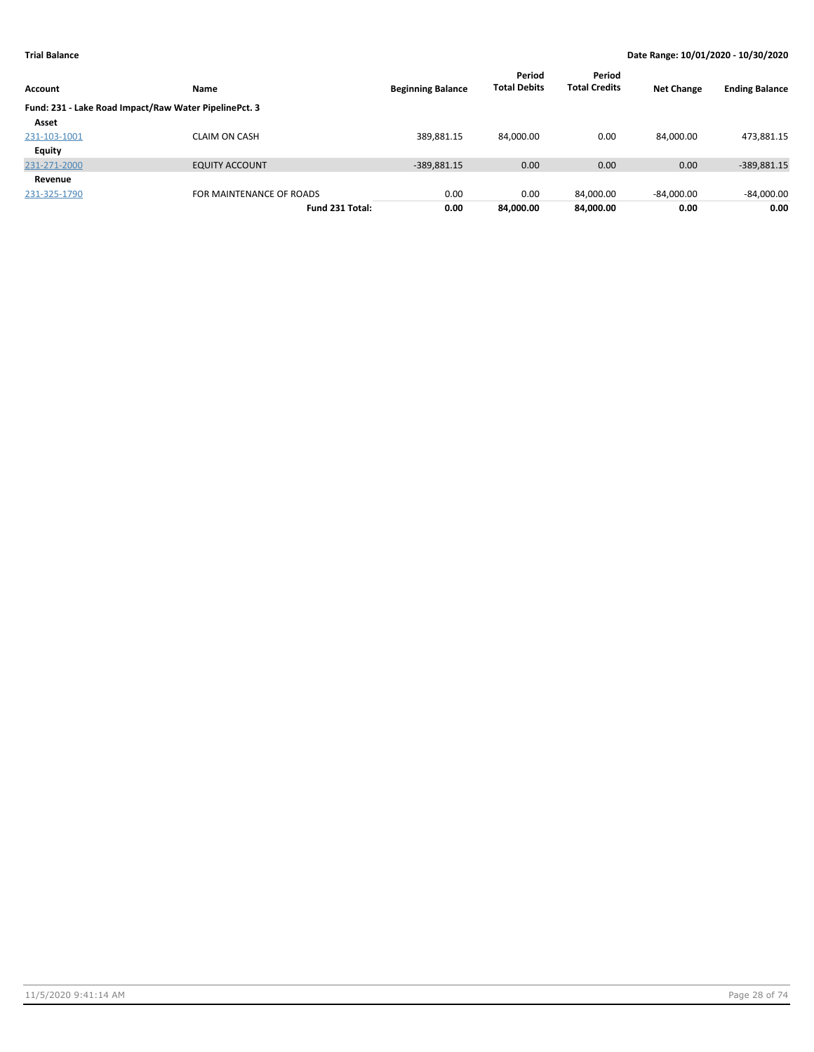**Trial Balance** **Date Range: 10/01/2020 - 10/30/2020**

| Account | Name | Beginning Balance | Period Total Debits | Period Total Credits | Net Change | Ending Balance |
|---|---|---|---|---|---|---|
| **Fund: 231 - Lake Road Impact/Raw Water PipelinePct. 3** | | | | | | |
| **Asset** | | | | | | |
| 231-103-1001 | CLAIM ON CASH | 389,881.15 | 84,000.00 | 0.00 | 84,000.00 | 473,881.15 |
| **Equity** | | | | | | |
| 231-271-2000 | EQUITY ACCOUNT | -389,881.15 | 0.00 | 0.00 | 0.00 | -389,881.15 |
| **Revenue** | | | | | | |
| 231-325-1790 | FOR MAINTENANCE OF ROADS | 0.00 | 0.00 | 84,000.00 | -84,000.00 | -84,000.00 |
| | **Fund 231 Total:** | **0.00** | **84,000.00** | **84,000.00** | **0.00** | **0.00** |

11/5/2020 9:41:14 AM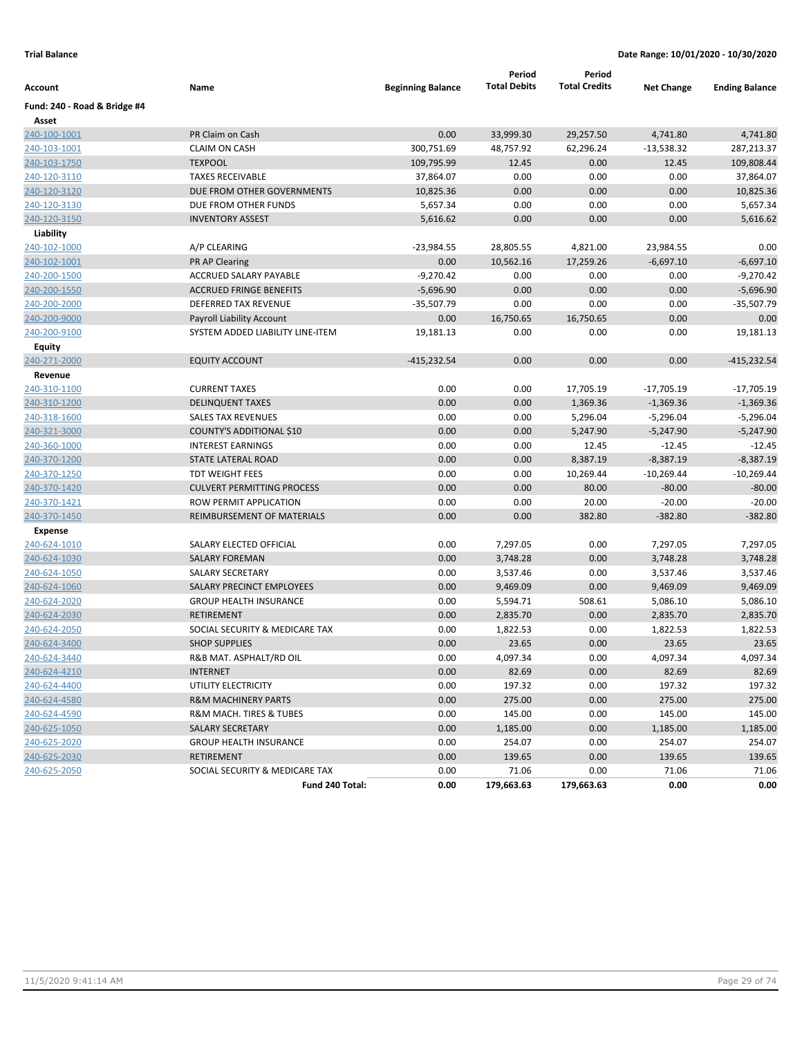**Trial Balance** | **Date Range: 10/01/2020 - 10/30/2020**

| Account | Name | Beginning Balance | Period Total Debits | Period Total Credits | Net Change | Ending Balance |
|---|---|---|---|---|---|---|
| **Fund: 240 - Road & Bridge #4** | | | | | | |
| **Asset** | | | | | | |
| 240-100-1001 | PR Claim on Cash | 0.00 | 33,999.30 | 29,257.50 | 4,741.80 | 4,741.80 |
| 240-103-1001 | CLAIM ON CASH | 300,751.69 | 48,757.92 | 62,296.24 | -13,538.32 | 287,213.37 |
| 240-103-1750 | TEXPOOL | 109,795.99 | 12.45 | 0.00 | 12.45 | 109,808.44 |
| 240-120-3110 | TAXES RECEIVABLE | 37,864.07 | 0.00 | 0.00 | 0.00 | 37,864.07 |
| 240-120-3120 | DUE FROM OTHER GOVERNMENTS | 10,825.36 | 0.00 | 0.00 | 0.00 | 10,825.36 |
| 240-120-3130 | DUE FROM OTHER FUNDS | 5,657.34 | 0.00 | 0.00 | 0.00 | 5,657.34 |
| 240-120-3150 | INVENTORY ASSEST | 5,616.62 | 0.00 | 0.00 | 0.00 | 5,616.62 |
| **Liability** | | | | | | |
| 240-102-1000 | A/P CLEARING | -23,984.55 | 28,805.55 | 4,821.00 | 23,984.55 | 0.00 |
| 240-102-1001 | PR AP Clearing | 0.00 | 10,562.16 | 17,259.26 | -6,697.10 | -6,697.10 |
| 240-200-1500 | ACCRUED SALARY PAYABLE | -9,270.42 | 0.00 | 0.00 | 0.00 | -9,270.42 |
| 240-200-1550 | ACCRUED FRINGE BENEFITS | -5,696.90 | 0.00 | 0.00 | 0.00 | -5,696.90 |
| 240-200-2000 | DEFERRED TAX REVENUE | -35,507.79 | 0.00 | 0.00 | 0.00 | -35,507.79 |
| 240-200-9000 | Payroll Liability Account | 0.00 | 16,750.65 | 16,750.65 | 0.00 | 0.00 |
| 240-200-9100 | SYSTEM ADDED LIABILITY LINE-ITEM | 19,181.13 | 0.00 | 0.00 | 0.00 | 19,181.13 |
| **Equity** | | | | | | |
| 240-271-2000 | EQUITY ACCOUNT | -415,232.54 | 0.00 | 0.00 | 0.00 | -415,232.54 |
| **Revenue** | | | | | | |
| 240-310-1100 | CURRENT TAXES | 0.00 | 0.00 | 17,705.19 | -17,705.19 | -17,705.19 |
| 240-310-1200 | DELINQUENT TAXES | 0.00 | 0.00 | 1,369.36 | -1,369.36 | -1,369.36 |
| 240-318-1600 | SALES TAX REVENUES | 0.00 | 0.00 | 5,296.04 | -5,296.04 | -5,296.04 |
| 240-321-3000 | COUNTY'S ADDITIONAL $10 | 0.00 | 0.00 | 5,247.90 | -5,247.90 | -5,247.90 |
| 240-360-1000 | INTEREST EARNINGS | 0.00 | 0.00 | 12.45 | -12.45 | -12.45 |
| 240-370-1200 | STATE LATERAL ROAD | 0.00 | 0.00 | 8,387.19 | -8,387.19 | -8,387.19 |
| 240-370-1250 | TDT WEIGHT FEES | 0.00 | 0.00 | 10,269.44 | -10,269.44 | -10,269.44 |
| 240-370-1420 | CULVERT PERMITTING PROCESS | 0.00 | 0.00 | 80.00 | -80.00 | -80.00 |
| 240-370-1421 | ROW PERMIT APPLICATION | 0.00 | 0.00 | 20.00 | -20.00 | -20.00 |
| 240-370-1450 | REIMBURSEMENT OF MATERIALS | 0.00 | 0.00 | 382.80 | -382.80 | -382.80 |
| **Expense** | | | | | | |
| 240-624-1010 | SALARY ELECTED OFFICIAL | 0.00 | 7,297.05 | 0.00 | 7,297.05 | 7,297.05 |
| 240-624-1030 | SALARY FOREMAN | 0.00 | 3,748.28 | 0.00 | 3,748.28 | 3,748.28 |
| 240-624-1050 | SALARY SECRETARY | 0.00 | 3,537.46 | 0.00 | 3,537.46 | 3,537.46 |
| 240-624-1060 | SALARY PRECINCT EMPLOYEES | 0.00 | 9,469.09 | 0.00 | 9,469.09 | 9,469.09 |
| 240-624-2020 | GROUP HEALTH INSURANCE | 0.00 | 5,594.71 | 508.61 | 5,086.10 | 5,086.10 |
| 240-624-2030 | RETIREMENT | 0.00 | 2,835.70 | 0.00 | 2,835.70 | 2,835.70 |
| 240-624-2050 | SOCIAL SECURITY & MEDICARE TAX | 0.00 | 1,822.53 | 0.00 | 1,822.53 | 1,822.53 |
| 240-624-3400 | SHOP SUPPLIES | 0.00 | 23.65 | 0.00 | 23.65 | 23.65 |
| 240-624-3440 | R&B MAT. ASPHALT/RD OIL | 0.00 | 4,097.34 | 0.00 | 4,097.34 | 4,097.34 |
| 240-624-4210 | INTERNET | 0.00 | 82.69 | 0.00 | 82.69 | 82.69 |
| 240-624-4400 | UTILITY ELECTRICITY | 0.00 | 197.32 | 0.00 | 197.32 | 197.32 |
| 240-624-4580 | R&M MACHINERY PARTS | 0.00 | 275.00 | 0.00 | 275.00 | 275.00 |
| 240-624-4590 | R&M MACH. TIRES & TUBES | 0.00 | 145.00 | 0.00 | 145.00 | 145.00 |
| 240-625-1050 | SALARY SECRETARY | 0.00 | 1,185.00 | 0.00 | 1,185.00 | 1,185.00 |
| 240-625-2020 | GROUP HEALTH INSURANCE | 0.00 | 254.07 | 0.00 | 254.07 | 254.07 |
| 240-625-2030 | RETIREMENT | 0.00 | 139.65 | 0.00 | 139.65 | 139.65 |
| 240-625-2050 | SOCIAL SECURITY & MEDICARE TAX | 0.00 | 71.06 | 0.00 | 71.06 | 71.06 |
| | **Fund 240 Total:** | **0.00** | **179,663.63** | **179,663.63** | **0.00** | **0.00** |

11/5/2020 9:41:14 AM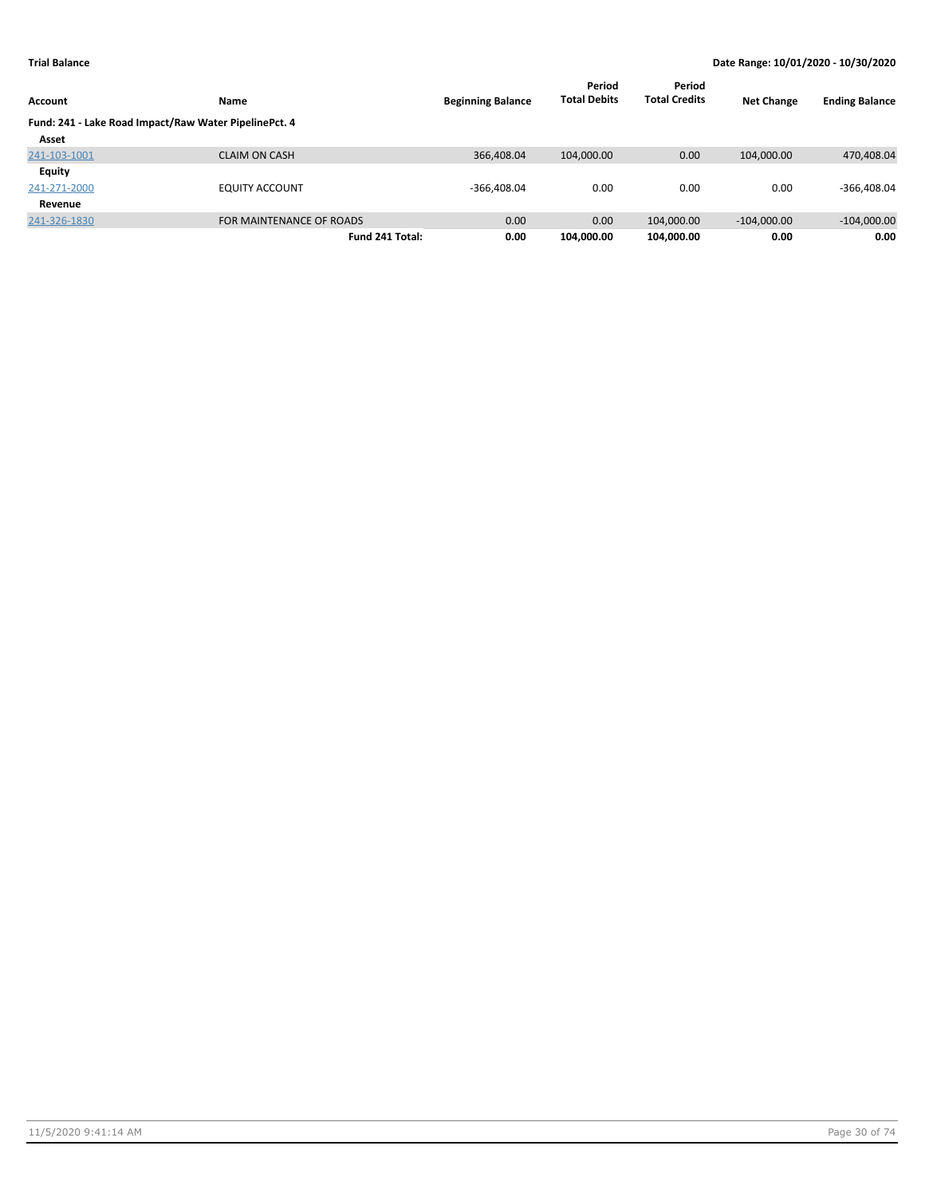**Trial Balance** **Date Range: 10/01/2020 - 10/30/2020**

| Account | Name | Beginning Balance | Period Total Debits | Period Total Credits | Net Change | Ending Balance |
|---|---|---|---|---|---|---|
| **Fund: 241 - Lake Road Impact/Raw Water PipelinePct. 4** | | | | | | |
| **Asset** | | | | | | |
| 241-103-1001 | CLAIM ON CASH | 366,408.04 | 104,000.00 | 0.00 | 104,000.00 | 470,408.04 |
| **Equity** | | | | | | |
| 241-271-2000 | EQUITY ACCOUNT | -366,408.04 | 0.00 | 0.00 | 0.00 | -366,408.04 |
| **Revenue** | | | | | | |
| 241-326-1830 | FOR MAINTENANCE OF ROADS | 0.00 | 0.00 | 104,000.00 | -104,000.00 | -104,000.00 |
| | **Fund 241 Total:** | **0.00** | **104,000.00** | **104,000.00** | **0.00** | **0.00** |

11/5/2020 9:41:14 AM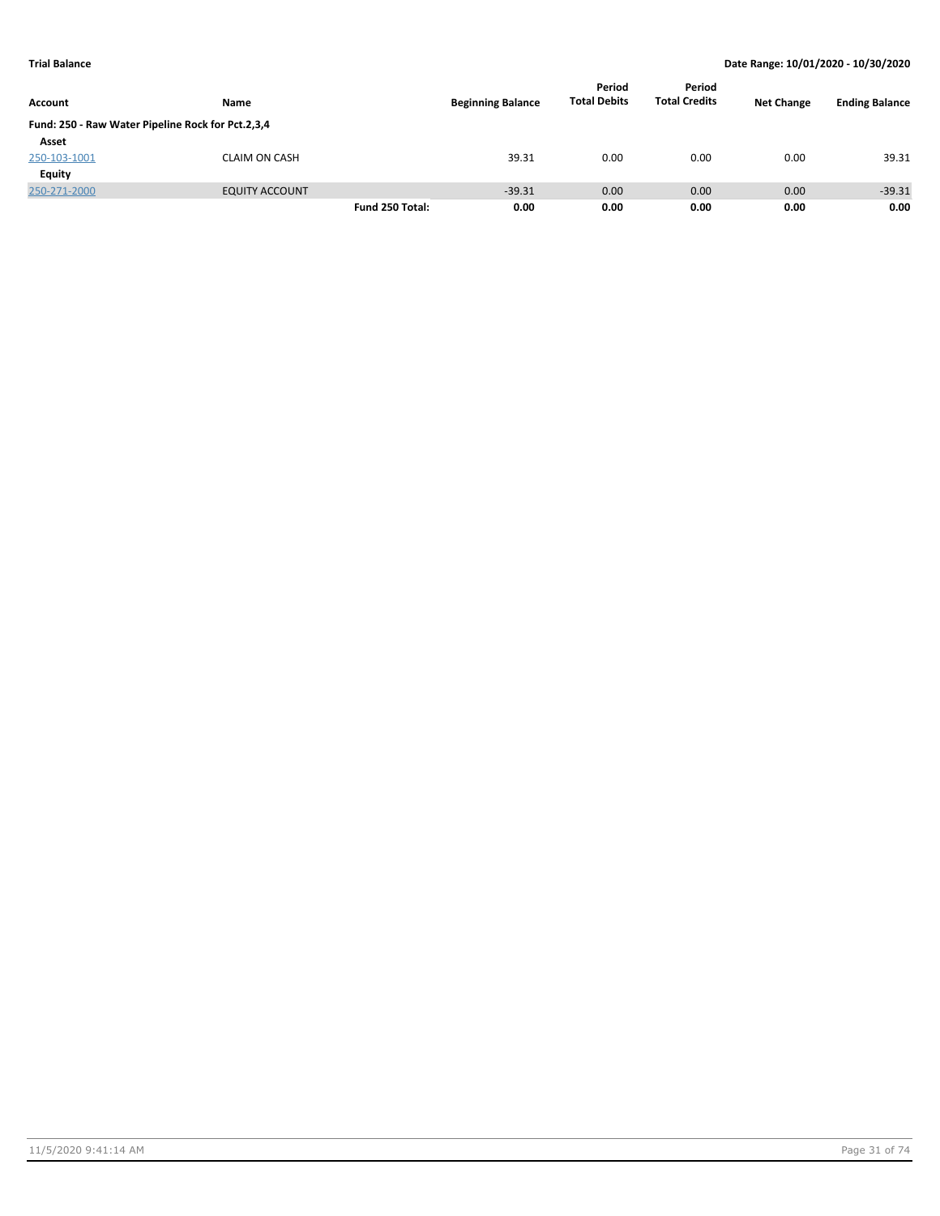**Trial Balance** — Date Range: 10/01/2020 - 10/30/2020

| Account | Name | | Beginning Balance | Period Total Debits | Period Total Credits | Net Change | Ending Balance |
|---|---|---|---|---|---|---|---|
| **Fund: 250 - Raw Water Pipeline Rock for Pct.2,3,4** | | | | | | | |
| **Asset** | | | | | | | |
| 250-103-1001 | CLAIM ON CASH | | 39.31 | 0.00 | 0.00 | 0.00 | 39.31 |
| **Equity** | | | | | | | |
| 250-271-2000 | EQUITY ACCOUNT | | -39.31 | 0.00 | 0.00 | 0.00 | -39.31 |
| | | **Fund 250 Total:** | **0.00** | **0.00** | **0.00** | **0.00** | **0.00** |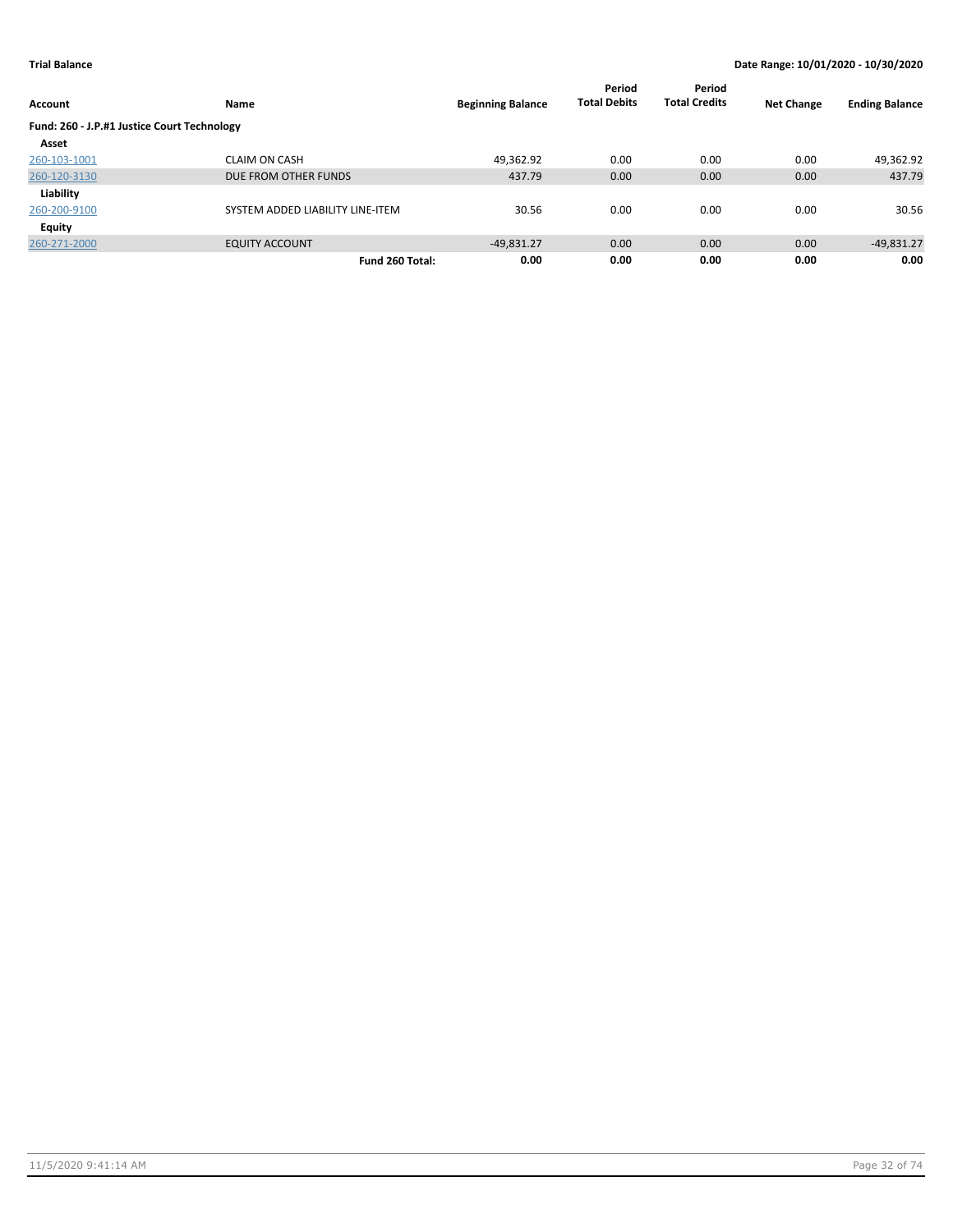**Trial Balance** | **Date Range: 10/01/2020 - 10/30/2020**

| Account | Name | Beginning Balance | Period Total Debits | Period Total Credits | Net Change | Ending Balance |
|---|---|---|---|---|---|---|
| **Fund: 260 - J.P.#1 Justice Court Technology** | | | | | | |
| **Asset** | | | | | | |
| 260-103-1001 | CLAIM ON CASH | 49,362.92 | 0.00 | 0.00 | 0.00 | 49,362.92 |
| 260-120-3130 | DUE FROM OTHER FUNDS | 437.79 | 0.00 | 0.00 | 0.00 | 437.79 |
| **Liability** | | | | | | |
| 260-200-9100 | SYSTEM ADDED LIABILITY LINE-ITEM | 30.56 | 0.00 | 0.00 | 0.00 | 30.56 |
| **Equity** | | | | | | |
| 260-271-2000 | EQUITY ACCOUNT | -49,831.27 | 0.00 | 0.00 | 0.00 | -49,831.27 |
| | **Fund 260 Total:** | **0.00** | **0.00** | **0.00** | **0.00** | **0.00** |

11/5/2020 9:41:14 AM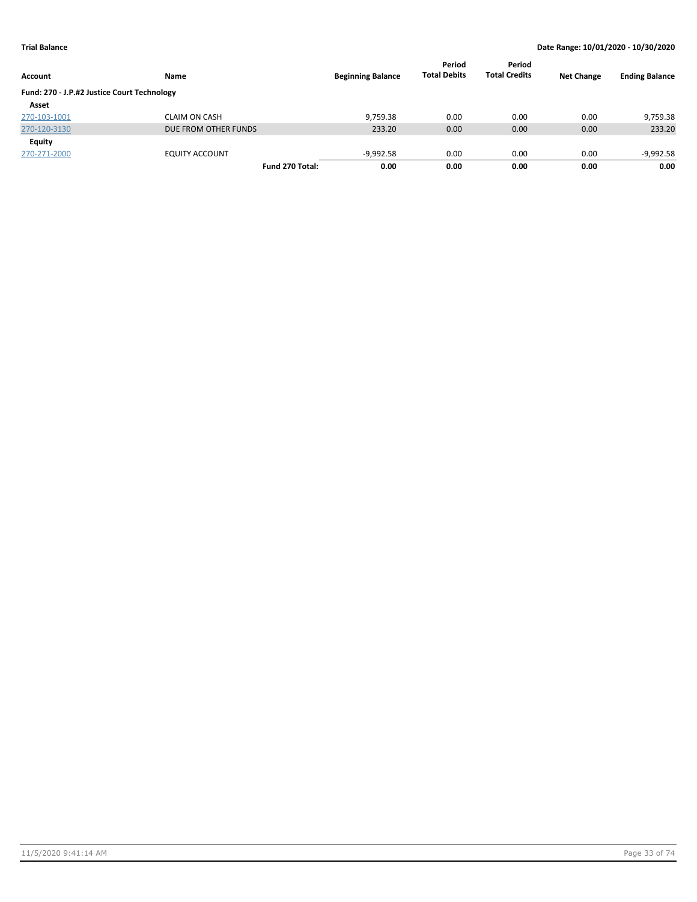**Trial Balance** **Date Range: 10/01/2020 - 10/30/2020**

| Account | Name | | Beginning Balance | Period Total Debits | Period Total Credits | Net Change | Ending Balance |
|---|---|---|---|---|---|---|---|
| **Fund: 270 - J.P.#2 Justice Court Technology** | | | | | | | |
| **Asset** | | | | | | | |
| 270-103-1001 | CLAIM ON CASH | | 9,759.38 | 0.00 | 0.00 | 0.00 | 9,759.38 |
| 270-120-3130 | DUE FROM OTHER FUNDS | | 233.20 | 0.00 | 0.00 | 0.00 | 233.20 |
| **Equity** | | | | | | | |
| 270-271-2000 | EQUITY ACCOUNT | | -9,992.58 | 0.00 | 0.00 | 0.00 | -9,992.58 |
| | | **Fund 270 Total:** | **0.00** | **0.00** | **0.00** | **0.00** | **0.00** |

11/5/2020 9:41:14 AM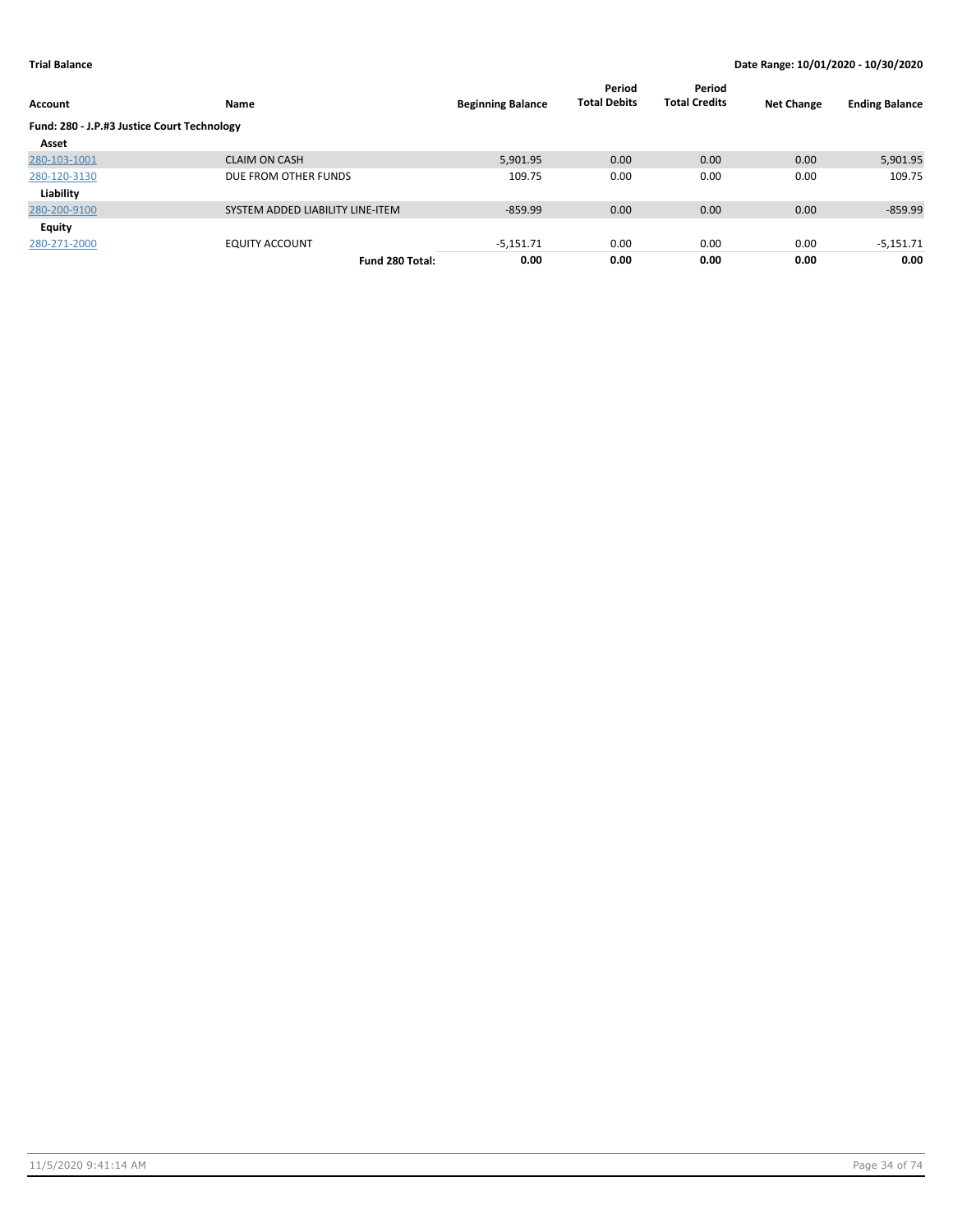**Trial Balance** — Date Range: 10/01/2020 - 10/30/2020

| Account | Name | Beginning Balance | Period Total Debits | Period Total Credits | Net Change | Ending Balance |
|---|---|---|---|---|---|---|
| **Fund: 280 - J.P.#3 Justice Court Technology** | | | | | | |
| **Asset** | | | | | | |
| 280-103-1001 | CLAIM ON CASH | 5,901.95 | 0.00 | 0.00 | 0.00 | 5,901.95 |
| 280-120-3130 | DUE FROM OTHER FUNDS | 109.75 | 0.00 | 0.00 | 0.00 | 109.75 |
| **Liability** | | | | | | |
| 280-200-9100 | SYSTEM ADDED LIABILITY LINE-ITEM | -859.99 | 0.00 | 0.00 | 0.00 | -859.99 |
| **Equity** | | | | | | |
| 280-271-2000 | EQUITY ACCOUNT | -5,151.71 | 0.00 | 0.00 | 0.00 | -5,151.71 |
| | **Fund 280 Total:** | **0.00** | **0.00** | **0.00** | **0.00** | **0.00** |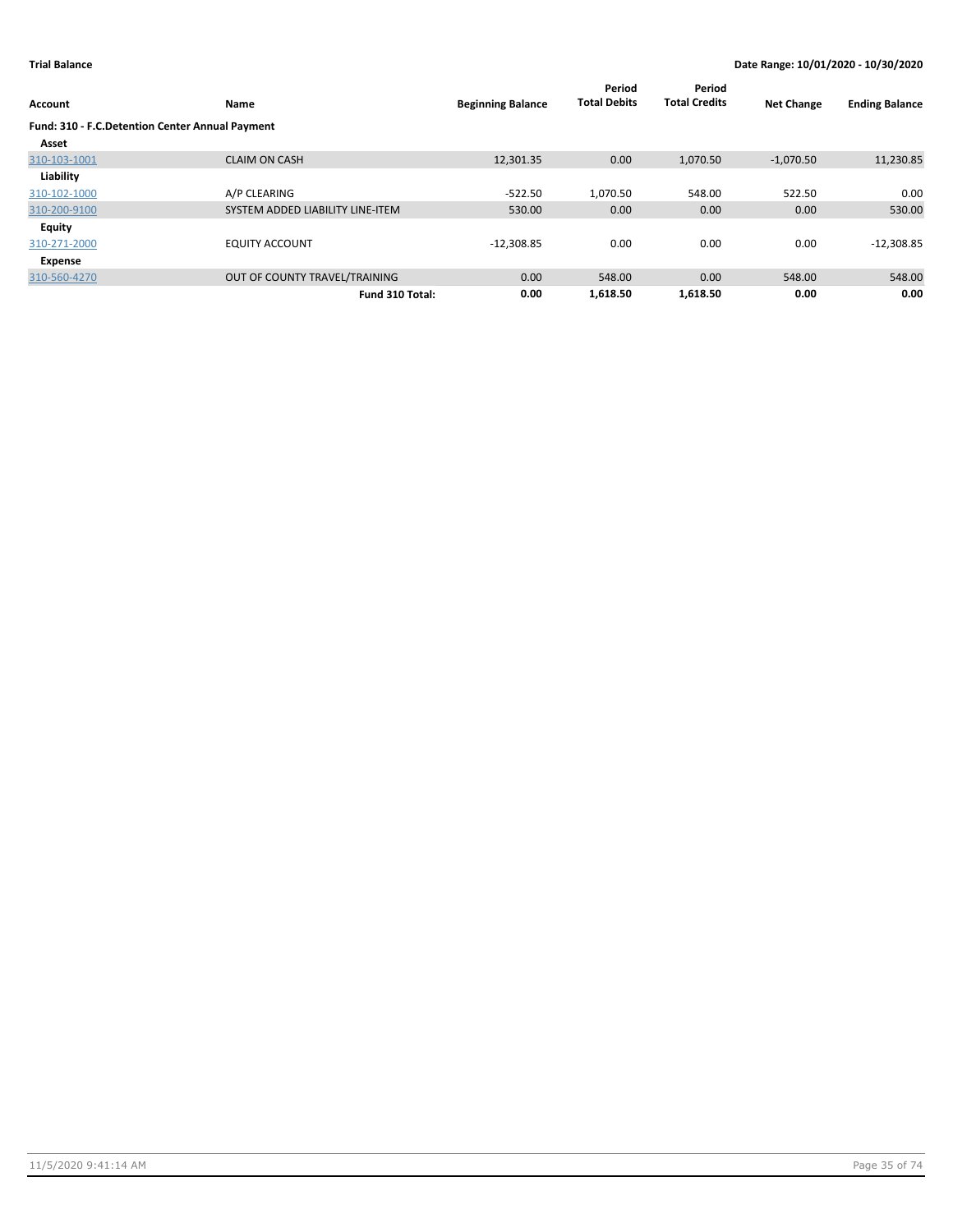**Trial Balance** **Date Range: 10/01/2020 - 10/30/2020**

| Account | Name | Beginning Balance | Period Total Debits | Period Total Credits | Net Change | Ending Balance |
|---|---|---|---|---|---|---|
| **Fund: 310 - F.C.Detention Center Annual Payment** | | | | | | |
| **Asset** | | | | | | |
| 310-103-1001 | CLAIM ON CASH | 12,301.35 | 0.00 | 1,070.50 | -1,070.50 | 11,230.85 |
| **Liability** | | | | | | |
| 310-102-1000 | A/P CLEARING | -522.50 | 1,070.50 | 548.00 | 522.50 | 0.00 |
| 310-200-9100 | SYSTEM ADDED LIABILITY LINE-ITEM | 530.00 | 0.00 | 0.00 | 0.00 | 530.00 |
| **Equity** | | | | | | |
| 310-271-2000 | EQUITY ACCOUNT | -12,308.85 | 0.00 | 0.00 | 0.00 | -12,308.85 |
| **Expense** | | | | | | |
| 310-560-4270 | OUT OF COUNTY TRAVEL/TRAINING | 0.00 | 548.00 | 0.00 | 548.00 | 548.00 |
| | **Fund 310 Total:** | **0.00** | **1,618.50** | **1,618.50** | **0.00** | **0.00** |

11/5/2020 9:41:14 AM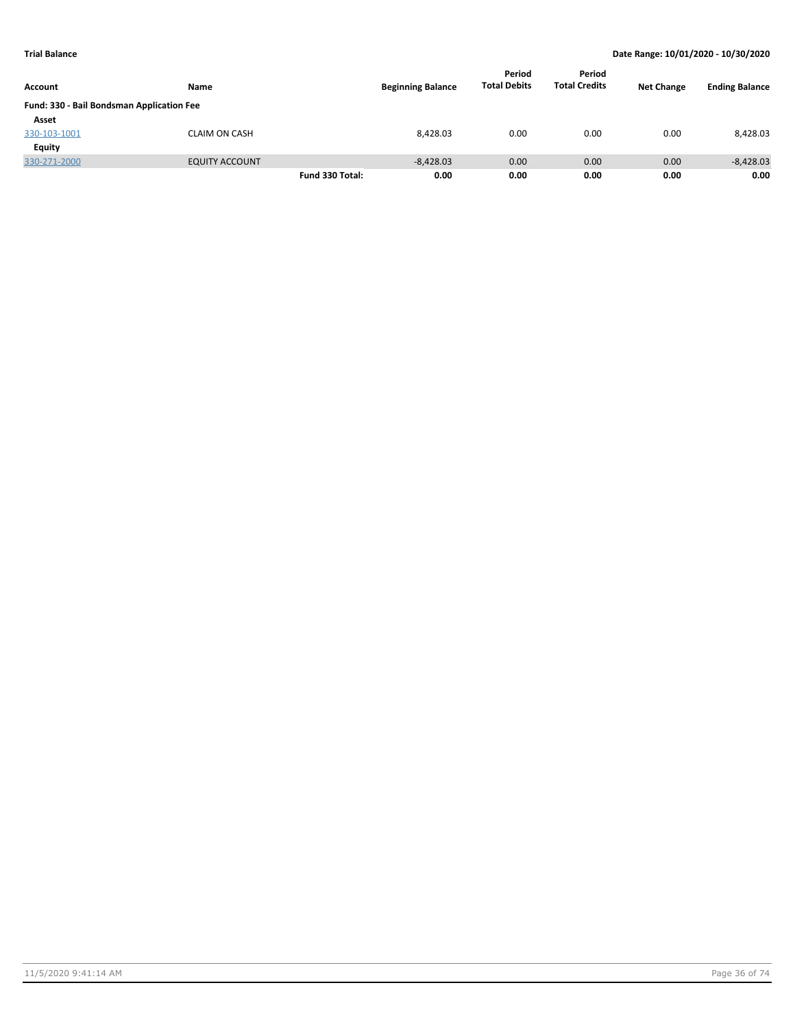**Trial Balance** | **Date Range: 10/01/2020 - 10/30/2020**

| Account | Name | | Beginning Balance | Period Total Debits | Period Total Credits | Net Change | Ending Balance |
|---|---|---|---|---|---|---|---|
| **Fund: 330 - Bail Bondsman Application Fee** | | | | | | | |
| **Asset** | | | | | | | |
| 330-103-1001 | CLAIM ON CASH | | 8,428.03 | 0.00 | 0.00 | 0.00 | 8,428.03 |
| **Equity** | | | | | | | |
| 330-271-2000 | EQUITY ACCOUNT | | -8,428.03 | 0.00 | 0.00 | 0.00 | -8,428.03 |
| | | **Fund 330 Total:** | **0.00** | **0.00** | **0.00** | **0.00** | **0.00** |

11/5/2020 9:41:14 AM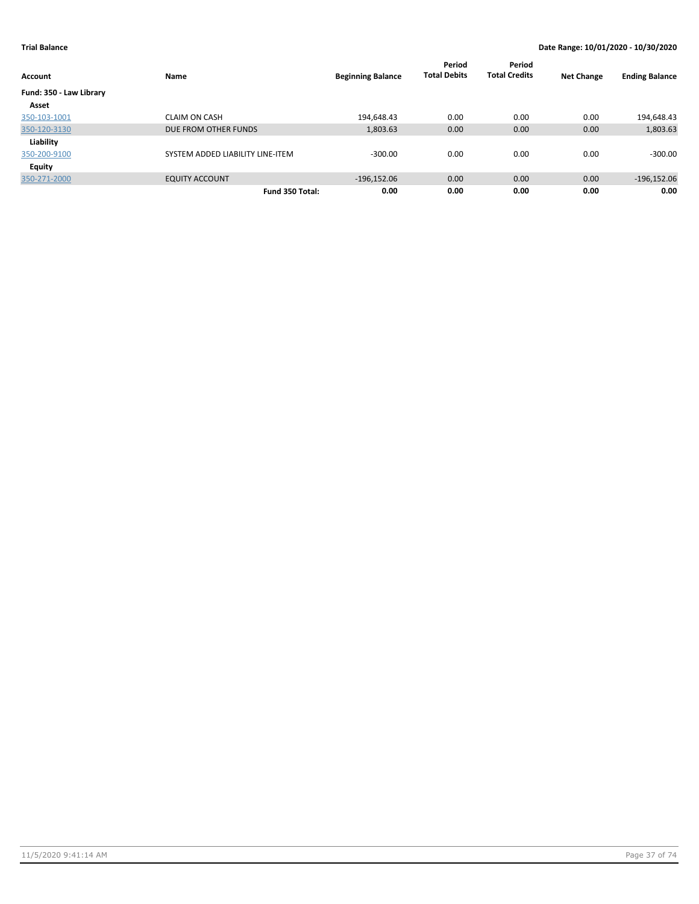**Trial Balance** **Date Range: 10/01/2020 - 10/30/2020**

| Account | Name | Beginning Balance | Period Total Debits | Period Total Credits | Net Change | Ending Balance |
|---|---|---|---|---|---|---|
| **Fund: 350 - Law Library** | | | | | | |
| **Asset** | | | | | | |
| 350-103-1001 | CLAIM ON CASH | 194,648.43 | 0.00 | 0.00 | 0.00 | 194,648.43 |
| 350-120-3130 | DUE FROM OTHER FUNDS | 1,803.63 | 0.00 | 0.00 | 0.00 | 1,803.63 |
| **Liability** | | | | | | |
| 350-200-9100 | SYSTEM ADDED LIABILITY LINE-ITEM | -300.00 | 0.00 | 0.00 | 0.00 | -300.00 |
| **Equity** | | | | | | |
| 350-271-2000 | EQUITY ACCOUNT | -196,152.06 | 0.00 | 0.00 | 0.00 | -196,152.06 |
| | **Fund 350 Total:** | **0.00** | **0.00** | **0.00** | **0.00** | **0.00** |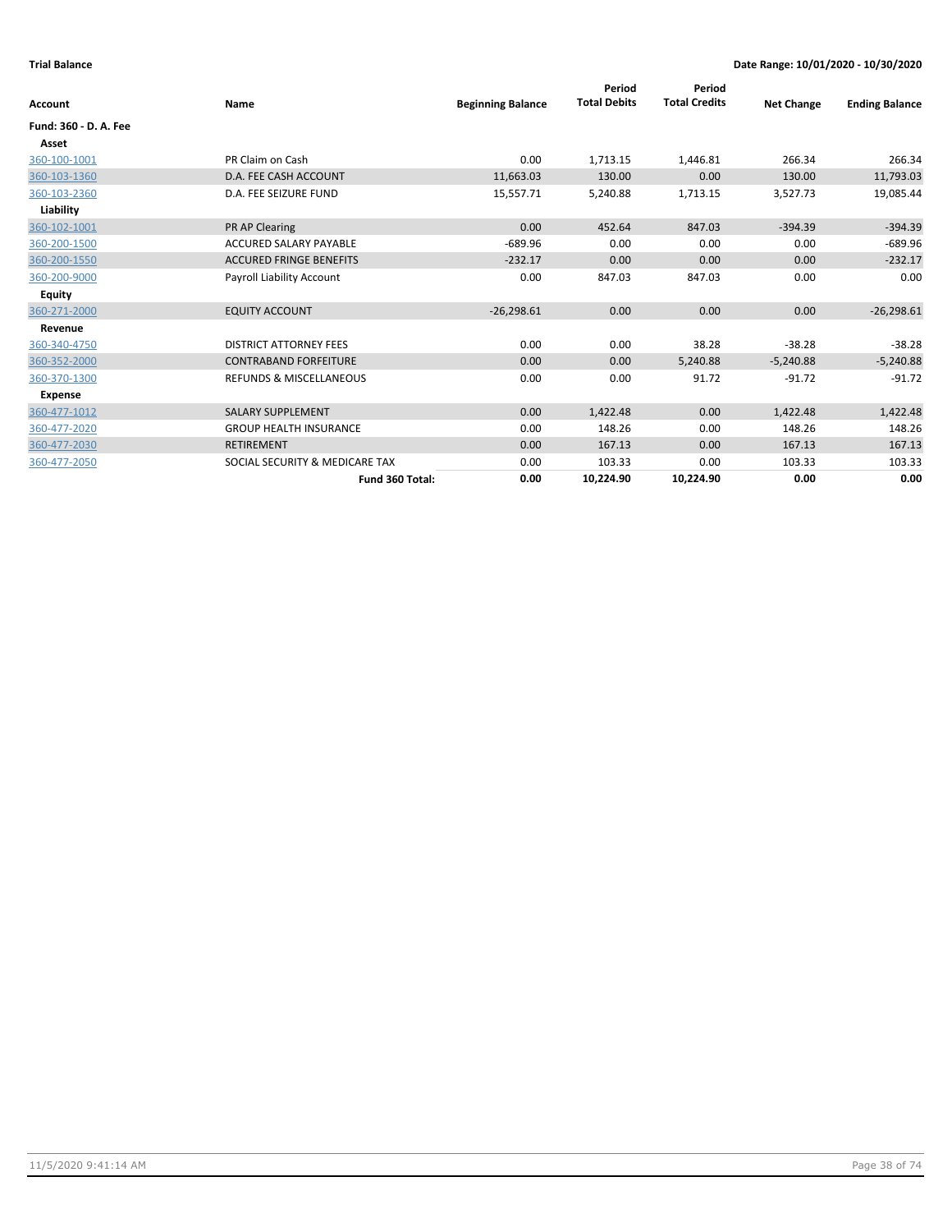**Trial Balance**

**Date Range: 10/01/2020 - 10/30/2020**

| Account | Name | Beginning Balance | Period Total Debits | Period Total Credits | Net Change | Ending Balance |
|---|---|---|---|---|---|---|
| **Fund: 360 - D. A. Fee** | | | | | | |
| **Asset** | | | | | | |
| 360-100-1001 | PR Claim on Cash | 0.00 | 1,713.15 | 1,446.81 | 266.34 | 266.34 |
| 360-103-1360 | D.A. FEE CASH ACCOUNT | 11,663.03 | 130.00 | 0.00 | 130.00 | 11,793.03 |
| 360-103-2360 | D.A. FEE SEIZURE FUND | 15,557.71 | 5,240.88 | 1,713.15 | 3,527.73 | 19,085.44 |
| **Liability** | | | | | | |
| 360-102-1001 | PR AP Clearing | 0.00 | 452.64 | 847.03 | -394.39 | -394.39 |
| 360-200-1500 | ACCURED SALARY PAYABLE | -689.96 | 0.00 | 0.00 | 0.00 | -689.96 |
| 360-200-1550 | ACCURED FRINGE BENEFITS | -232.17 | 0.00 | 0.00 | 0.00 | -232.17 |
| 360-200-9000 | Payroll Liability Account | 0.00 | 847.03 | 847.03 | 0.00 | 0.00 |
| **Equity** | | | | | | |
| 360-271-2000 | EQUITY ACCOUNT | -26,298.61 | 0.00 | 0.00 | 0.00 | -26,298.61 |
| **Revenue** | | | | | | |
| 360-340-4750 | DISTRICT ATTORNEY FEES | 0.00 | 0.00 | 38.28 | -38.28 | -38.28 |
| 360-352-2000 | CONTRABAND FORFEITURE | 0.00 | 0.00 | 5,240.88 | -5,240.88 | -5,240.88 |
| 360-370-1300 | REFUNDS & MISCELLANEOUS | 0.00 | 0.00 | 91.72 | -91.72 | -91.72 |
| **Expense** | | | | | | |
| 360-477-1012 | SALARY SUPPLEMENT | 0.00 | 1,422.48 | 0.00 | 1,422.48 | 1,422.48 |
| 360-477-2020 | GROUP HEALTH INSURANCE | 0.00 | 148.26 | 0.00 | 148.26 | 148.26 |
| 360-477-2030 | RETIREMENT | 0.00 | 167.13 | 0.00 | 167.13 | 167.13 |
| 360-477-2050 | SOCIAL SECURITY & MEDICARE TAX | 0.00 | 103.33 | 0.00 | 103.33 | 103.33 |
| | **Fund 360 Total:** | **0.00** | **10,224.90** | **10,224.90** | **0.00** | **0.00** |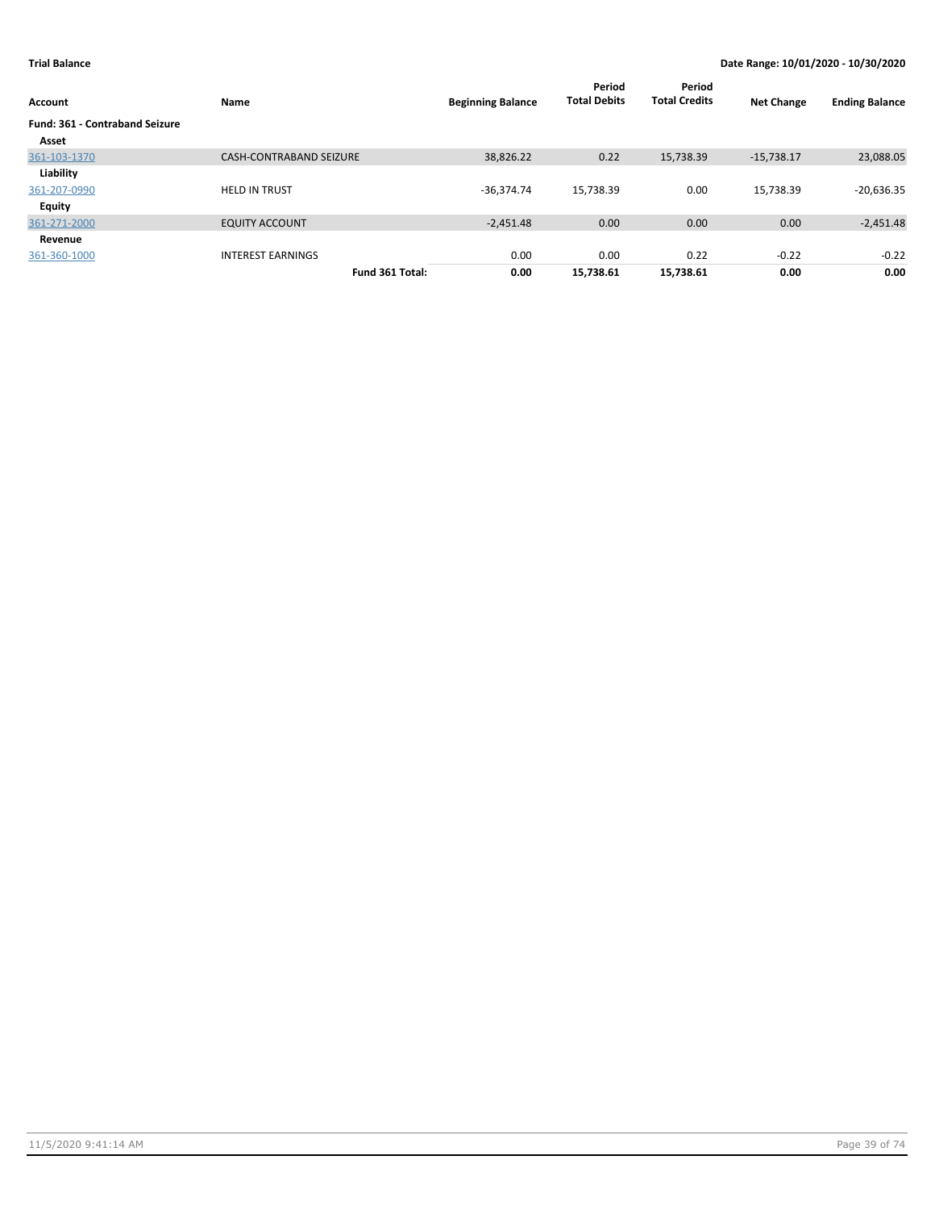**Trial Balance** | **Date Range: 10/01/2020 - 10/30/2020**

| Account | Name | Beginning Balance | Period Total Debits | Period Total Credits | Net Change | Ending Balance |
|---|---|---|---|---|---|---|
| **Fund: 361 - Contraband Seizure** | | | | | | |
| **Asset** | | | | | | |
| 361-103-1370 | CASH-CONTRABAND SEIZURE | 38,826.22 | 0.22 | 15,738.39 | -15,738.17 | 23,088.05 |
| **Liability** | | | | | | |
| 361-207-0990 | HELD IN TRUST | -36,374.74 | 15,738.39 | 0.00 | 15,738.39 | -20,636.35 |
| **Equity** | | | | | | |
| 361-271-2000 | EQUITY ACCOUNT | -2,451.48 | 0.00 | 0.00 | 0.00 | -2,451.48 |
| **Revenue** | | | | | | |
| 361-360-1000 | INTEREST EARNINGS | 0.00 | 0.00 | 0.22 | -0.22 | -0.22 |
| | **Fund 361 Total:** | **0.00** | **15,738.61** | **15,738.61** | **0.00** | **0.00** |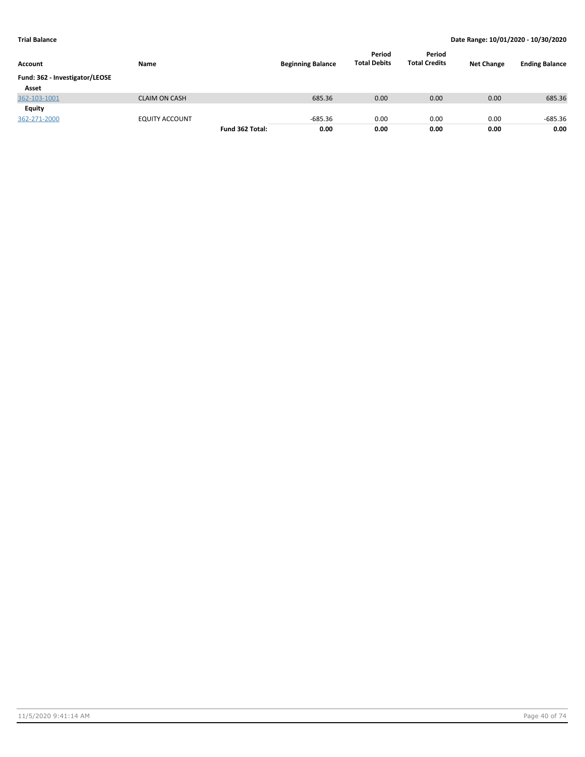**Trial Balance** | **Date Range: 10/01/2020 - 10/30/2020**

| Account | Name | | Beginning Balance | Period Total Debits | Period Total Credits | Net Change | Ending Balance |
|---|---|---|---|---|---|---|---|
| **Fund: 362 - Investigator/LEOSE** | | | | | | | |
| **Asset** | | | | | | | |
| 362-103-1001 | CLAIM ON CASH | | 685.36 | 0.00 | 0.00 | 0.00 | 685.36 |
| **Equity** | | | | | | | |
| 362-271-2000 | EQUITY ACCOUNT | | -685.36 | 0.00 | 0.00 | 0.00 | -685.36 |
| | | **Fund 362 Total:** | **0.00** | **0.00** | **0.00** | **0.00** | **0.00** |

11/5/2020 9:41:14 AM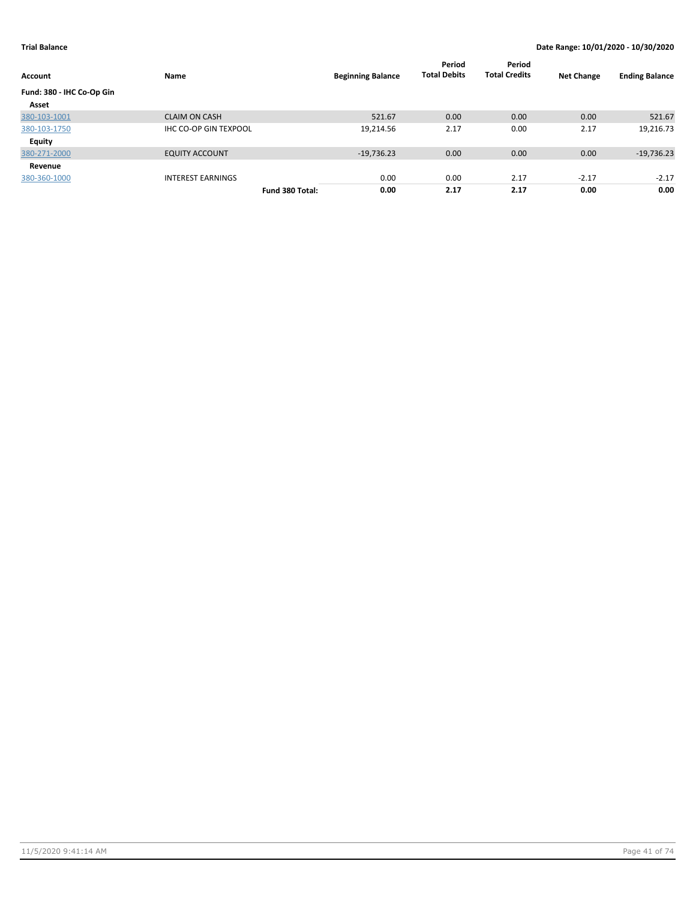**Trial Balance** **Date Range: 10/01/2020 - 10/30/2020**

| Account | Name | | Beginning Balance | Period Total Debits | Period Total Credits | Net Change | Ending Balance |
|---|---|---|---|---|---|---|---|
| **Fund: 380 - IHC Co-Op Gin** | | | | | | | |
| **Asset** | | | | | | | |
| 380-103-1001 | CLAIM ON CASH | | 521.67 | 0.00 | 0.00 | 0.00 | 521.67 |
| 380-103-1750 | IHC CO-OP GIN TEXPOOL | | 19,214.56 | 2.17 | 0.00 | 2.17 | 19,216.73 |
| **Equity** | | | | | | | |
| 380-271-2000 | EQUITY ACCOUNT | | -19,736.23 | 0.00 | 0.00 | 0.00 | -19,736.23 |
| **Revenue** | | | | | | | |
| 380-360-1000 | INTEREST EARNINGS | | 0.00 | 0.00 | 2.17 | -2.17 | -2.17 |
| | | **Fund 380 Total:** | **0.00** | **2.17** | **2.17** | **0.00** | **0.00** |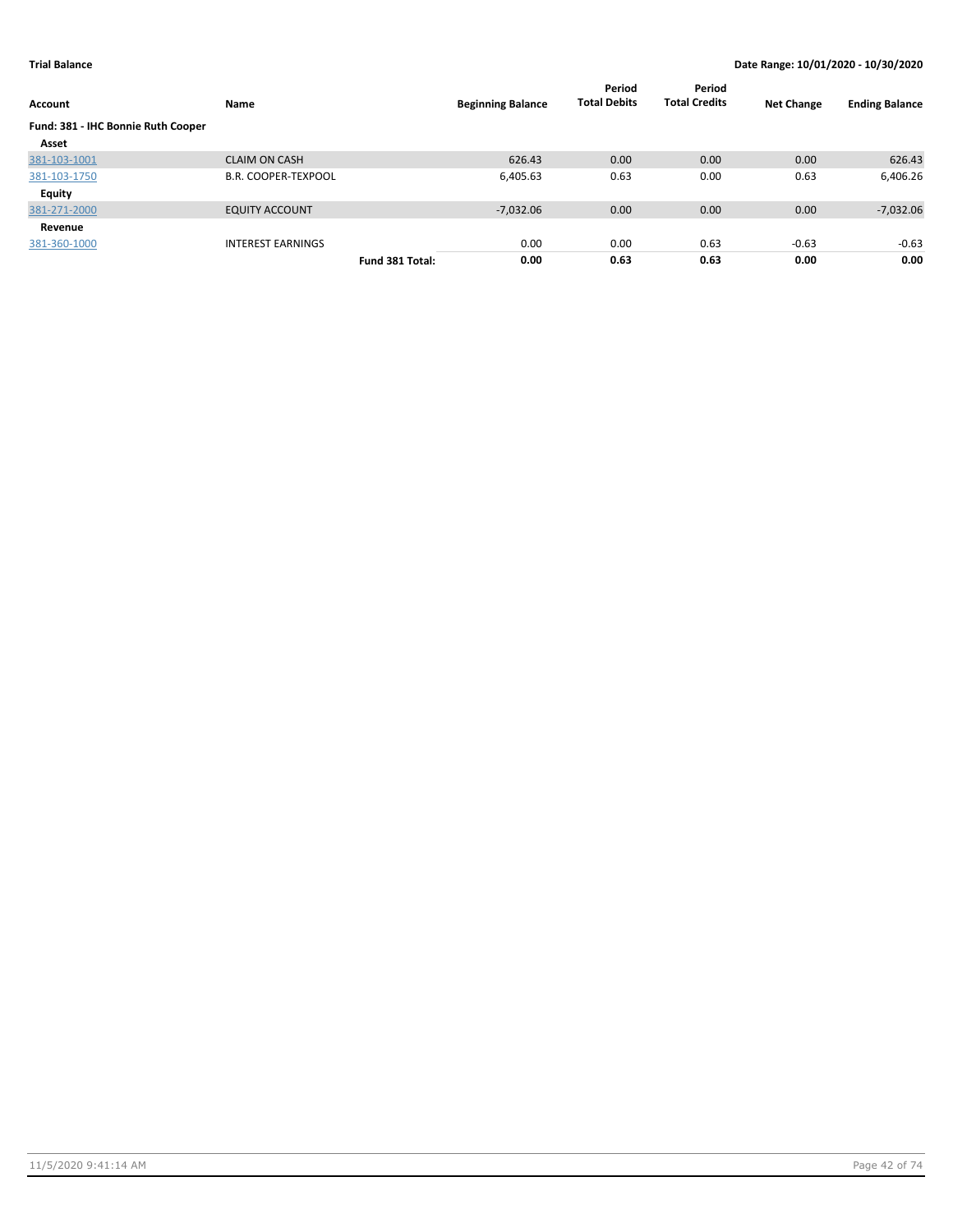**Trial Balance** | **Date Range: 10/01/2020 - 10/30/2020**

| Account | Name | | Beginning Balance | Period Total Debits | Period Total Credits | Net Change | Ending Balance |
|---|---|---|---|---|---|---|---|
| **Fund: 381 - IHC Bonnie Ruth Cooper** | | | | | | | |
| **Asset** | | | | | | | |
| 381-103-1001 | CLAIM ON CASH | | 626.43 | 0.00 | 0.00 | 0.00 | 626.43 |
| 381-103-1750 | B.R. COOPER-TEXPOOL | | 6,405.63 | 0.63 | 0.00 | 0.63 | 6,406.26 |
| **Equity** | | | | | | | |
| 381-271-2000 | EQUITY ACCOUNT | | -7,032.06 | 0.00 | 0.00 | 0.00 | -7,032.06 |
| **Revenue** | | | | | | | |
| 381-360-1000 | INTEREST EARNINGS | | 0.00 | 0.00 | 0.63 | -0.63 | -0.63 |
| | | **Fund 381 Total:** | **0.00** | **0.63** | **0.63** | **0.00** | **0.00** |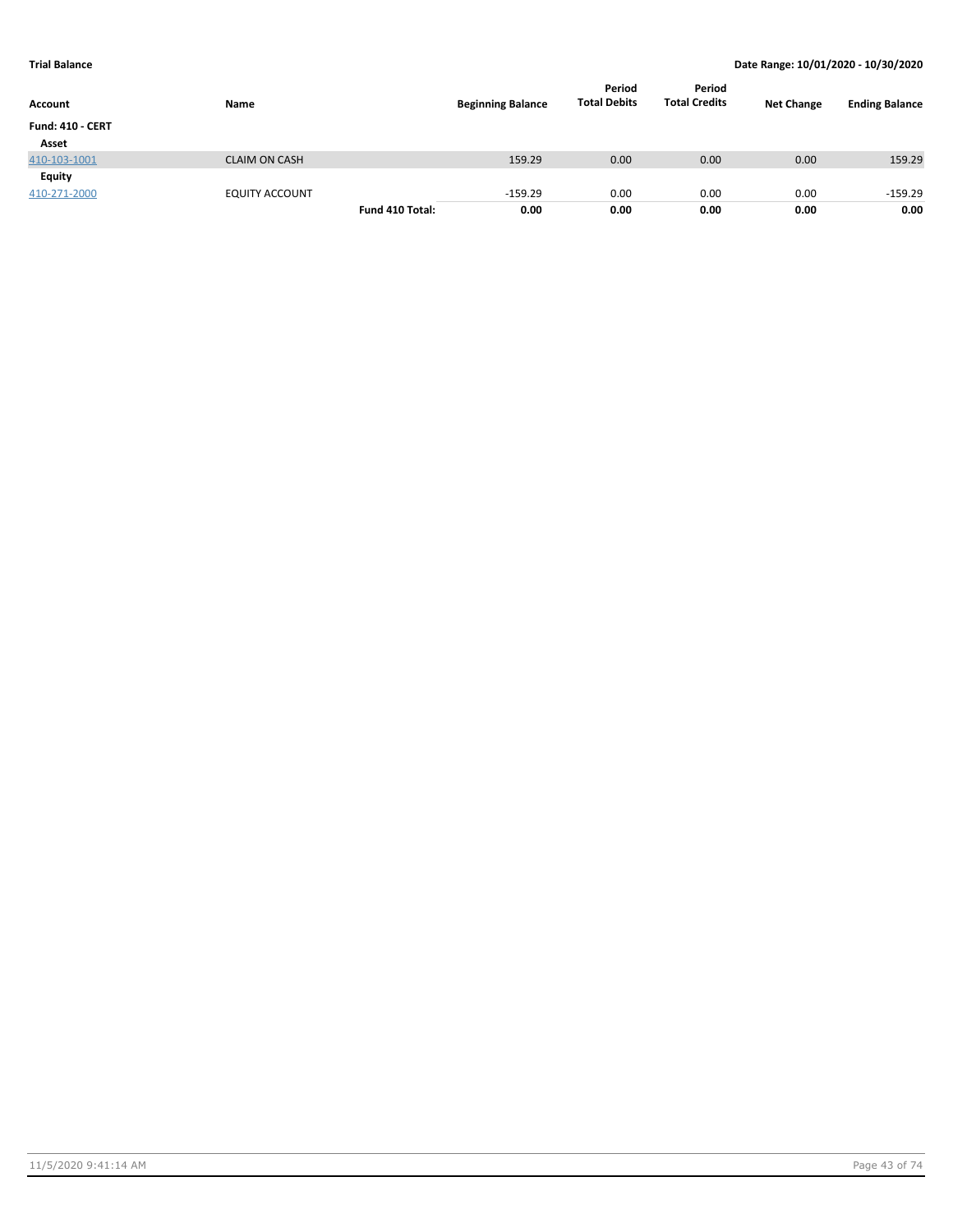**Trial Balance** **Date Range: 10/01/2020 - 10/30/2020**

| Account | Name | | Beginning Balance | Period Total Debits | Period Total Credits | Net Change | Ending Balance |
|---|---|---|---|---|---|---|---|
| **Fund: 410 - CERT** | | | | | | | |
| **Asset** | | | | | | | |
| 410-103-1001 | CLAIM ON CASH | | 159.29 | 0.00 | 0.00 | 0.00 | 159.29 |
| **Equity** | | | | | | | |
| 410-271-2000 | EQUITY ACCOUNT | | -159.29 | 0.00 | 0.00 | 0.00 | -159.29 |
| | | **Fund 410 Total:** | **0.00** | **0.00** | **0.00** | **0.00** | **0.00** |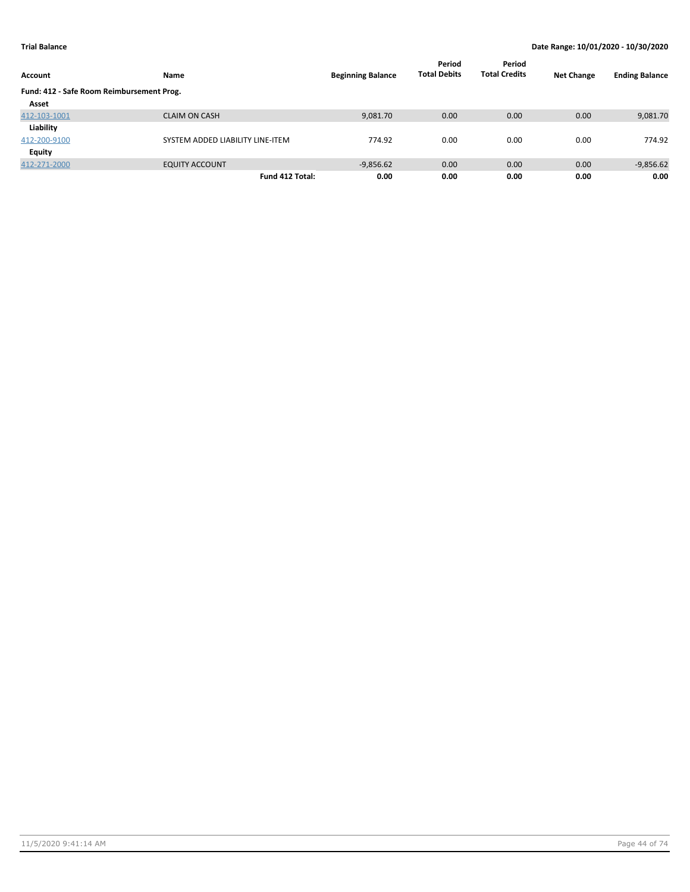**Trial Balance** | **Date Range: 10/01/2020 - 10/30/2020**

| Account | Name | Beginning Balance | Period Total Debits | Period Total Credits | Net Change | Ending Balance |
|---|---|---|---|---|---|---|
| **Fund: 412 - Safe Room Reimbursement Prog.** | | | | | | |
| **Asset** | | | | | | |
| 412-103-1001 | CLAIM ON CASH | 9,081.70 | 0.00 | 0.00 | 0.00 | 9,081.70 |
| **Liability** | | | | | | |
| 412-200-9100 | SYSTEM ADDED LIABILITY LINE-ITEM | 774.92 | 0.00 | 0.00 | 0.00 | 774.92 |
| **Equity** | | | | | | |
| 412-271-2000 | EQUITY ACCOUNT | -9,856.62 | 0.00 | 0.00 | 0.00 | -9,856.62 |
| | **Fund 412 Total:** | **0.00** | **0.00** | **0.00** | **0.00** | **0.00** |

11/5/2020 9:41:14 AM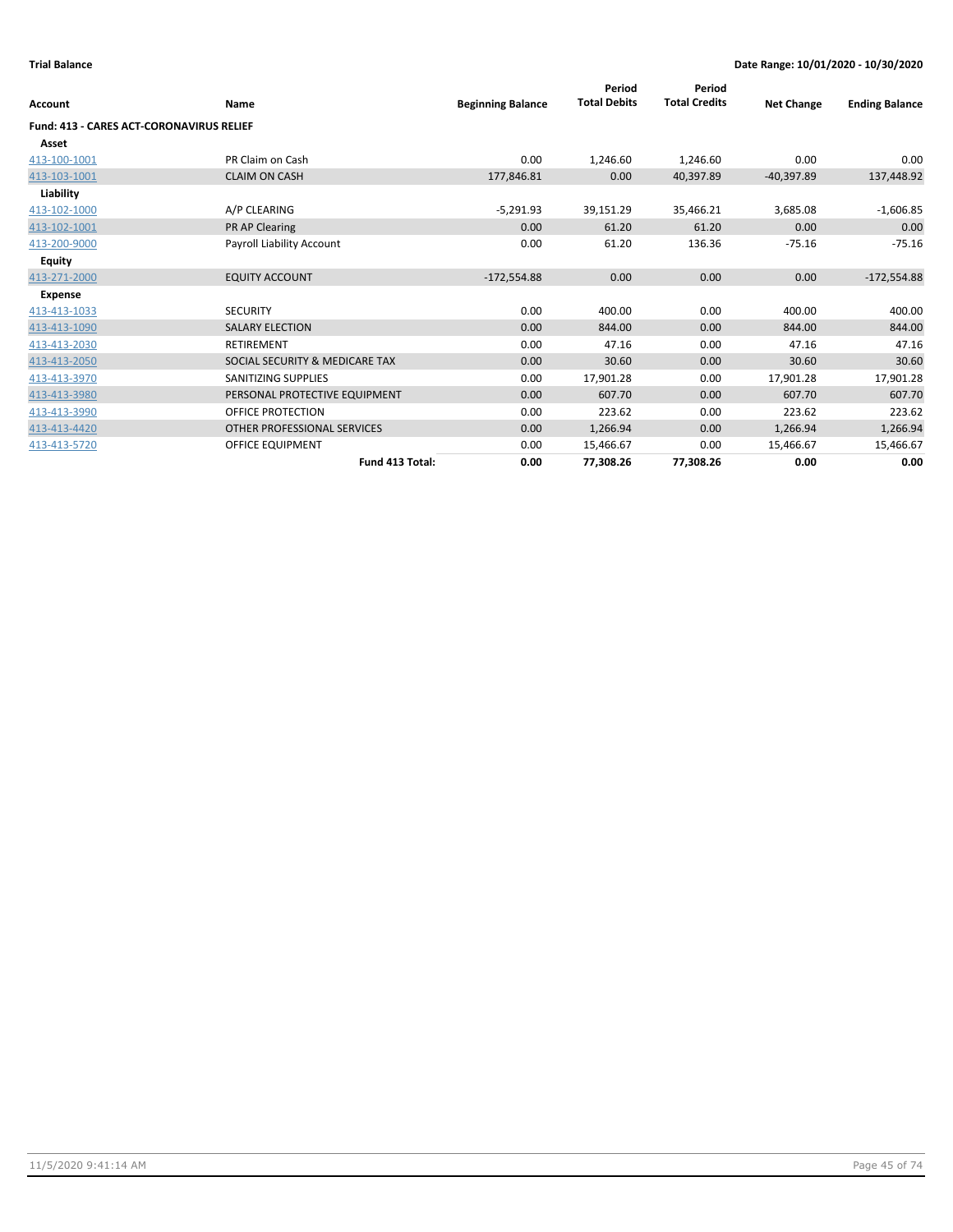**Trial Balance** | **Date Range: 10/01/2020 - 10/30/2020**

| Account | Name | Beginning Balance | Period Total Debits | Period Total Credits | Net Change | Ending Balance |
|---|---|---|---|---|---|---|
| **Fund: 413 - CARES ACT-CORONAVIRUS RELIEF** | | | | | | |
| **Asset** | | | | | | |
| 413-100-1001 | PR Claim on Cash | 0.00 | 1,246.60 | 1,246.60 | 0.00 | 0.00 |
| 413-103-1001 | CLAIM ON CASH | 177,846.81 | 0.00 | 40,397.89 | -40,397.89 | 137,448.92 |
| **Liability** | | | | | | |
| 413-102-1000 | A/P CLEARING | -5,291.93 | 39,151.29 | 35,466.21 | 3,685.08 | -1,606.85 |
| 413-102-1001 | PR AP Clearing | 0.00 | 61.20 | 61.20 | 0.00 | 0.00 |
| 413-200-9000 | Payroll Liability Account | 0.00 | 61.20 | 136.36 | -75.16 | -75.16 |
| **Equity** | | | | | | |
| 413-271-2000 | EQUITY ACCOUNT | -172,554.88 | 0.00 | 0.00 | 0.00 | -172,554.88 |
| **Expense** | | | | | | |
| 413-413-1033 | SECURITY | 0.00 | 400.00 | 0.00 | 400.00 | 400.00 |
| 413-413-1090 | SALARY ELECTION | 0.00 | 844.00 | 0.00 | 844.00 | 844.00 |
| 413-413-2030 | RETIREMENT | 0.00 | 47.16 | 0.00 | 47.16 | 47.16 |
| 413-413-2050 | SOCIAL SECURITY & MEDICARE TAX | 0.00 | 30.60 | 0.00 | 30.60 | 30.60 |
| 413-413-3970 | SANITIZING SUPPLIES | 0.00 | 17,901.28 | 0.00 | 17,901.28 | 17,901.28 |
| 413-413-3980 | PERSONAL PROTECTIVE EQUIPMENT | 0.00 | 607.70 | 0.00 | 607.70 | 607.70 |
| 413-413-3990 | OFFICE PROTECTION | 0.00 | 223.62 | 0.00 | 223.62 | 223.62 |
| 413-413-4420 | OTHER PROFESSIONAL SERVICES | 0.00 | 1,266.94 | 0.00 | 1,266.94 | 1,266.94 |
| 413-413-5720 | OFFICE EQUIPMENT | 0.00 | 15,466.67 | 0.00 | 15,466.67 | 15,466.67 |
| | **Fund 413 Total:** | **0.00** | **77,308.26** | **77,308.26** | **0.00** | **0.00** |

11/5/2020 9:41:14 AM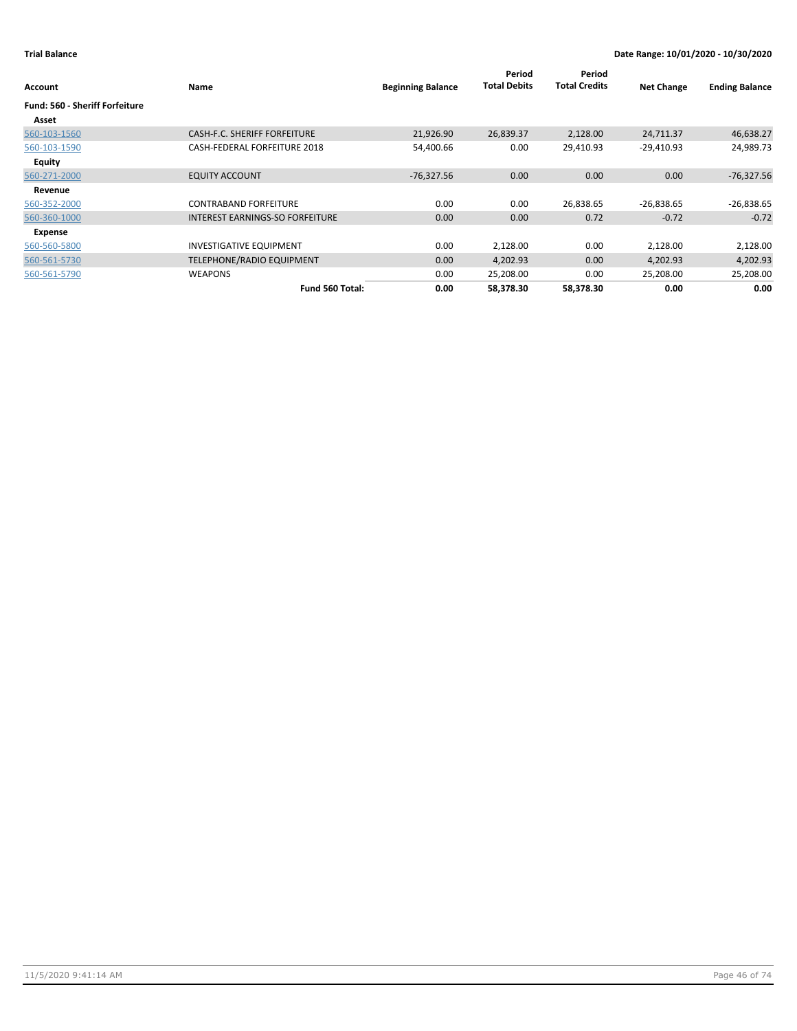**Trial Balance** **Date Range: 10/01/2020 - 10/30/2020**

| Account | Name | Beginning Balance | Period Total Debits | Period Total Credits | Net Change | Ending Balance |
|---|---|---|---|---|---|---|
| **Fund: 560 - Sheriff Forfeiture** | | | | | | |
| **Asset** | | | | | | |
| 560-103-1560 | CASH-F.C. SHERIFF FORFEITURE | 21,926.90 | 26,839.37 | 2,128.00 | 24,711.37 | 46,638.27 |
| 560-103-1590 | CASH-FEDERAL FORFEITURE 2018 | 54,400.66 | 0.00 | 29,410.93 | -29,410.93 | 24,989.73 |
| **Equity** | | | | | | |
| 560-271-2000 | EQUITY ACCOUNT | -76,327.56 | 0.00 | 0.00 | 0.00 | -76,327.56 |
| **Revenue** | | | | | | |
| 560-352-2000 | CONTRABAND FORFEITURE | 0.00 | 0.00 | 26,838.65 | -26,838.65 | -26,838.65 |
| 560-360-1000 | INTEREST EARNINGS-SO FORFEITURE | 0.00 | 0.00 | 0.72 | -0.72 | -0.72 |
| **Expense** | | | | | | |
| 560-560-5800 | INVESTIGATIVE EQUIPMENT | 0.00 | 2,128.00 | 0.00 | 2,128.00 | 2,128.00 |
| 560-561-5730 | TELEPHONE/RADIO EQUIPMENT | 0.00 | 4,202.93 | 0.00 | 4,202.93 | 4,202.93 |
| 560-561-5790 | WEAPONS | 0.00 | 25,208.00 | 0.00 | 25,208.00 | 25,208.00 |
| | **Fund 560 Total:** | **0.00** | **58,378.30** | **58,378.30** | **0.00** | **0.00** |

11/5/2020 9:41:14 AM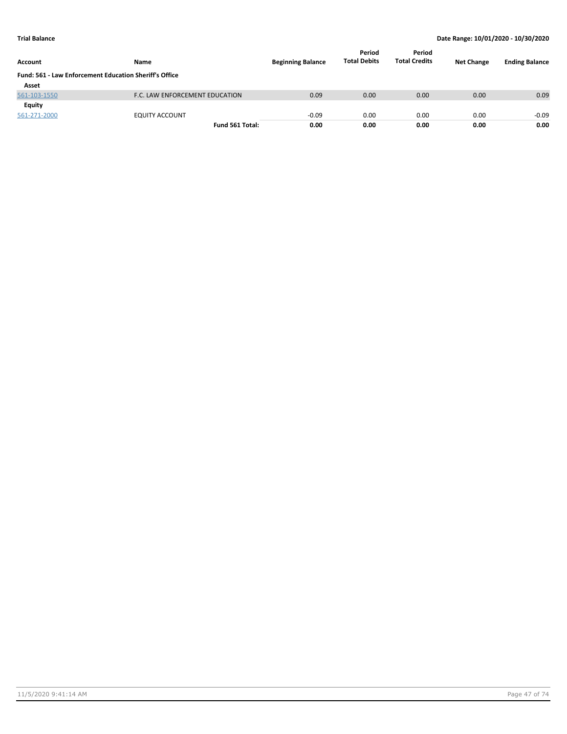**Trial Balance** — **Date Range: 10/01/2020 - 10/30/2020**

| Account | Name | Beginning Balance | Period Total Debits | Period Total Credits | Net Change | Ending Balance |
|---|---|---|---|---|---|---|
| **Fund: 561 - Law Enforcement Education Sheriff's Office** | | | | | | |
| **Asset** | | | | | | |
| 561-103-1550 | F.C. LAW ENFORCEMENT EDUCATION | 0.09 | 0.00 | 0.00 | 0.00 | 0.09 |
| **Equity** | | | | | | |
| 561-271-2000 | EQUITY ACCOUNT | -0.09 | 0.00 | 0.00 | 0.00 | -0.09 |
| | **Fund 561 Total:** | **0.00** | **0.00** | **0.00** | **0.00** | **0.00** |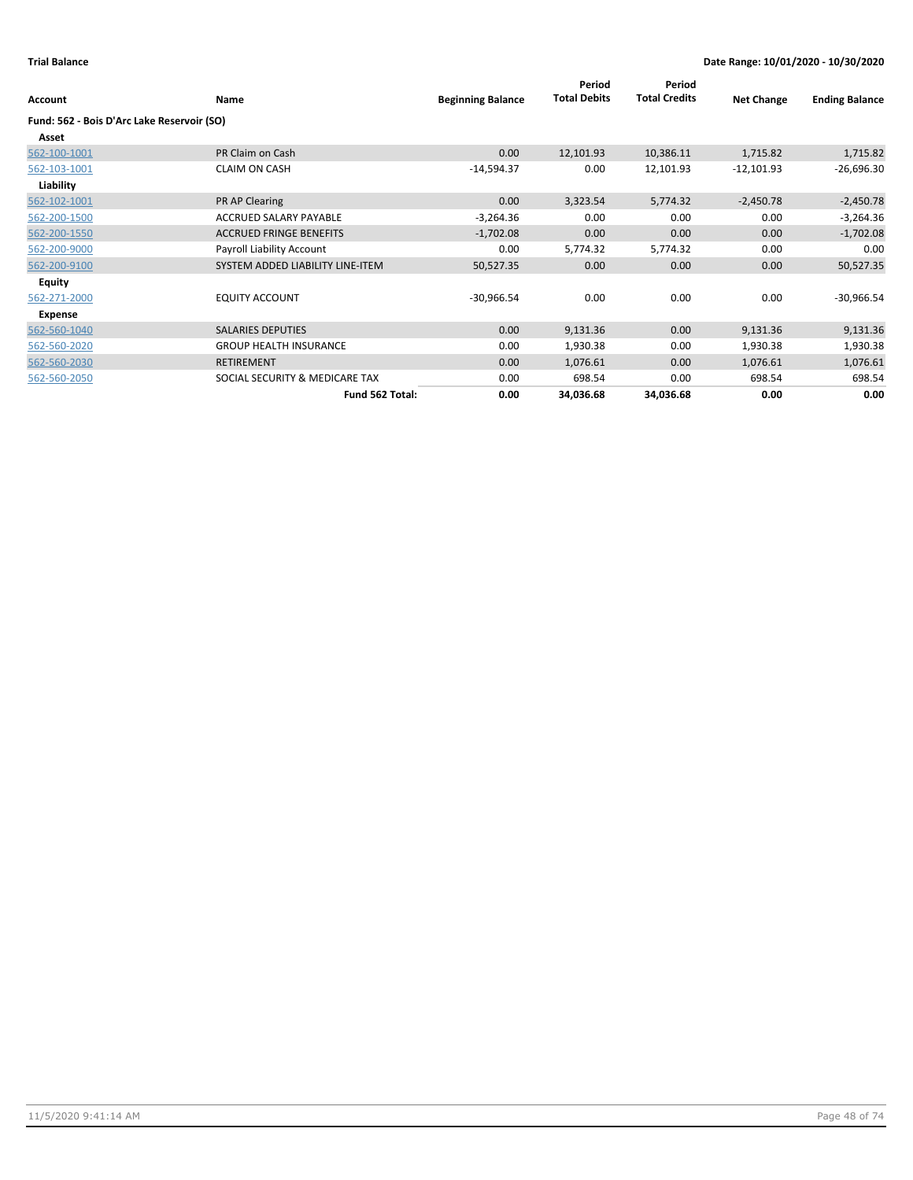**Trial Balance** | **Date Range: 10/01/2020 - 10/30/2020**

| Account | Name | Beginning Balance | Period Total Debits | Period Total Credits | Net Change | Ending Balance |
|---|---|---|---|---|---|---|
| **Fund: 562 - Bois D'Arc Lake Reservoir (SO)** | | | | | | |
| **Asset** | | | | | | |
| 562-100-1001 | PR Claim on Cash | 0.00 | 12,101.93 | 10,386.11 | 1,715.82 | 1,715.82 |
| 562-103-1001 | CLAIM ON CASH | -14,594.37 | 0.00 | 12,101.93 | -12,101.93 | -26,696.30 |
| **Liability** | | | | | | |
| 562-102-1001 | PR AP Clearing | 0.00 | 3,323.54 | 5,774.32 | -2,450.78 | -2,450.78 |
| 562-200-1500 | ACCRUED SALARY PAYABLE | -3,264.36 | 0.00 | 0.00 | 0.00 | -3,264.36 |
| 562-200-1550 | ACCRUED FRINGE BENEFITS | -1,702.08 | 0.00 | 0.00 | 0.00 | -1,702.08 |
| 562-200-9000 | Payroll Liability Account | 0.00 | 5,774.32 | 5,774.32 | 0.00 | 0.00 |
| 562-200-9100 | SYSTEM ADDED LIABILITY LINE-ITEM | 50,527.35 | 0.00 | 0.00 | 0.00 | 50,527.35 |
| **Equity** | | | | | | |
| 562-271-2000 | EQUITY ACCOUNT | -30,966.54 | 0.00 | 0.00 | 0.00 | -30,966.54 |
| **Expense** | | | | | | |
| 562-560-1040 | SALARIES DEPUTIES | 0.00 | 9,131.36 | 0.00 | 9,131.36 | 9,131.36 |
| 562-560-2020 | GROUP HEALTH INSURANCE | 0.00 | 1,930.38 | 0.00 | 1,930.38 | 1,930.38 |
| 562-560-2030 | RETIREMENT | 0.00 | 1,076.61 | 0.00 | 1,076.61 | 1,076.61 |
| 562-560-2050 | SOCIAL SECURITY & MEDICARE TAX | 0.00 | 698.54 | 0.00 | 698.54 | 698.54 |
| | **Fund 562 Total:** | **0.00** | **34,036.68** | **34,036.68** | **0.00** | **0.00** |

11/5/2020 9:41:14 AM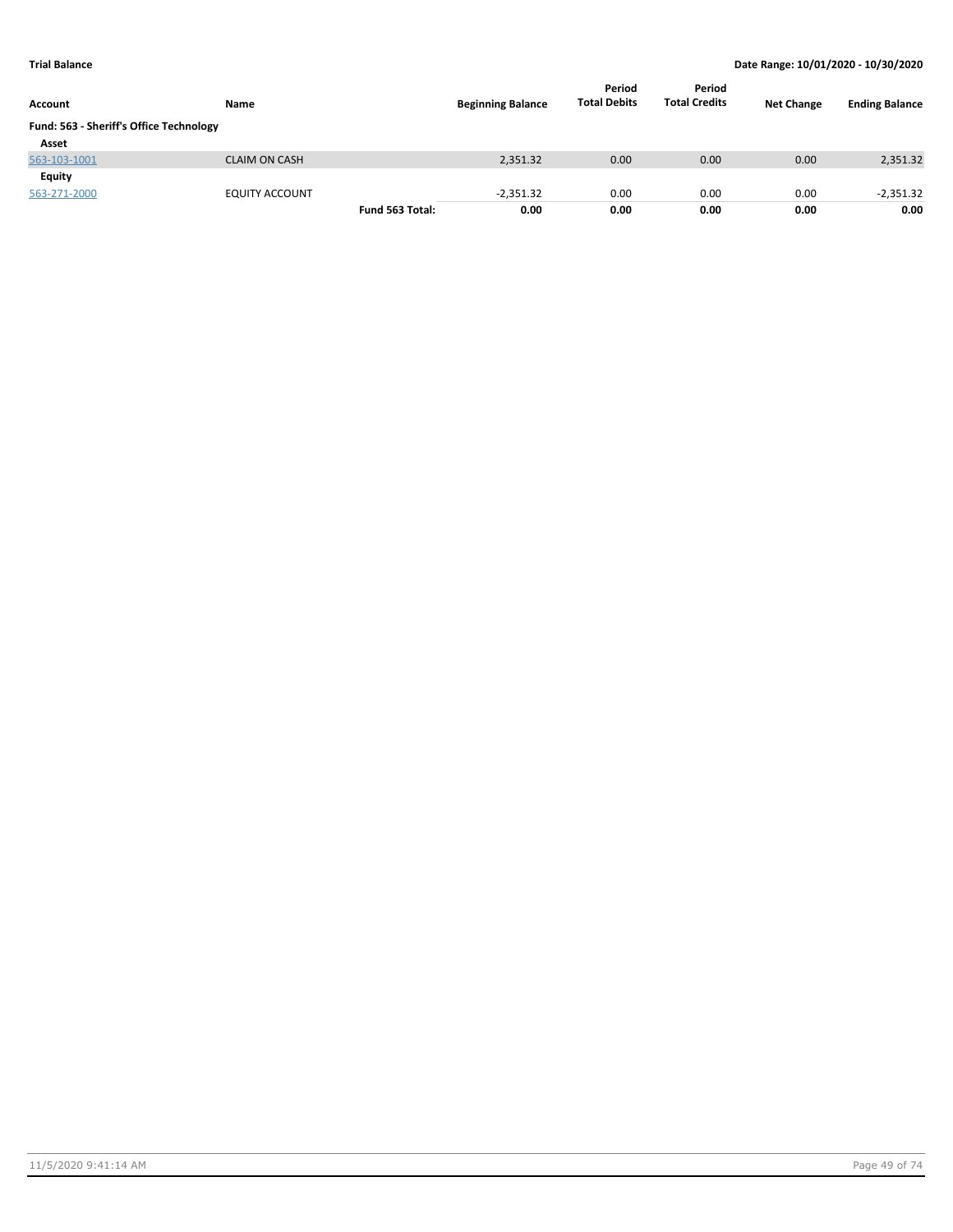**Trial Balance** | **Date Range: 10/01/2020 - 10/30/2020**

| Account | Name | | Beginning Balance | Period Total Debits | Period Total Credits | Net Change | Ending Balance |
|---|---|---|---|---|---|---|---|
| **Fund: 563 - Sheriff's Office Technology** | | | | | | | |
| **Asset** | | | | | | | |
| 563-103-1001 | CLAIM ON CASH | | 2,351.32 | 0.00 | 0.00 | 0.00 | 2,351.32 |
| **Equity** | | | | | | | |
| 563-271-2000 | EQUITY ACCOUNT | | -2,351.32 | 0.00 | 0.00 | 0.00 | -2,351.32 |
| | | **Fund 563 Total:** | **0.00** | **0.00** | **0.00** | **0.00** | **0.00** |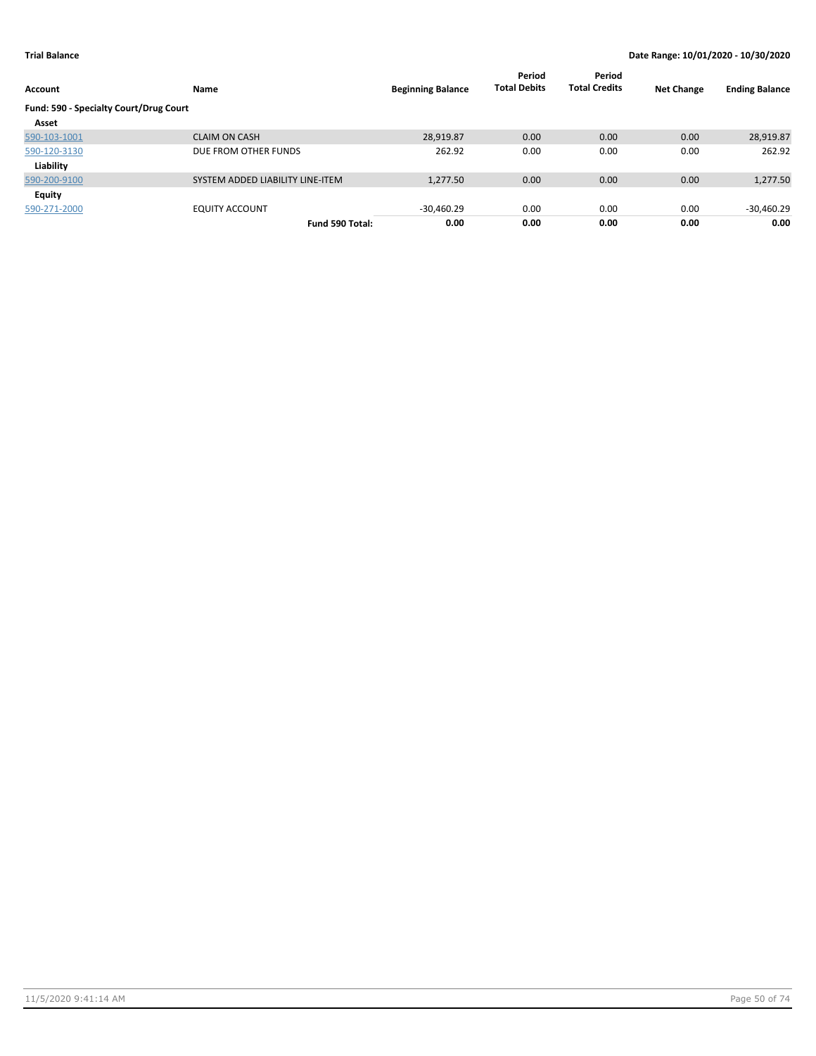**Trial Balance** **Date Range: 10/01/2020 - 10/30/2020**

| Account | Name | Beginning Balance | Period Total Debits | Period Total Credits | Net Change | Ending Balance |
|---|---|---|---|---|---|---|
| **Fund: 590 - Specialty Court/Drug Court** | | | | | | |
| **Asset** | | | | | | |
| 590-103-1001 | CLAIM ON CASH | 28,919.87 | 0.00 | 0.00 | 0.00 | 28,919.87 |
| 590-120-3130 | DUE FROM OTHER FUNDS | 262.92 | 0.00 | 0.00 | 0.00 | 262.92 |
| **Liability** | | | | | | |
| 590-200-9100 | SYSTEM ADDED LIABILITY LINE-ITEM | 1,277.50 | 0.00 | 0.00 | 0.00 | 1,277.50 |
| **Equity** | | | | | | |
| 590-271-2000 | EQUITY ACCOUNT | -30,460.29 | 0.00 | 0.00 | 0.00 | -30,460.29 |
| | **Fund 590 Total:** | **0.00** | **0.00** | **0.00** | **0.00** | **0.00** |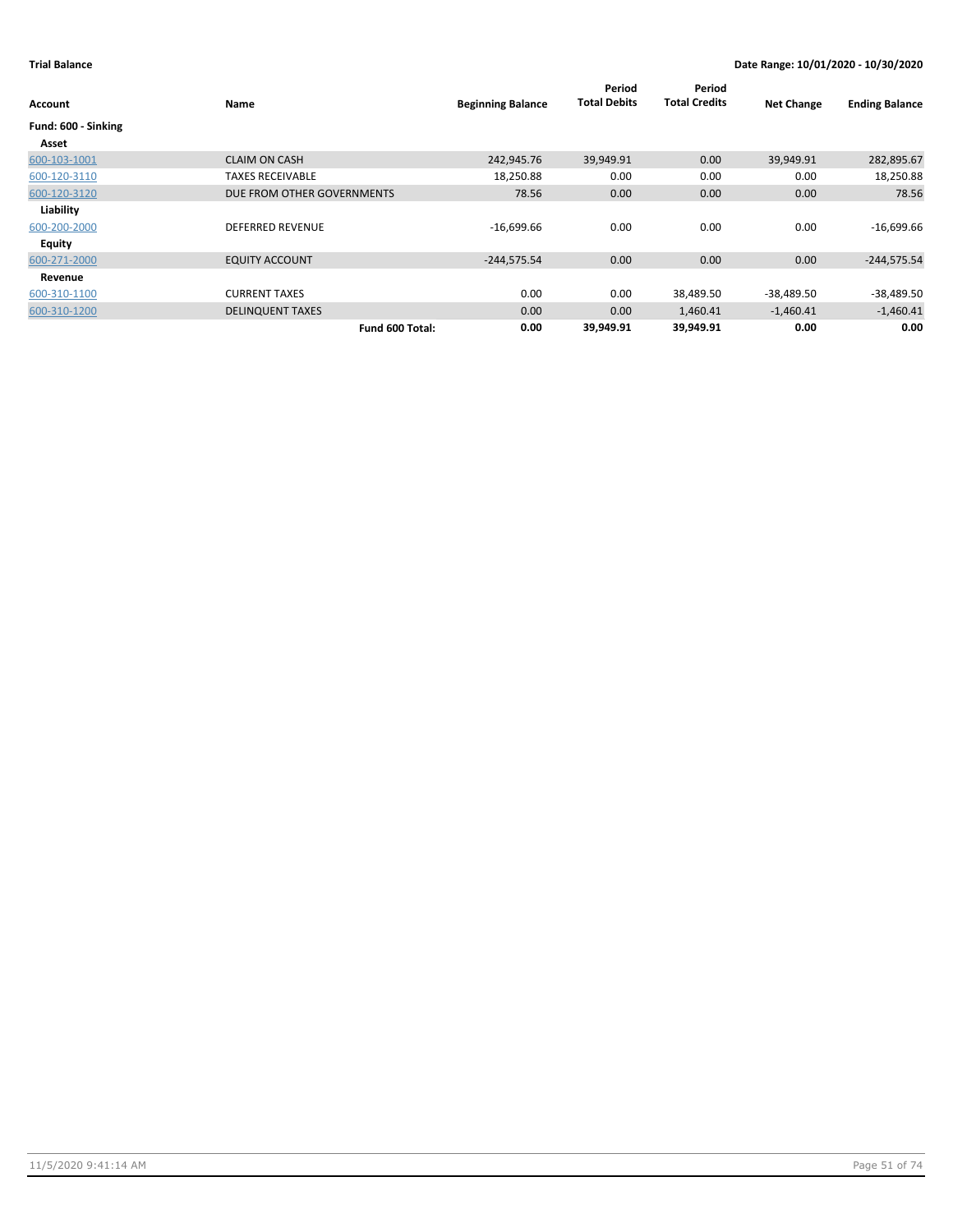**Trial Balance** **Date Range: 10/01/2020 - 10/30/2020**

| Account | Name | Beginning Balance | Period Total Debits | Period Total Credits | Net Change | Ending Balance |
|---|---|---|---|---|---|---|
| **Fund: 600 - Sinking** | | | | | | |
| **Asset** | | | | | | |
| 600-103-1001 | CLAIM ON CASH | 242,945.76 | 39,949.91 | 0.00 | 39,949.91 | 282,895.67 |
| 600-120-3110 | TAXES RECEIVABLE | 18,250.88 | 0.00 | 0.00 | 0.00 | 18,250.88 |
| 600-120-3120 | DUE FROM OTHER GOVERNMENTS | 78.56 | 0.00 | 0.00 | 0.00 | 78.56 |
| **Liability** | | | | | | |
| 600-200-2000 | DEFERRED REVENUE | -16,699.66 | 0.00 | 0.00 | 0.00 | -16,699.66 |
| **Equity** | | | | | | |
| 600-271-2000 | EQUITY ACCOUNT | -244,575.54 | 0.00 | 0.00 | 0.00 | -244,575.54 |
| **Revenue** | | | | | | |
| 600-310-1100 | CURRENT TAXES | 0.00 | 0.00 | 38,489.50 | -38,489.50 | -38,489.50 |
| 600-310-1200 | DELINQUENT TAXES | 0.00 | 0.00 | 1,460.41 | -1,460.41 | -1,460.41 |
| | **Fund 600 Total:** | **0.00** | **39,949.91** | **39,949.91** | **0.00** | **0.00** |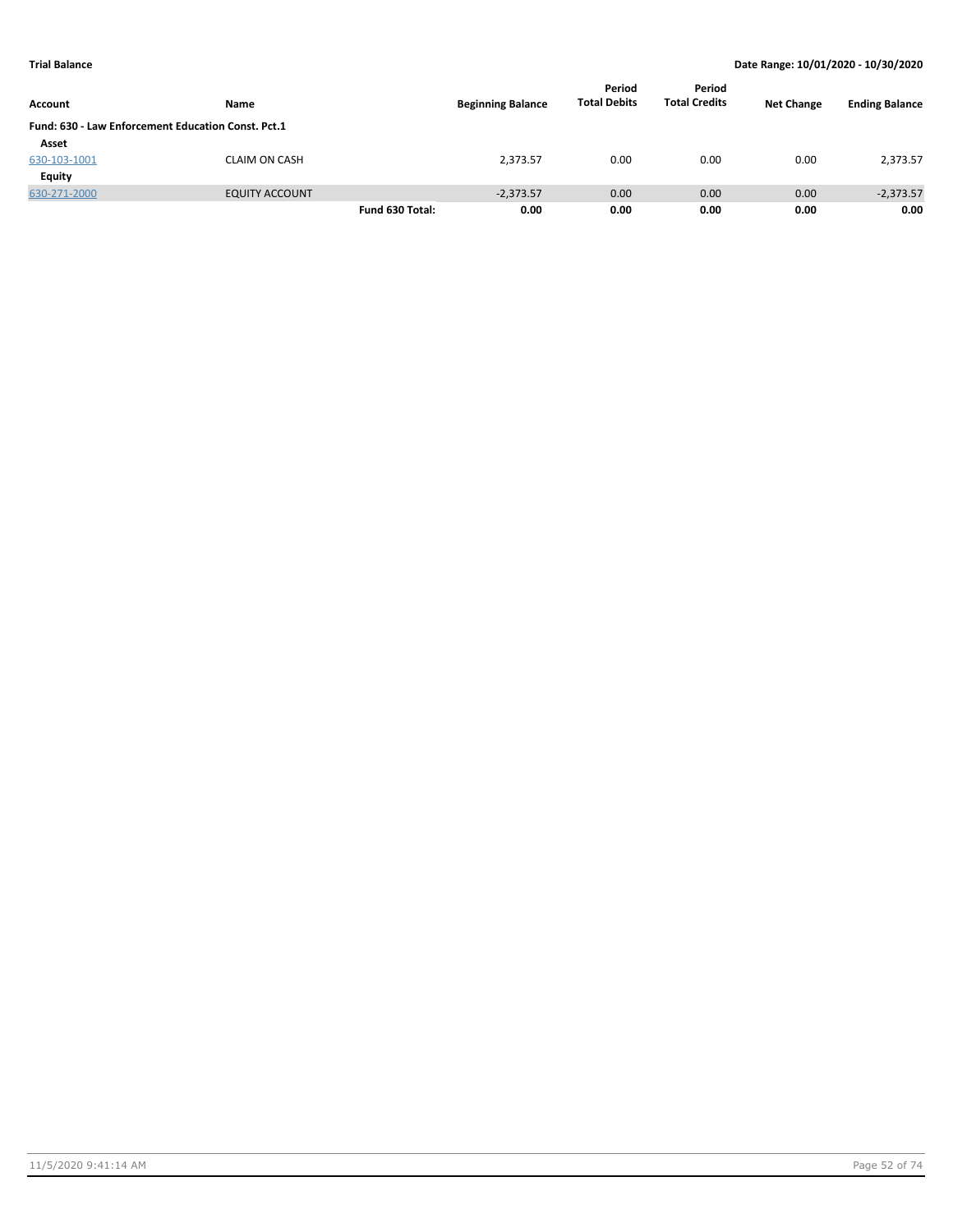**Trial Balance** | **Date Range: 10/01/2020 - 10/30/2020**

| Account | Name | | Beginning Balance | Period Total Debits | Period Total Credits | Net Change | Ending Balance |
|---|---|---|---|---|---|---|---|
| **Fund: 630 - Law Enforcement Education Const. Pct.1** | | | | | | | |
| **Asset** | | | | | | | |
| 630-103-1001 | CLAIM ON CASH | | 2,373.57 | 0.00 | 0.00 | 0.00 | 2,373.57 |
| **Equity** | | | | | | | |
| 630-271-2000 | EQUITY ACCOUNT | | -2,373.57 | 0.00 | 0.00 | 0.00 | -2,373.57 |
| | | **Fund 630 Total:** | **0.00** | **0.00** | **0.00** | **0.00** | **0.00** |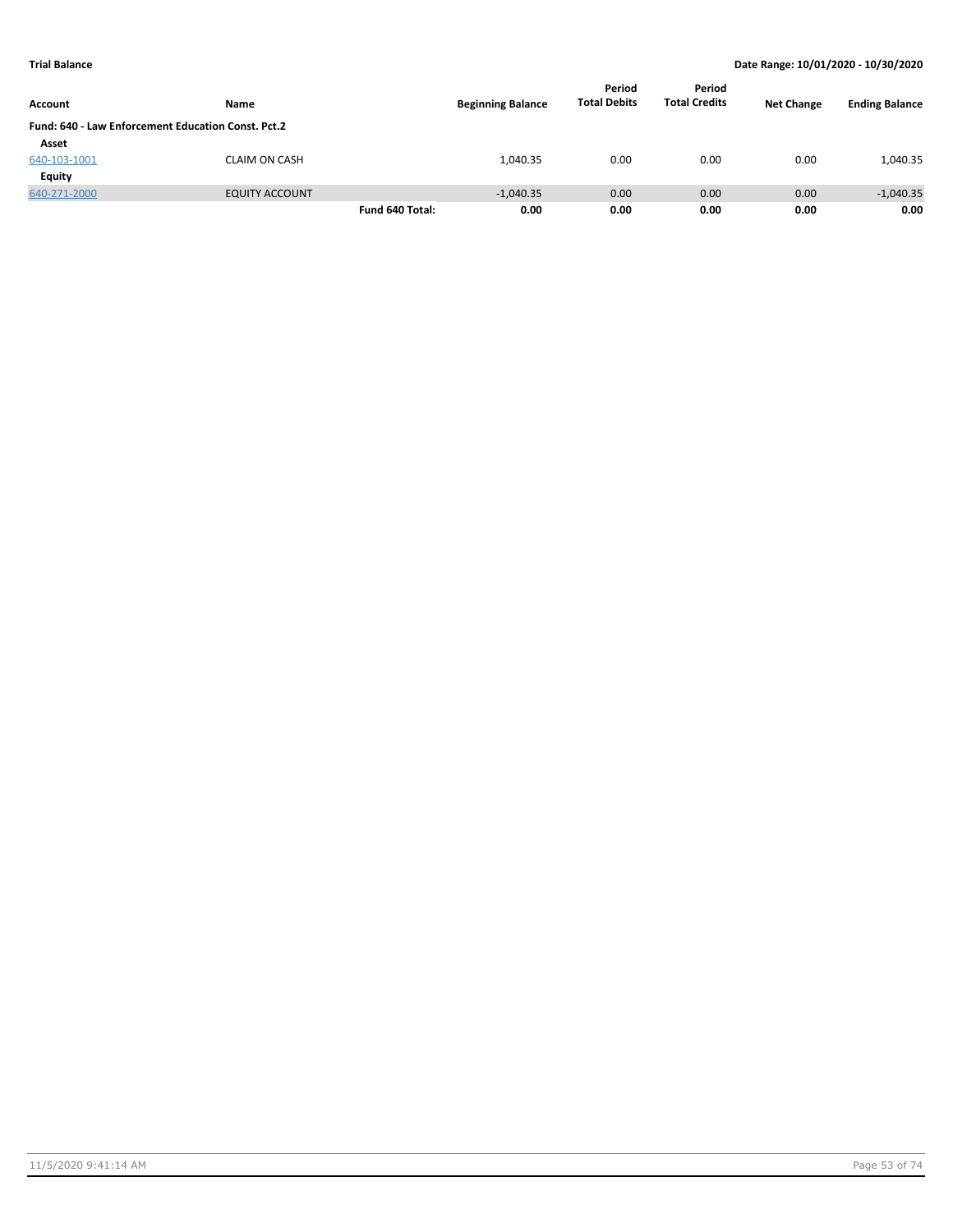**Trial Balance** **Date Range: 10/01/2020 - 10/30/2020**

| Account | Name | | Beginning Balance | Period Total Debits | Period Total Credits | Net Change | Ending Balance |
|---|---|---|---|---|---|---|---|
| **Fund: 640 - Law Enforcement Education Const. Pct.2** | | | | | | | |
| **Asset** | | | | | | | |
| 640-103-1001 | CLAIM ON CASH | | 1,040.35 | 0.00 | 0.00 | 0.00 | 1,040.35 |
| **Equity** | | | | | | | |
| 640-271-2000 | EQUITY ACCOUNT | | -1,040.35 | 0.00 | 0.00 | 0.00 | -1,040.35 |
| | | **Fund 640 Total:** | **0.00** | **0.00** | **0.00** | **0.00** | **0.00** |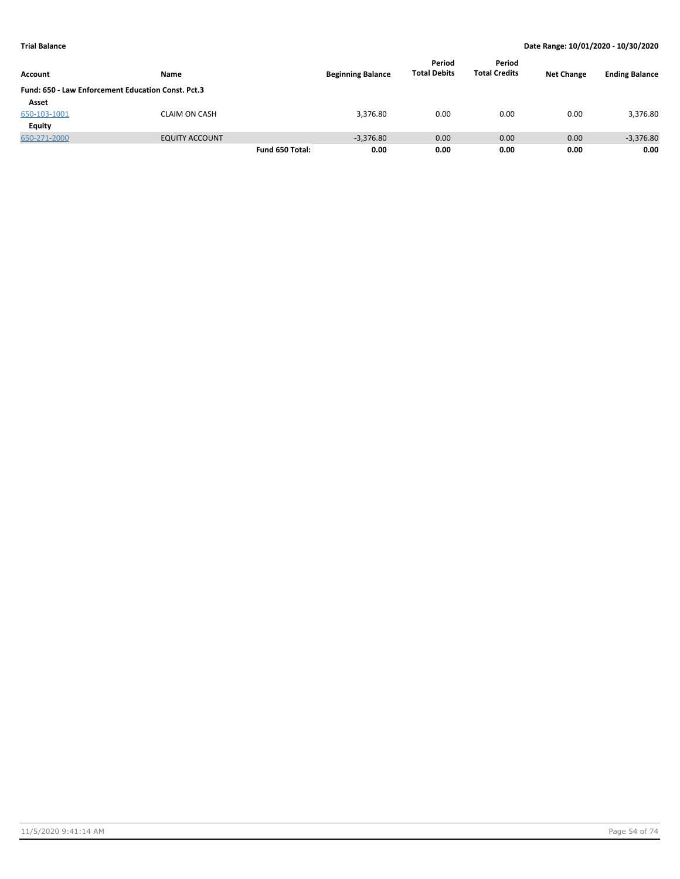**Trial Balance** **Date Range: 10/01/2020 - 10/30/2020**

| Account | Name | | Beginning Balance | Period Total Debits | Period Total Credits | Net Change | Ending Balance |
|---|---|---|---|---|---|---|---|
| **Fund: 650 - Law Enforcement Education Const. Pct.3** | | | | | | | |
| **Asset** | | | | | | | |
| 650-103-1001 | CLAIM ON CASH | | 3,376.80 | 0.00 | 0.00 | 0.00 | 3,376.80 |
| **Equity** | | | | | | | |
| 650-271-2000 | EQUITY ACCOUNT | | -3,376.80 | 0.00 | 0.00 | 0.00 | -3,376.80 |
| | | **Fund 650 Total:** | **0.00** | **0.00** | **0.00** | **0.00** | **0.00** |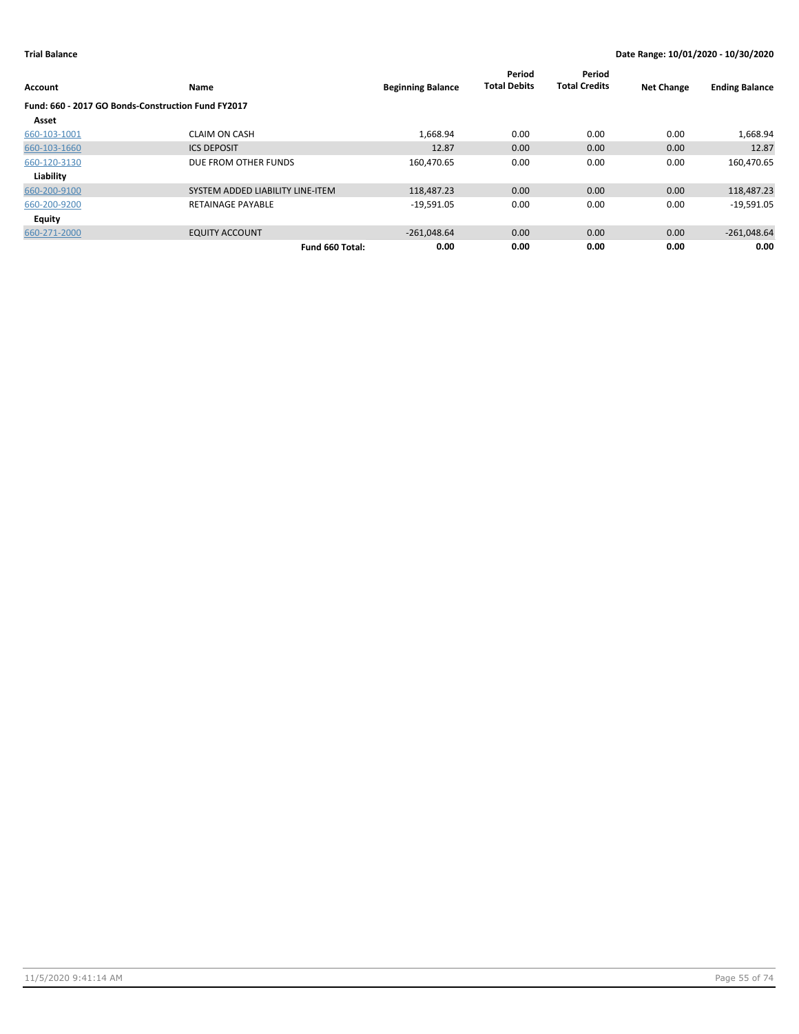**Trial Balance**

**Date Range: 10/01/2020 - 10/30/2020**

| Account | Name | Beginning Balance | Period Total Debits | Period Total Credits | Net Change | Ending Balance |
|---|---|---|---|---|---|---|
| **Fund: 660 - 2017 GO Bonds-Construction Fund FY2017** | | | | | | |
| **Asset** | | | | | | |
| 660-103-1001 | CLAIM ON CASH | 1,668.94 | 0.00 | 0.00 | 0.00 | 1,668.94 |
| 660-103-1660 | ICS DEPOSIT | 12.87 | 0.00 | 0.00 | 0.00 | 12.87 |
| 660-120-3130 | DUE FROM OTHER FUNDS | 160,470.65 | 0.00 | 0.00 | 0.00 | 160,470.65 |
| **Liability** | | | | | | |
| 660-200-9100 | SYSTEM ADDED LIABILITY LINE-ITEM | 118,487.23 | 0.00 | 0.00 | 0.00 | 118,487.23 |
| 660-200-9200 | RETAINAGE PAYABLE | -19,591.05 | 0.00 | 0.00 | 0.00 | -19,591.05 |
| **Equity** | | | | | | |
| 660-271-2000 | EQUITY ACCOUNT | -261,048.64 | 0.00 | 0.00 | 0.00 | -261,048.64 |
| | **Fund 660 Total:** | **0.00** | **0.00** | **0.00** | **0.00** | **0.00** |

11/5/2020 9:41:14 AM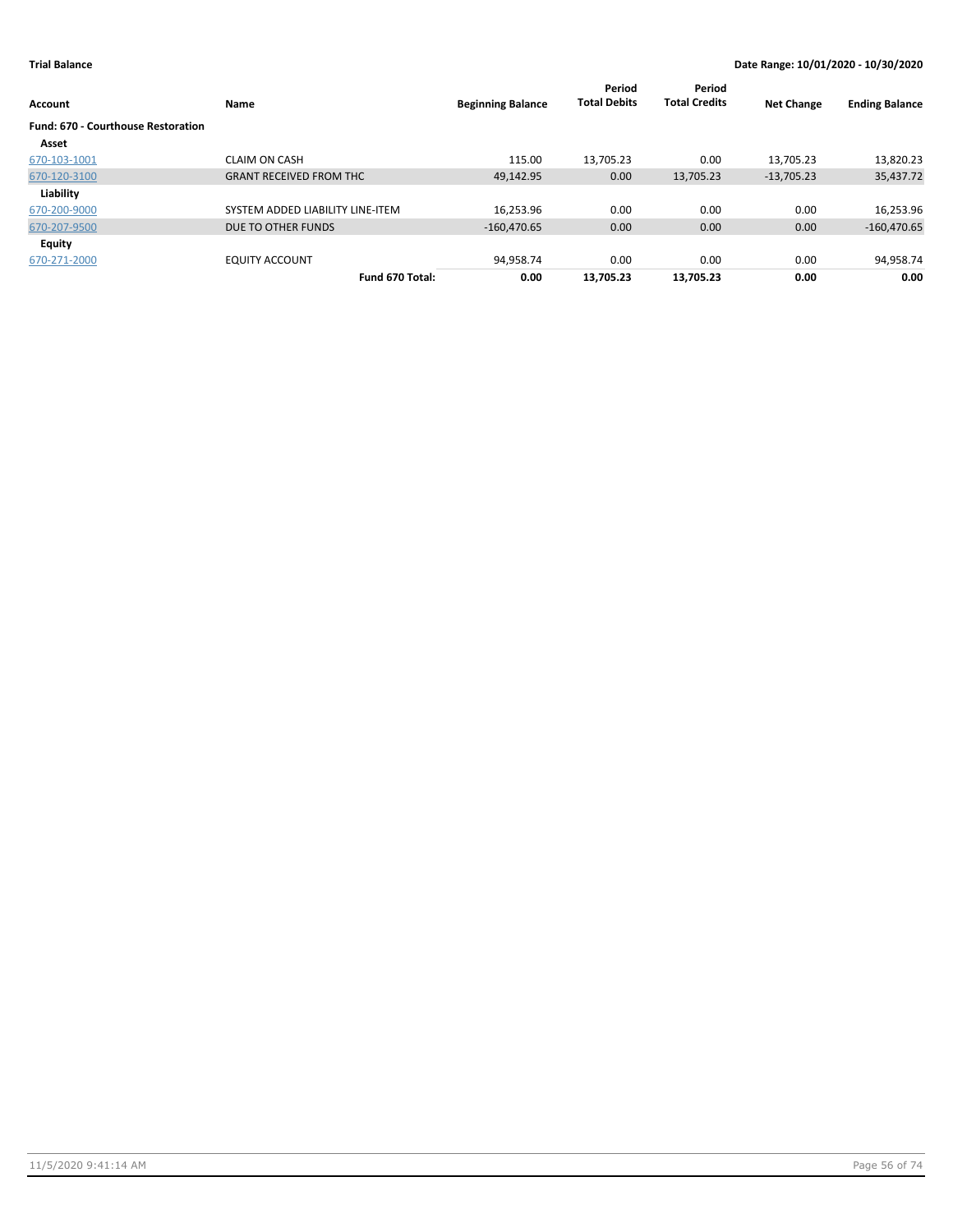**Trial Balance** — **Date Range: 10/01/2020 - 10/30/2020**

| Account | Name | Beginning Balance | Period Total Debits | Period Total Credits | Net Change | Ending Balance |
|---|---|---|---|---|---|---|
| **Fund: 670 - Courthouse Restoration** | | | | | | |
| **Asset** | | | | | | |
| 670-103-1001 | CLAIM ON CASH | 115.00 | 13,705.23 | 0.00 | 13,705.23 | 13,820.23 |
| 670-120-3100 | GRANT RECEIVED FROM THC | 49,142.95 | 0.00 | 13,705.23 | -13,705.23 | 35,437.72 |
| **Liability** | | | | | | |
| 670-200-9000 | SYSTEM ADDED LIABILITY LINE-ITEM | 16,253.96 | 0.00 | 0.00 | 0.00 | 16,253.96 |
| 670-207-9500 | DUE TO OTHER FUNDS | -160,470.65 | 0.00 | 0.00 | 0.00 | -160,470.65 |
| **Equity** | | | | | | |
| 670-271-2000 | EQUITY ACCOUNT | 94,958.74 | 0.00 | 0.00 | 0.00 | 94,958.74 |
| | **Fund 670 Total:** | **0.00** | **13,705.23** | **13,705.23** | **0.00** | **0.00** |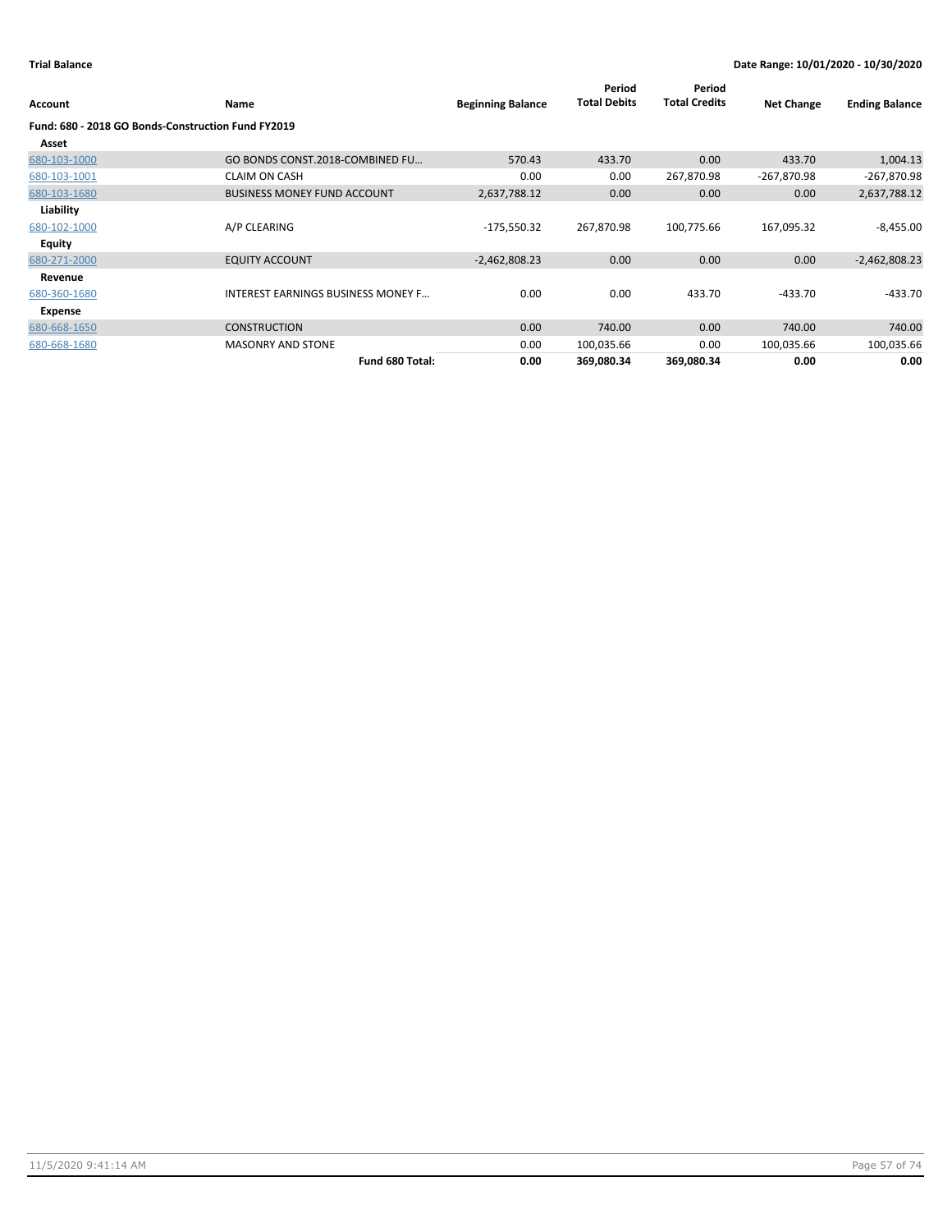**Trial Balance** | **Date Range: 10/01/2020 - 10/30/2020**

| Account | Name | Beginning Balance | Period Total Debits | Period Total Credits | Net Change | Ending Balance |
|---|---|---|---|---|---|---|
| **Fund: 680 - 2018 GO Bonds-Construction Fund FY2019** | | | | | | |
| **Asset** | | | | | | |
| 680-103-1000 | GO BONDS CONST.2018-COMBINED FU… | 570.43 | 433.70 | 0.00 | 433.70 | 1,004.13 |
| 680-103-1001 | CLAIM ON CASH | 0.00 | 0.00 | 267,870.98 | -267,870.98 | -267,870.98 |
| 680-103-1680 | BUSINESS MONEY FUND ACCOUNT | 2,637,788.12 | 0.00 | 0.00 | 0.00 | 2,637,788.12 |
| **Liability** | | | | | | |
| 680-102-1000 | A/P CLEARING | -175,550.32 | 267,870.98 | 100,775.66 | 167,095.32 | -8,455.00 |
| **Equity** | | | | | | |
| 680-271-2000 | EQUITY ACCOUNT | -2,462,808.23 | 0.00 | 0.00 | 0.00 | -2,462,808.23 |
| **Revenue** | | | | | | |
| 680-360-1680 | INTEREST EARNINGS BUSINESS MONEY F… | 0.00 | 0.00 | 433.70 | -433.70 | -433.70 |
| **Expense** | | | | | | |
| 680-668-1650 | CONSTRUCTION | 0.00 | 740.00 | 0.00 | 740.00 | 740.00 |
| 680-668-1680 | MASONRY AND STONE | 0.00 | 100,035.66 | 0.00 | 100,035.66 | 100,035.66 |
| | **Fund 680 Total:** | **0.00** | **369,080.34** | **369,080.34** | **0.00** | **0.00** |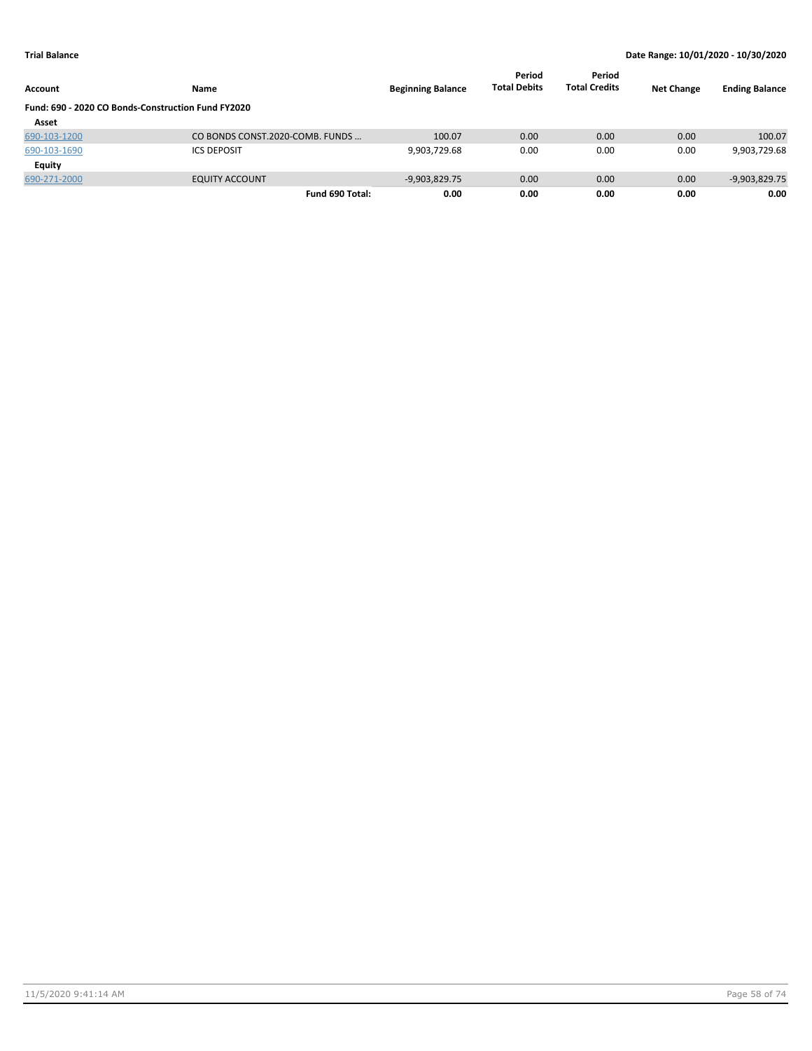**Trial Balance** — **Date Range: 10/01/2020 - 10/30/2020**

| Account | Name | Beginning Balance | Period Total Debits | Period Total Credits | Net Change | Ending Balance |
|---|---|---|---|---|---|---|
| **Fund: 690 - 2020 CO Bonds-Construction Fund FY2020** | | | | | | |
| **Asset** | | | | | | |
| 690-103-1200 | CO BONDS CONST.2020-COMB. FUNDS ... | 100.07 | 0.00 | 0.00 | 0.00 | 100.07 |
| 690-103-1690 | ICS DEPOSIT | 9,903,729.68 | 0.00 | 0.00 | 0.00 | 9,903,729.68 |
| **Equity** | | | | | | |
| 690-271-2000 | EQUITY ACCOUNT | -9,903,829.75 | 0.00 | 0.00 | 0.00 | -9,903,829.75 |
| | **Fund 690 Total:** | **0.00** | **0.00** | **0.00** | **0.00** | **0.00** |

11/5/2020 9:41:14 AM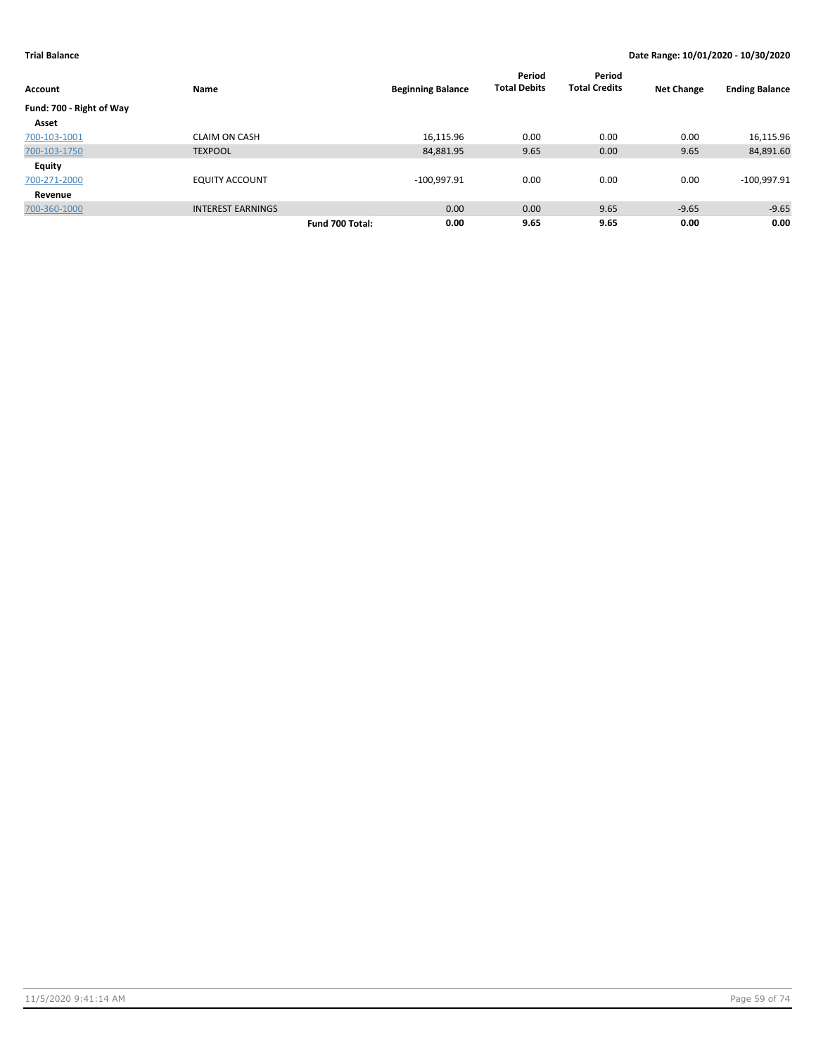**Trial Balance** **Date Range: 10/01/2020 - 10/30/2020**

| Account | Name | | Beginning Balance | Period Total Debits | Period Total Credits | Net Change | Ending Balance |
|---|---|---|---|---|---|---|---|
| **Fund: 700 - Right of Way** | | | | | | | |
| **Asset** | | | | | | | |
| 700-103-1001 | CLAIM ON CASH | | 16,115.96 | 0.00 | 0.00 | 0.00 | 16,115.96 |
| 700-103-1750 | TEXPOOL | | 84,881.95 | 9.65 | 0.00 | 9.65 | 84,891.60 |
| **Equity** | | | | | | | |
| 700-271-2000 | EQUITY ACCOUNT | | -100,997.91 | 0.00 | 0.00 | 0.00 | -100,997.91 |
| **Revenue** | | | | | | | |
| 700-360-1000 | INTEREST EARNINGS | | 0.00 | 0.00 | 9.65 | -9.65 | -9.65 |
| | | **Fund 700 Total:** | **0.00** | **9.65** | **9.65** | **0.00** | **0.00** |

11/5/2020 9:41:14 AM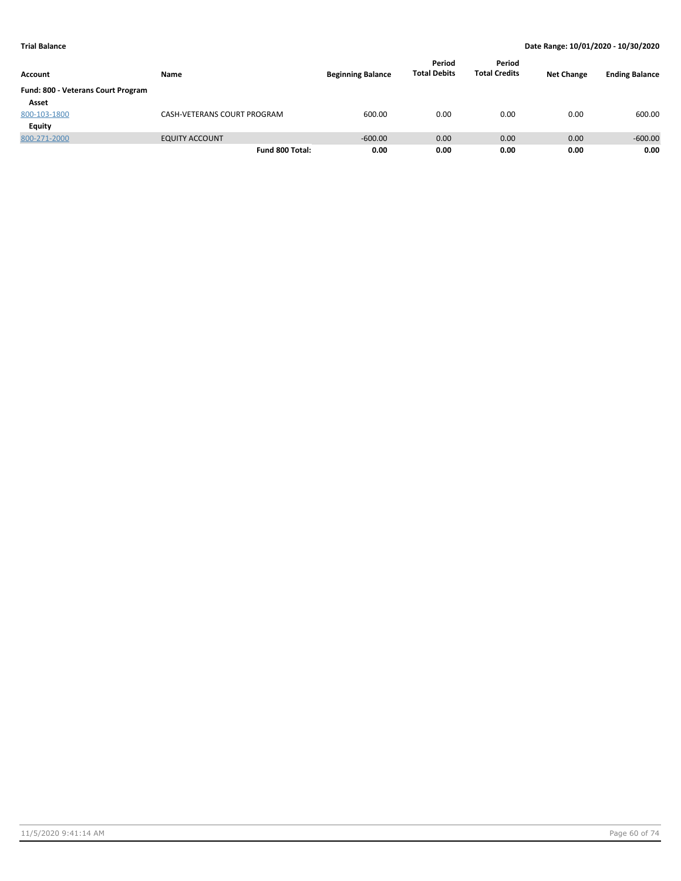**Trial Balance** | **Date Range: 10/01/2020 - 10/30/2020**

| Account | Name | Beginning Balance | Period Total Debits | Period Total Credits | Net Change | Ending Balance |
|---|---|---|---|---|---|---|
| **Fund: 800 - Veterans Court Program** | | | | | | |
| **Asset** | | | | | | |
| 800-103-1800 | CASH-VETERANS COURT PROGRAM | 600.00 | 0.00 | 0.00 | 0.00 | 600.00 |
| **Equity** | | | | | | |
| 800-271-2000 | EQUITY ACCOUNT | -600.00 | 0.00 | 0.00 | 0.00 | -600.00 |
| | **Fund 800 Total:** | **0.00** | **0.00** | **0.00** | **0.00** | **0.00** |

11/5/2020 9:41:14 AM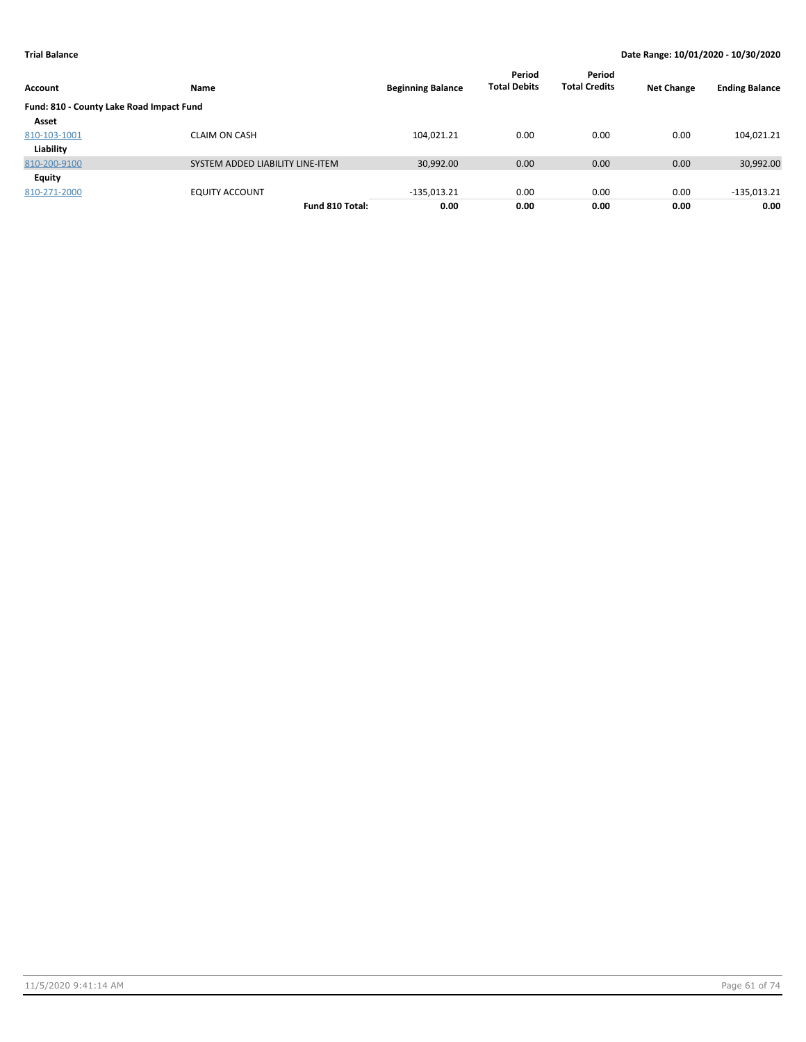**Trial Balance**

**Date Range: 10/01/2020 - 10/30/2020**

| Account | Name | Beginning Balance | Period Total Debits | Period Total Credits | Net Change | Ending Balance |
|---|---|---|---|---|---|---|
| **Fund: 810 - County Lake Road Impact Fund** | | | | | | |
| **Asset** | | | | | | |
| 810-103-1001 | CLAIM ON CASH | 104,021.21 | 0.00 | 0.00 | 0.00 | 104,021.21 |
| **Liability** | | | | | | |
| 810-200-9100 | SYSTEM ADDED LIABILITY LINE-ITEM | 30,992.00 | 0.00 | 0.00 | 0.00 | 30,992.00 |
| **Equity** | | | | | | |
| 810-271-2000 | EQUITY ACCOUNT | -135,013.21 | 0.00 | 0.00 | 0.00 | -135,013.21 |
| | **Fund 810 Total:** | **0.00** | **0.00** | **0.00** | **0.00** | **0.00** |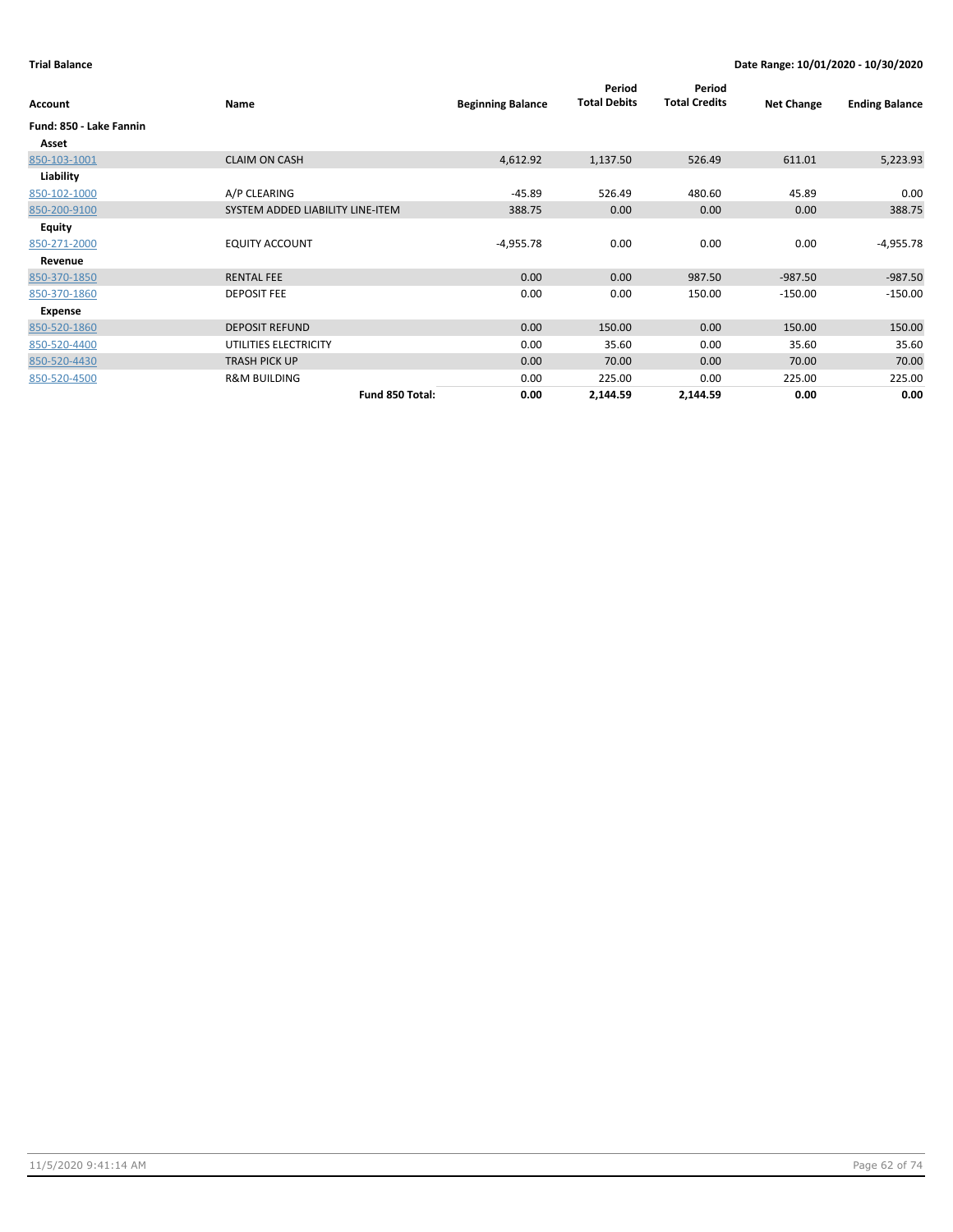**Trial Balance** — Date Range: 10/01/2020 - 10/30/2020

| Account | Name | Beginning Balance | Period Total Debits | Period Total Credits | Net Change | Ending Balance |
|---|---|---|---|---|---|---|
| **Fund: 850 - Lake Fannin** | | | | | | |
| **Asset** | | | | | | |
| 850-103-1001 | CLAIM ON CASH | 4,612.92 | 1,137.50 | 526.49 | 611.01 | 5,223.93 |
| **Liability** | | | | | | |
| 850-102-1000 | A/P CLEARING | -45.89 | 526.49 | 480.60 | 45.89 | 0.00 |
| 850-200-9100 | SYSTEM ADDED LIABILITY LINE-ITEM | 388.75 | 0.00 | 0.00 | 0.00 | 388.75 |
| **Equity** | | | | | | |
| 850-271-2000 | EQUITY ACCOUNT | -4,955.78 | 0.00 | 0.00 | 0.00 | -4,955.78 |
| **Revenue** | | | | | | |
| 850-370-1850 | RENTAL FEE | 0.00 | 0.00 | 987.50 | -987.50 | -987.50 |
| 850-370-1860 | DEPOSIT FEE | 0.00 | 0.00 | 150.00 | -150.00 | -150.00 |
| **Expense** | | | | | | |
| 850-520-1860 | DEPOSIT REFUND | 0.00 | 150.00 | 0.00 | 150.00 | 150.00 |
| 850-520-4400 | UTILITIES ELECTRICITY | 0.00 | 35.60 | 0.00 | 35.60 | 35.60 |
| 850-520-4430 | TRASH PICK UP | 0.00 | 70.00 | 0.00 | 70.00 | 70.00 |
| 850-520-4500 | R&M BUILDING | 0.00 | 225.00 | 0.00 | 225.00 | 225.00 |
| | **Fund 850 Total:** | **0.00** | **2,144.59** | **2,144.59** | **0.00** | **0.00** |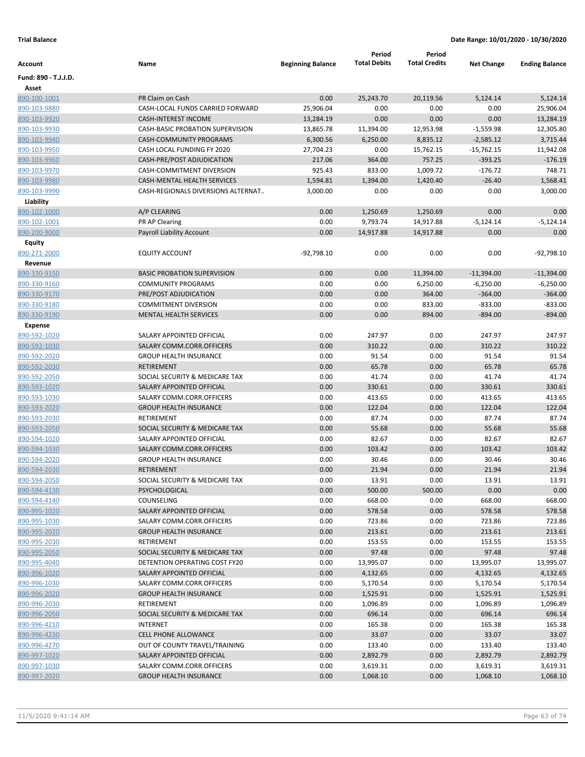**Trial Balance** **Date Range: 10/01/2020 - 10/30/2020**

| Account | Name | Beginning Balance | Period Total Debits | Period Total Credits | Net Change | Ending Balance |
|---|---|---|---|---|---|---|
| **Fund: 890 - T.J.J.D.** | | | | | | |
| **Asset** | | | | | | |
| 890-100-1001 | PR Claim on Cash | 0.00 | 25,243.70 | 20,119.56 | 5,124.14 | 5,124.14 |
| 890-103-9880 | CASH-LOCAL FUNDS CARRIED FORWARD | 25,906.04 | 0.00 | 0.00 | 0.00 | 25,906.04 |
| 890-103-9920 | CASH-INTEREST INCOME | 13,284.19 | 0.00 | 0.00 | 0.00 | 13,284.19 |
| 890-103-9930 | CASH-BASIC PROBATION SUPERVISION | 13,865.78 | 11,394.00 | 12,953.98 | -1,559.98 | 12,305.80 |
| 890-103-9940 | CASH-COMMUNITY PROGRAMS | 6,300.56 | 6,250.00 | 8,835.12 | -2,585.12 | 3,715.44 |
| 890-103-9950 | CASH LOCAL FUNDING FY 2020 | 27,704.23 | 0.00 | 15,762.15 | -15,762.15 | 11,942.08 |
| 890-103-9960 | CASH-PRE/POST ADJUDICATION | 217.06 | 364.00 | 757.25 | -393.25 | -176.19 |
| 890-103-9970 | CASH-COMMITMENT DIVERSION | 925.43 | 833.00 | 1,009.72 | -176.72 | 748.71 |
| 890-103-9980 | CASH-MENTAL HEALTH SERVICES | 1,594.81 | 1,394.00 | 1,420.40 | -26.40 | 1,568.41 |
| 890-103-9990 | CASH-REGIONALS DIVERSIONS ALTERNAT.. | 3,000.00 | 0.00 | 0.00 | 0.00 | 3,000.00 |
| **Liability** | | | | | | |
| 890-102-1000 | A/P CLEARING | 0.00 | 1,250.69 | 1,250.69 | 0.00 | 0.00 |
| 890-102-1001 | PR AP Clearing | 0.00 | 9,793.74 | 14,917.88 | -5,124.14 | -5,124.14 |
| 890-200-9000 | Payroll Liability Account | 0.00 | 14,917.88 | 14,917.88 | 0.00 | 0.00 |
| **Equity** | | | | | | |
| 890-271-2000 | EQUITY ACCOUNT | -92,798.10 | 0.00 | 0.00 | 0.00 | -92,798.10 |
| **Revenue** | | | | | | |
| 890-330-9150 | BASIC PROBATION SUPERVISION | 0.00 | 0.00 | 11,394.00 | -11,394.00 | -11,394.00 |
| 890-330-9160 | COMMUNITY PROGRAMS | 0.00 | 0.00 | 6,250.00 | -6,250.00 | -6,250.00 |
| 890-330-9170 | PRE/POST ADJUDICATION | 0.00 | 0.00 | 364.00 | -364.00 | -364.00 |
| 890-330-9180 | COMMITMENT DIVERSION | 0.00 | 0.00 | 833.00 | -833.00 | -833.00 |
| 890-330-9190 | MENTAL HEALTH SERVICES | 0.00 | 0.00 | 894.00 | -894.00 | -894.00 |
| **Expense** | | | | | | |
| 890-592-1020 | SALARY APPOINTED OFFICIAL | 0.00 | 247.97 | 0.00 | 247.97 | 247.97 |
| 890-592-1030 | SALARY COMM.CORR.OFFICERS | 0.00 | 310.22 | 0.00 | 310.22 | 310.22 |
| 890-592-2020 | GROUP HEALTH INSURANCE | 0.00 | 91.54 | 0.00 | 91.54 | 91.54 |
| 890-592-2030 | RETIREMENT | 0.00 | 65.78 | 0.00 | 65.78 | 65.78 |
| 890-592-2050 | SOCIAL SECURITY & MEDICARE TAX | 0.00 | 41.74 | 0.00 | 41.74 | 41.74 |
| 890-593-1020 | SALARY APPOINTED OFFICIAL | 0.00 | 330.61 | 0.00 | 330.61 | 330.61 |
| 890-593-1030 | SALARY COMM.CORR.OFFICERS | 0.00 | 413.65 | 0.00 | 413.65 | 413.65 |
| 890-593-2020 | GROUP HEALTH INSURANCE | 0.00 | 122.04 | 0.00 | 122.04 | 122.04 |
| 890-593-2030 | RETIREMENT | 0.00 | 87.74 | 0.00 | 87.74 | 87.74 |
| 890-593-2050 | SOCIAL SECURITY & MEDICARE TAX | 0.00 | 55.68 | 0.00 | 55.68 | 55.68 |
| 890-594-1020 | SALARY APPOINTED OFFICIAL | 0.00 | 82.67 | 0.00 | 82.67 | 82.67 |
| 890-594-1030 | SALARY COMM.CORR.OFFICERS | 0.00 | 103.42 | 0.00 | 103.42 | 103.42 |
| 890-594-2020 | GROUP HEALTH INSURANCE | 0.00 | 30.46 | 0.00 | 30.46 | 30.46 |
| 890-594-2030 | RETIREMENT | 0.00 | 21.94 | 0.00 | 21.94 | 21.94 |
| 890-594-2050 | SOCIAL SECURITY & MEDICARE TAX | 0.00 | 13.91 | 0.00 | 13.91 | 13.91 |
| 890-594-4130 | PSYCHOLOGICAL | 0.00 | 500.00 | 500.00 | 0.00 | 0.00 |
| 890-594-4140 | COUNSELING | 0.00 | 668.00 | 0.00 | 668.00 | 668.00 |
| 890-995-1020 | SALARY APPOINTED OFFICIAL | 0.00 | 578.58 | 0.00 | 578.58 | 578.58 |
| 890-995-1030 | SALARY COMM.CORR.OFFICERS | 0.00 | 723.86 | 0.00 | 723.86 | 723.86 |
| 890-995-2020 | GROUP HEALTH INSURANCE | 0.00 | 213.61 | 0.00 | 213.61 | 213.61 |
| 890-995-2030 | RETIREMENT | 0.00 | 153.55 | 0.00 | 153.55 | 153.55 |
| 890-995-2050 | SOCIAL SECURITY & MEDICARE TAX | 0.00 | 97.48 | 0.00 | 97.48 | 97.48 |
| 890-995-4040 | DETENTION OPERATING COST FY20 | 0.00 | 13,995.07 | 0.00 | 13,995.07 | 13,995.07 |
| 890-996-1020 | SALARY APPOINTED OFFICIAL | 0.00 | 4,132.65 | 0.00 | 4,132.65 | 4,132.65 |
| 890-996-1030 | SALARY COMM.CORR.OFFICERS | 0.00 | 5,170.54 | 0.00 | 5,170.54 | 5,170.54 |
| 890-996-2020 | GROUP HEALTH INSURANCE | 0.00 | 1,525.91 | 0.00 | 1,525.91 | 1,525.91 |
| 890-996-2030 | RETIREMENT | 0.00 | 1,096.89 | 0.00 | 1,096.89 | 1,096.89 |
| 890-996-2050 | SOCIAL SECURITY & MEDICARE TAX | 0.00 | 696.14 | 0.00 | 696.14 | 696.14 |
| 890-996-4210 | INTERNET | 0.00 | 165.38 | 0.00 | 165.38 | 165.38 |
| 890-996-4230 | CELL PHONE ALLOWANCE | 0.00 | 33.07 | 0.00 | 33.07 | 33.07 |
| 890-996-4270 | OUT OF COUNTY TRAVEL/TRAINING | 0.00 | 133.40 | 0.00 | 133.40 | 133.40 |
| 890-997-1020 | SALARY APPOINTED OFFICIAL | 0.00 | 2,892.79 | 0.00 | 2,892.79 | 2,892.79 |
| 890-997-1030 | SALARY COMM.CORR.OFFICERS | 0.00 | 3,619.31 | 0.00 | 3,619.31 | 3,619.31 |
| 890-997-2020 | GROUP HEALTH INSURANCE | 0.00 | 1,068.10 | 0.00 | 1,068.10 | 1,068.10 |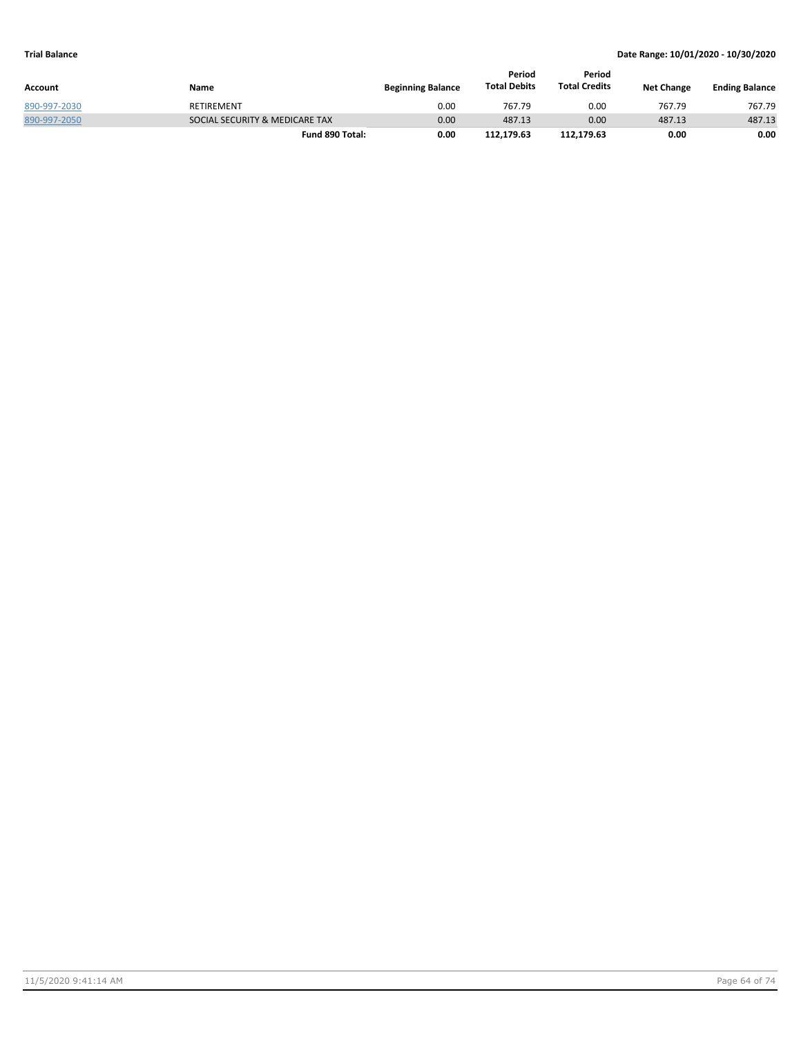| Account | Name | Beginning Balance | Period Total Debits | Period Total Credits | Net Change | Ending Balance |
|---|---|---|---|---|---|---|
| 890-997-2030 | RETIREMENT | 0.00 | 767.79 | 0.00 | 767.79 | 767.79 |
| 890-997-2050 | SOCIAL SECURITY & MEDICARE TAX | 0.00 | 487.13 | 0.00 | 487.13 | 487.13 |
| | **Fund 890 Total:** | **0.00** | **112,179.63** | **112,179.63** | **0.00** | **0.00** |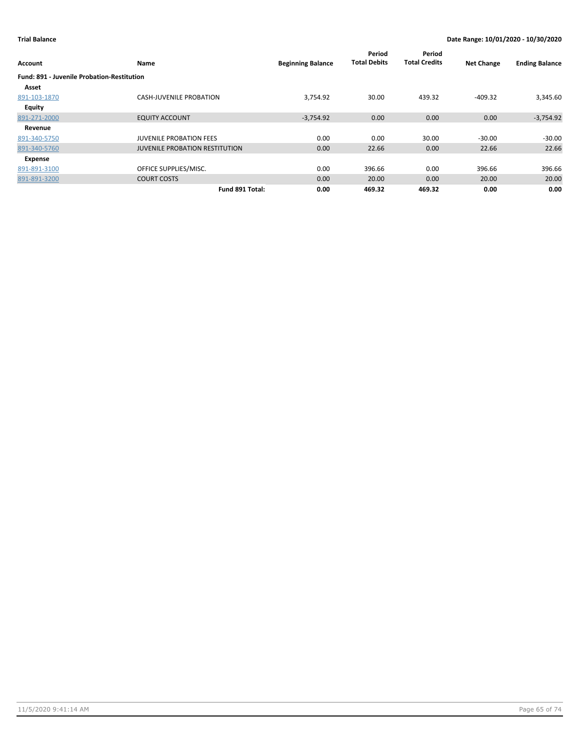**Trial Balance** **Date Range: 10/01/2020 - 10/30/2020**

| Account | Name | Beginning Balance | Period Total Debits | Period Total Credits | Net Change | Ending Balance |
|---|---|---|---|---|---|---|
| **Fund: 891 - Juvenile Probation-Restitution** | | | | | | |
| **Asset** | | | | | | |
| 891-103-1870 | CASH-JUVENILE PROBATION | 3,754.92 | 30.00 | 439.32 | -409.32 | 3,345.60 |
| **Equity** | | | | | | |
| 891-271-2000 | EQUITY ACCOUNT | -3,754.92 | 0.00 | 0.00 | 0.00 | -3,754.92 |
| **Revenue** | | | | | | |
| 891-340-5750 | JUVENILE PROBATION FEES | 0.00 | 0.00 | 30.00 | -30.00 | -30.00 |
| 891-340-5760 | JUVENILE PROBATION RESTITUTION | 0.00 | 22.66 | 0.00 | 22.66 | 22.66 |
| **Expense** | | | | | | |
| 891-891-3100 | OFFICE SUPPLIES/MISC. | 0.00 | 396.66 | 0.00 | 396.66 | 396.66 |
| 891-891-3200 | COURT COSTS | 0.00 | 20.00 | 0.00 | 20.00 | 20.00 |
| | **Fund 891 Total:** | **0.00** | **469.32** | **469.32** | **0.00** | **0.00** |

11/5/2020 9:41:14 AM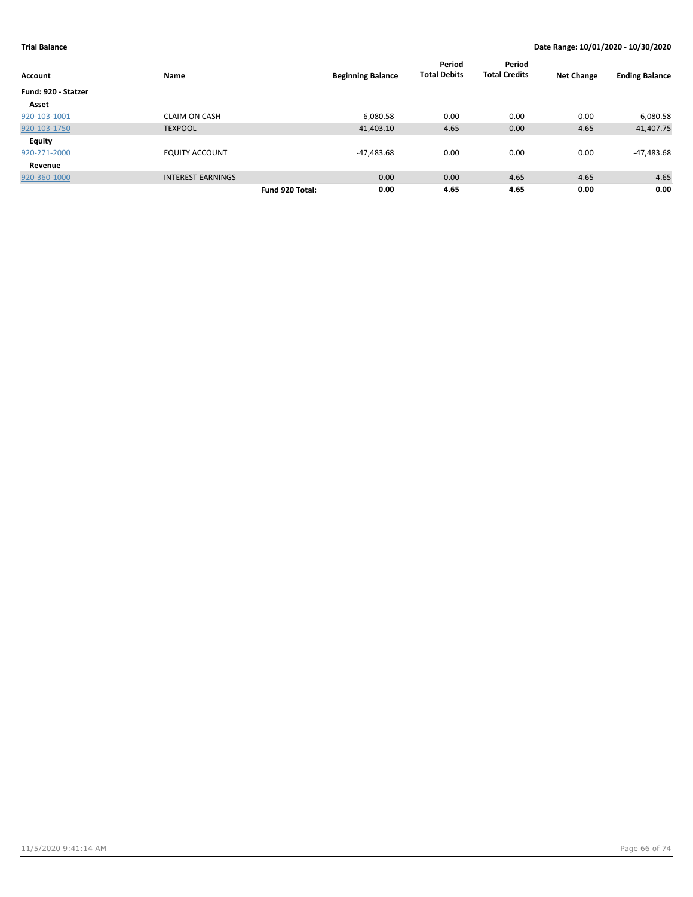**Trial Balance** **Date Range: 10/01/2020 - 10/30/2020**

| Account | Name | | Beginning Balance | Period Total Debits | Period Total Credits | Net Change | Ending Balance |
|---|---|---|---|---|---|---|---|
| **Fund: 920 - Statzer** | | | | | | | |
| **Asset** | | | | | | | |
| 920-103-1001 | CLAIM ON CASH | | 6,080.58 | 0.00 | 0.00 | 0.00 | 6,080.58 |
| 920-103-1750 | TEXPOOL | | 41,403.10 | 4.65 | 0.00 | 4.65 | 41,407.75 |
| **Equity** | | | | | | | |
| 920-271-2000 | EQUITY ACCOUNT | | -47,483.68 | 0.00 | 0.00 | 0.00 | -47,483.68 |
| **Revenue** | | | | | | | |
| 920-360-1000 | INTEREST EARNINGS | | 0.00 | 0.00 | 4.65 | -4.65 | -4.65 |
| | | **Fund 920 Total:** | **0.00** | **4.65** | **4.65** | **0.00** | **0.00** |

11/5/2020 9:41:14 AM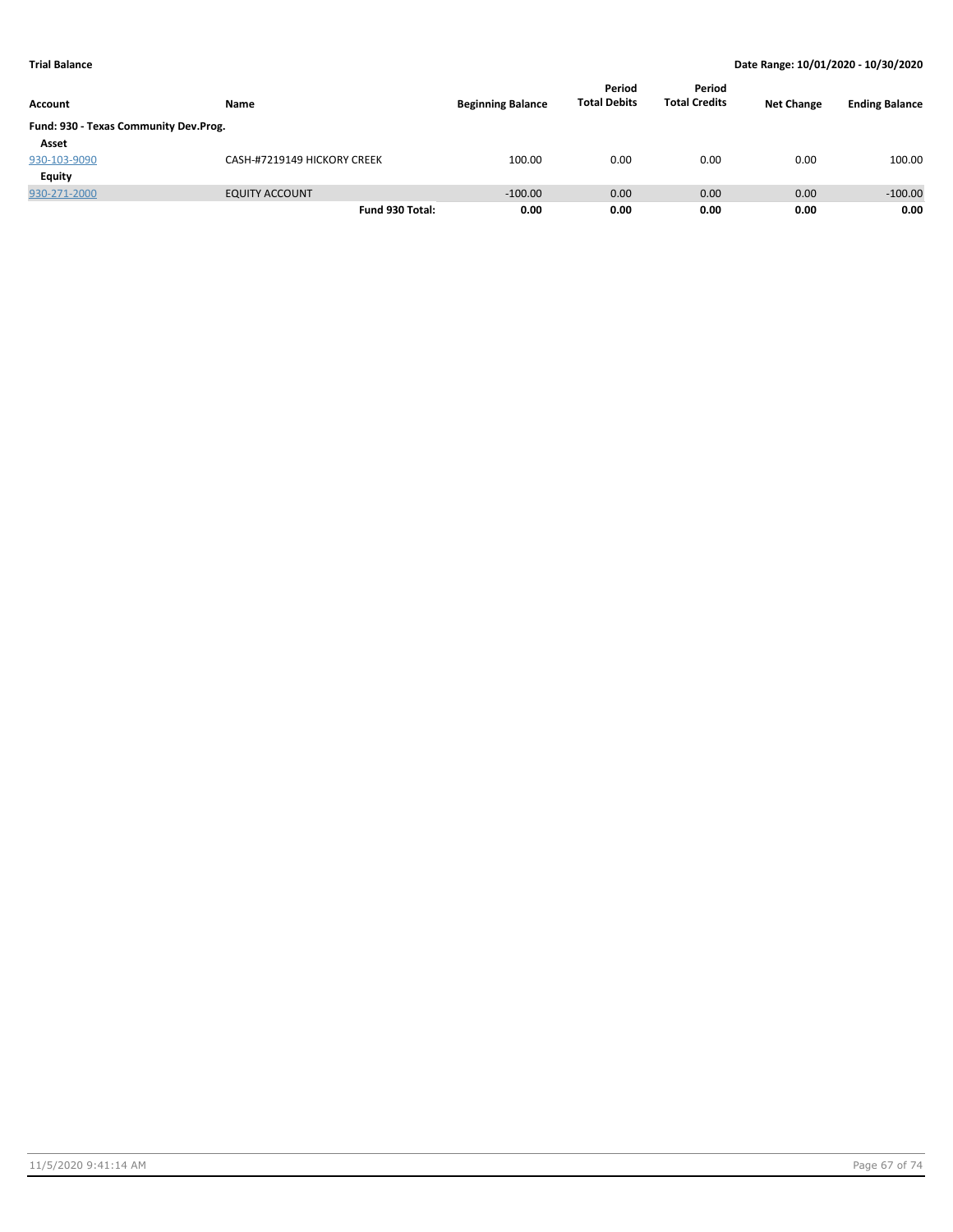**Trial Balance** | **Date Range: 10/01/2020 - 10/30/2020**

| Account | Name | Beginning Balance | Period Total Debits | Period Total Credits | Net Change | Ending Balance |
|---|---|---|---|---|---|---|
| **Fund: 930 - Texas Community Dev.Prog.** | | | | | | |
| **Asset** | | | | | | |
| 930-103-9090 | CASH-#7219149 HICKORY CREEK | 100.00 | 0.00 | 0.00 | 0.00 | 100.00 |
| **Equity** | | | | | | |
| 930-271-2000 | EQUITY ACCOUNT | -100.00 | 0.00 | 0.00 | 0.00 | -100.00 |
| | **Fund 930 Total:** | **0.00** | **0.00** | **0.00** | **0.00** | **0.00** |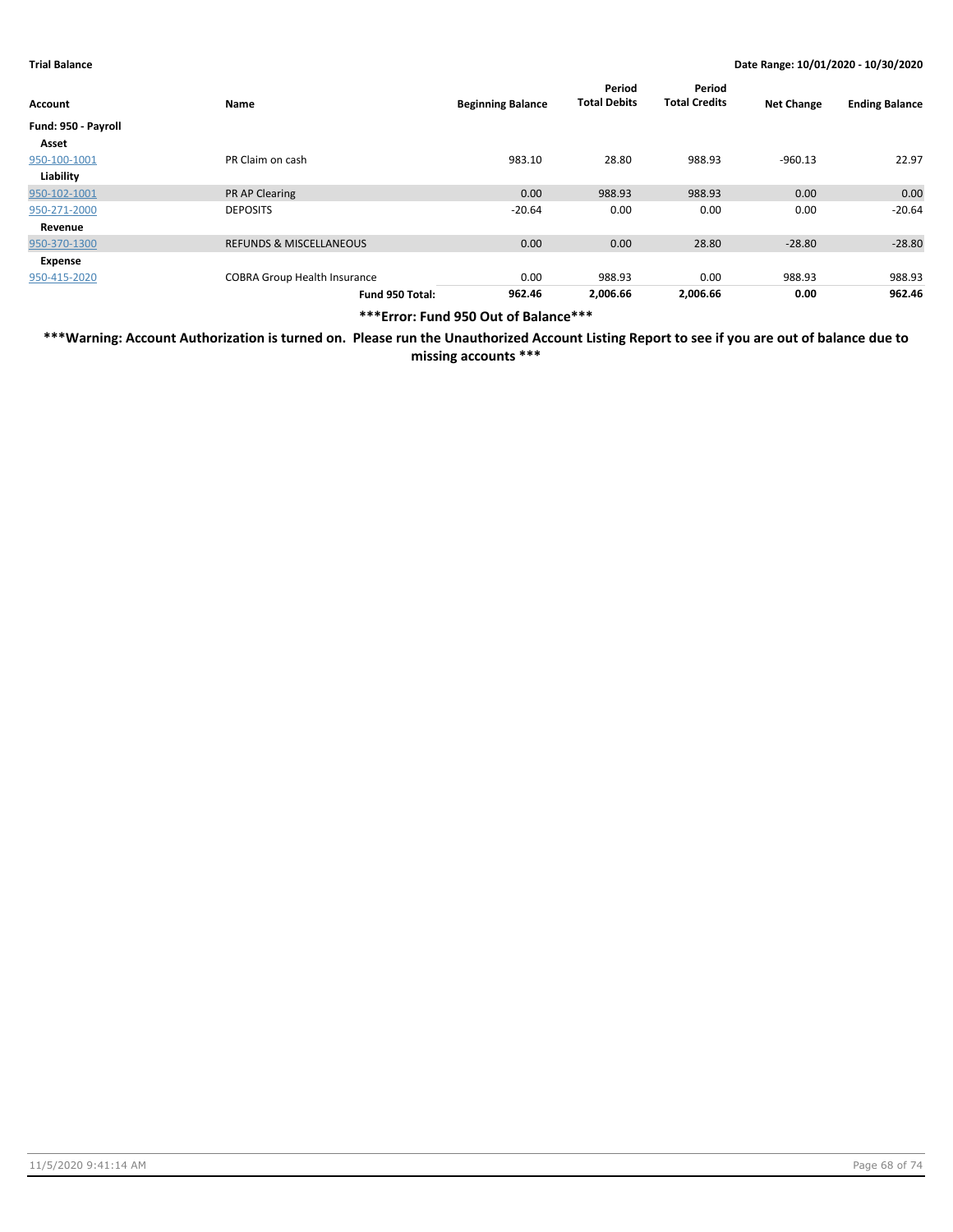**Trial Balance** **Date Range: 10/01/2020 - 10/30/2020**

| Account | Name | Beginning Balance | Period Total Debits | Period Total Credits | Net Change | Ending Balance |
|---|---|---|---|---|---|---|
| **Fund: 950 - Payroll** | | | | | | |
| **Asset** | | | | | | |
| 950-100-1001 | PR Claim on cash | 983.10 | 28.80 | 988.93 | -960.13 | 22.97 |
| **Liability** | | | | | | |
| 950-102-1001 | PR AP Clearing | 0.00 | 988.93 | 988.93 | 0.00 | 0.00 |
| 950-271-2000 | DEPOSITS | -20.64 | 0.00 | 0.00 | 0.00 | -20.64 |
| **Revenue** | | | | | | |
| 950-370-1300 | REFUNDS & MISCELLANEOUS | 0.00 | 0.00 | 28.80 | -28.80 | -28.80 |
| **Expense** | | | | | | |
| 950-415-2020 | COBRA Group Health Insurance | 0.00 | 988.93 | 0.00 | 988.93 | 988.93 |
| | **Fund 950 Total:** | **962.46** | **2,006.66** | **2,006.66** | **0.00** | **962.46** |

**\*\*\*Error: Fund 950 Out of Balance\*\*\***

**\*\*\*Warning: Account Authorization is turned on. Please run the Unauthorized Account Listing Report to see if you are out of balance due to missing accounts \*\*\***

11/5/2020 9:41:14 AM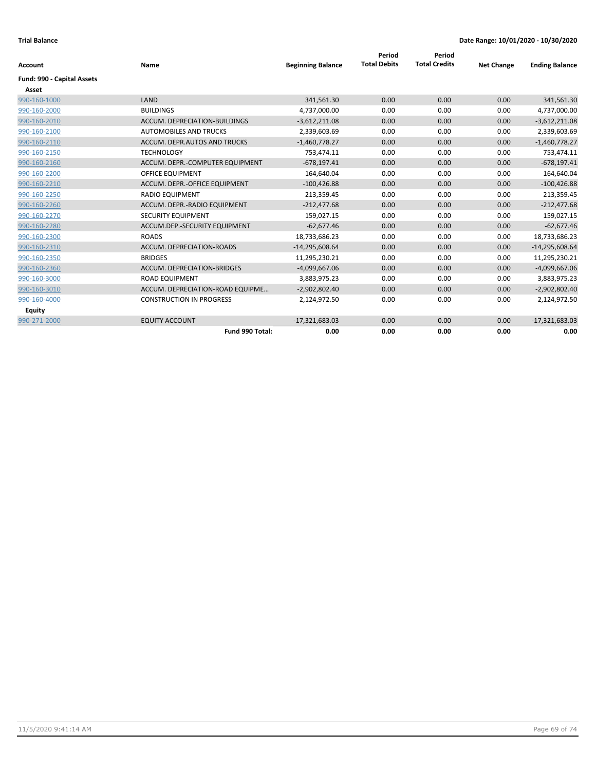**Trial Balance** | **Date Range: 10/01/2020 - 10/30/2020**

| Account | Name | Beginning Balance | Period Total Debits | Period Total Credits | Net Change | Ending Balance |
|---|---|---|---|---|---|---|
| **Fund: 990 - Capital Assets** | | | | | | |
| **Asset** | | | | | | |
| 990-160-1000 | LAND | 341,561.30 | 0.00 | 0.00 | 0.00 | 341,561.30 |
| 990-160-2000 | BUILDINGS | 4,737,000.00 | 0.00 | 0.00 | 0.00 | 4,737,000.00 |
| 990-160-2010 | ACCUM. DEPRECIATION-BUILDINGS | -3,612,211.08 | 0.00 | 0.00 | 0.00 | -3,612,211.08 |
| 990-160-2100 | AUTOMOBILES AND TRUCKS | 2,339,603.69 | 0.00 | 0.00 | 0.00 | 2,339,603.69 |
| 990-160-2110 | ACCUM. DEPR.AUTOS AND TRUCKS | -1,460,778.27 | 0.00 | 0.00 | 0.00 | -1,460,778.27 |
| 990-160-2150 | TECHNOLOGY | 753,474.11 | 0.00 | 0.00 | 0.00 | 753,474.11 |
| 990-160-2160 | ACCUM. DEPR.-COMPUTER EQUIPMENT | -678,197.41 | 0.00 | 0.00 | 0.00 | -678,197.41 |
| 990-160-2200 | OFFICE EQUIPMENT | 164,640.04 | 0.00 | 0.00 | 0.00 | 164,640.04 |
| 990-160-2210 | ACCUM. DEPR.-OFFICE EQUIPMENT | -100,426.88 | 0.00 | 0.00 | 0.00 | -100,426.88 |
| 990-160-2250 | RADIO EQUIPMENT | 213,359.45 | 0.00 | 0.00 | 0.00 | 213,359.45 |
| 990-160-2260 | ACCUM. DEPR.-RADIO EQUIPMENT | -212,477.68 | 0.00 | 0.00 | 0.00 | -212,477.68 |
| 990-160-2270 | SECURITY EQUIPMENT | 159,027.15 | 0.00 | 0.00 | 0.00 | 159,027.15 |
| 990-160-2280 | ACCUM.DEP.-SECURITY EQUIPMENT | -62,677.46 | 0.00 | 0.00 | 0.00 | -62,677.46 |
| 990-160-2300 | ROADS | 18,733,686.23 | 0.00 | 0.00 | 0.00 | 18,733,686.23 |
| 990-160-2310 | ACCUM. DEPRECIATION-ROADS | -14,295,608.64 | 0.00 | 0.00 | 0.00 | -14,295,608.64 |
| 990-160-2350 | BRIDGES | 11,295,230.21 | 0.00 | 0.00 | 0.00 | 11,295,230.21 |
| 990-160-2360 | ACCUM. DEPRECIATION-BRIDGES | -4,099,667.06 | 0.00 | 0.00 | 0.00 | -4,099,667.06 |
| 990-160-3000 | ROAD EQUIPMENT | 3,883,975.23 | 0.00 | 0.00 | 0.00 | 3,883,975.23 |
| 990-160-3010 | ACCUM. DEPRECIATION-ROAD EQUIPME... | -2,902,802.40 | 0.00 | 0.00 | 0.00 | -2,902,802.40 |
| 990-160-4000 | CONSTRUCTION IN PROGRESS | 2,124,972.50 | 0.00 | 0.00 | 0.00 | 2,124,972.50 |
| **Equity** | | | | | | |
| 990-271-2000 | EQUITY ACCOUNT | -17,321,683.03 | 0.00 | 0.00 | 0.00 | -17,321,683.03 |
| | **Fund 990 Total:** | **0.00** | **0.00** | **0.00** | **0.00** | **0.00** |

11/5/2020 9:41:14 AM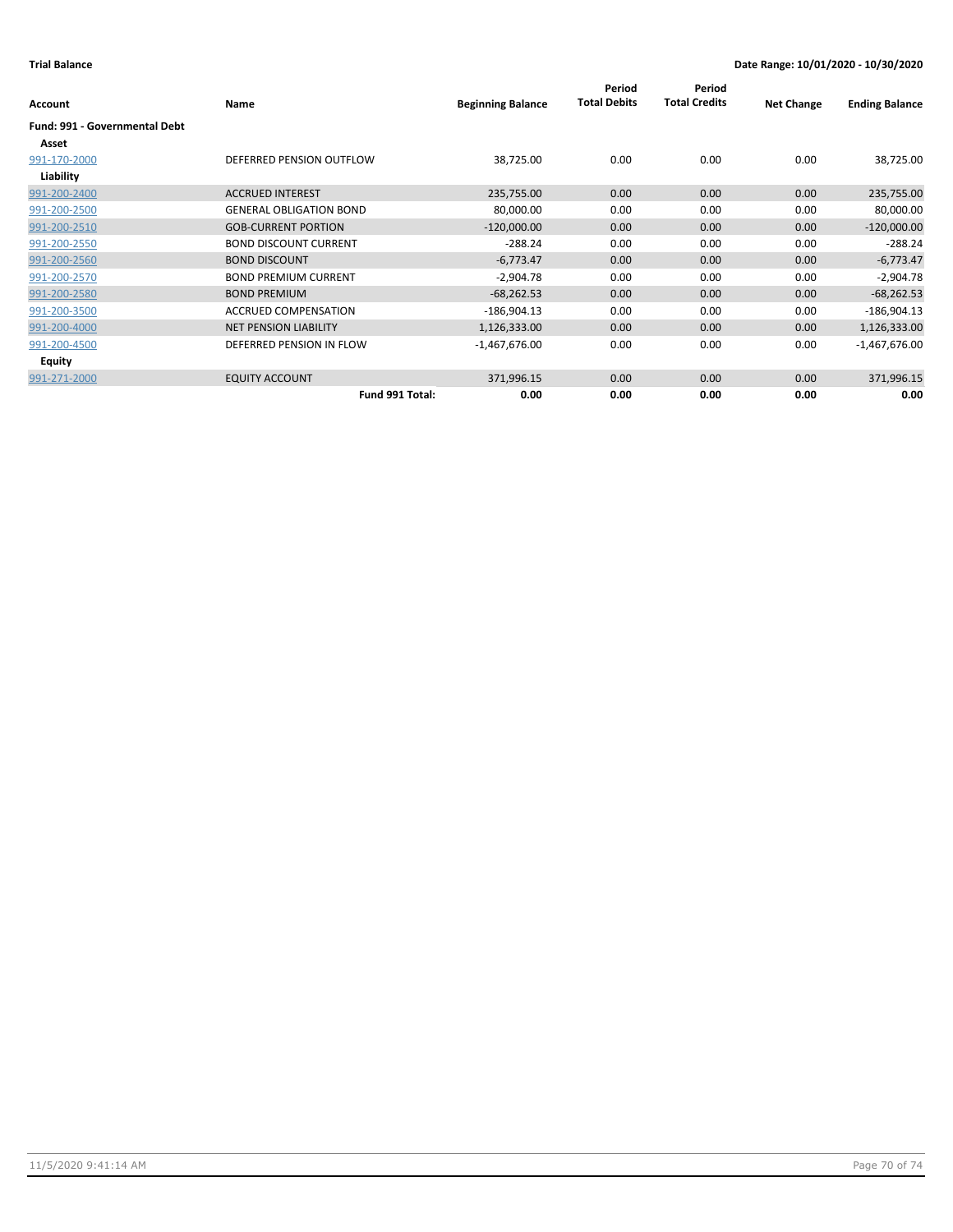**Trial Balance** **Date Range: 10/01/2020 - 10/30/2020**

| Account | Name | Beginning Balance | Period Total Debits | Period Total Credits | Net Change | Ending Balance |
|---|---|---|---|---|---|---|
| **Fund: 991 - Governmental Debt** | | | | | | |
| **Asset** | | | | | | |
| 991-170-2000 | DEFERRED PENSION OUTFLOW | 38,725.00 | 0.00 | 0.00 | 0.00 | 38,725.00 |
| **Liability** | | | | | | |
| 991-200-2400 | ACCRUED INTEREST | 235,755.00 | 0.00 | 0.00 | 0.00 | 235,755.00 |
| 991-200-2500 | GENERAL OBLIGATION BOND | 80,000.00 | 0.00 | 0.00 | 0.00 | 80,000.00 |
| 991-200-2510 | GOB-CURRENT PORTION | -120,000.00 | 0.00 | 0.00 | 0.00 | -120,000.00 |
| 991-200-2550 | BOND DISCOUNT CURRENT | -288.24 | 0.00 | 0.00 | 0.00 | -288.24 |
| 991-200-2560 | BOND DISCOUNT | -6,773.47 | 0.00 | 0.00 | 0.00 | -6,773.47 |
| 991-200-2570 | BOND PREMIUM CURRENT | -2,904.78 | 0.00 | 0.00 | 0.00 | -2,904.78 |
| 991-200-2580 | BOND PREMIUM | -68,262.53 | 0.00 | 0.00 | 0.00 | -68,262.53 |
| 991-200-3500 | ACCRUED COMPENSATION | -186,904.13 | 0.00 | 0.00 | 0.00 | -186,904.13 |
| 991-200-4000 | NET PENSION LIABILITY | 1,126,333.00 | 0.00 | 0.00 | 0.00 | 1,126,333.00 |
| 991-200-4500 | DEFERRED PENSION IN FLOW | -1,467,676.00 | 0.00 | 0.00 | 0.00 | -1,467,676.00 |
| **Equity** | | | | | | |
| 991-271-2000 | EQUITY ACCOUNT | 371,996.15 | 0.00 | 0.00 | 0.00 | 371,996.15 |
| | **Fund 991 Total:** | **0.00** | **0.00** | **0.00** | **0.00** | **0.00** |

11/5/2020 9:41:14 AM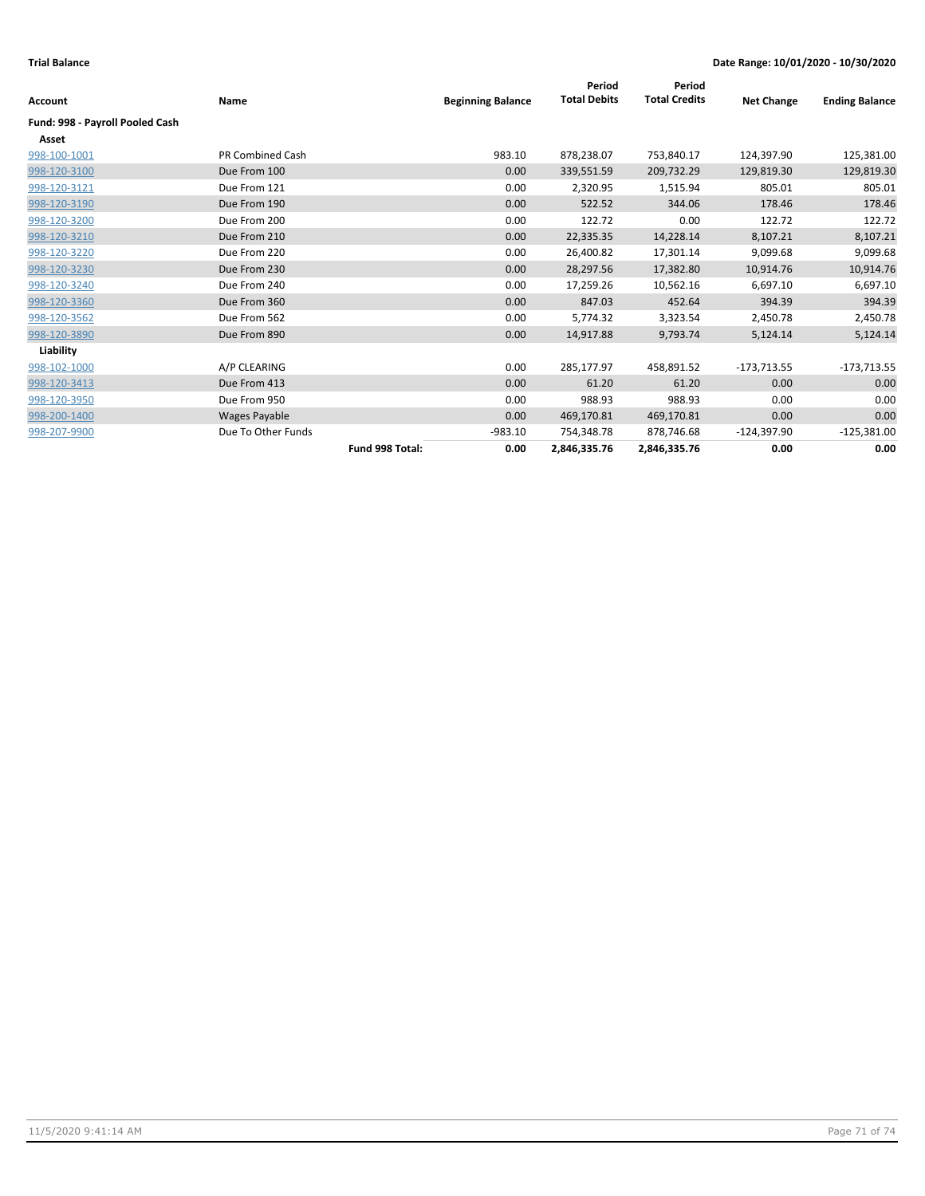**Trial Balance**

**Date Range: 10/01/2020 - 10/30/2020**

| Account | Name | | Beginning Balance | Period Total Debits | Period Total Credits | Net Change | Ending Balance |
|---|---|---|---|---|---|---|---|
| **Fund: 998 - Payroll Pooled Cash** | | | | | | | |
| **Asset** | | | | | | | |
| 998-100-1001 | PR Combined Cash | | 983.10 | 878,238.07 | 753,840.17 | 124,397.90 | 125,381.00 |
| 998-120-3100 | Due From 100 | | 0.00 | 339,551.59 | 209,732.29 | 129,819.30 | 129,819.30 |
| 998-120-3121 | Due From 121 | | 0.00 | 2,320.95 | 1,515.94 | 805.01 | 805.01 |
| 998-120-3190 | Due From 190 | | 0.00 | 522.52 | 344.06 | 178.46 | 178.46 |
| 998-120-3200 | Due From 200 | | 0.00 | 122.72 | 0.00 | 122.72 | 122.72 |
| 998-120-3210 | Due From 210 | | 0.00 | 22,335.35 | 14,228.14 | 8,107.21 | 8,107.21 |
| 998-120-3220 | Due From 220 | | 0.00 | 26,400.82 | 17,301.14 | 9,099.68 | 9,099.68 |
| 998-120-3230 | Due From 230 | | 0.00 | 28,297.56 | 17,382.80 | 10,914.76 | 10,914.76 |
| 998-120-3240 | Due From 240 | | 0.00 | 17,259.26 | 10,562.16 | 6,697.10 | 6,697.10 |
| 998-120-3360 | Due From 360 | | 0.00 | 847.03 | 452.64 | 394.39 | 394.39 |
| 998-120-3562 | Due From 562 | | 0.00 | 5,774.32 | 3,323.54 | 2,450.78 | 2,450.78 |
| 998-120-3890 | Due From 890 | | 0.00 | 14,917.88 | 9,793.74 | 5,124.14 | 5,124.14 |
| **Liability** | | | | | | | |
| 998-102-1000 | A/P CLEARING | | 0.00 | 285,177.97 | 458,891.52 | -173,713.55 | -173,713.55 |
| 998-120-3413 | Due From 413 | | 0.00 | 61.20 | 61.20 | 0.00 | 0.00 |
| 998-120-3950 | Due From 950 | | 0.00 | 988.93 | 988.93 | 0.00 | 0.00 |
| 998-200-1400 | Wages Payable | | 0.00 | 469,170.81 | 469,170.81 | 0.00 | 0.00 |
| 998-207-9900 | Due To Other Funds | | -983.10 | 754,348.78 | 878,746.68 | -124,397.90 | -125,381.00 |
| | | **Fund 998 Total:** | **0.00** | **2,846,335.76** | **2,846,335.76** | **0.00** | **0.00** |

11/5/2020 9:41:14 AM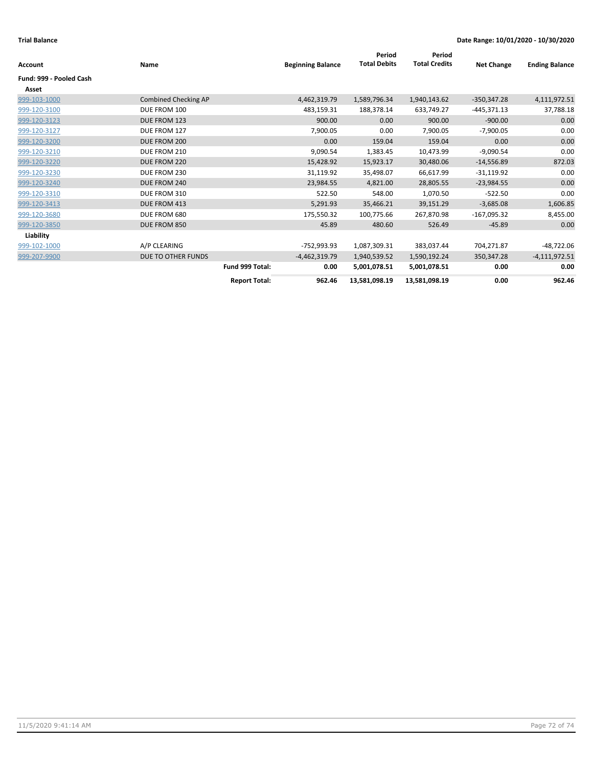**Trial Balance**

**Date Range: 10/01/2020 - 10/30/2020**

| Account | Name | Beginning Balance | Period Total Debits | Period Total Credits | Net Change | Ending Balance |
|---|---|---|---|---|---|---|
| **Fund: 999 - Pooled Cash** | | | | | | |
| **Asset** | | | | | | |
| 999-103-1000 | Combined Checking AP | 4,462,319.79 | 1,589,796.34 | 1,940,143.62 | -350,347.28 | 4,111,972.51 |
| 999-120-3100 | DUE FROM 100 | 483,159.31 | 188,378.14 | 633,749.27 | -445,371.13 | 37,788.18 |
| 999-120-3123 | DUE FROM 123 | 900.00 | 0.00 | 900.00 | -900.00 | 0.00 |
| 999-120-3127 | DUE FROM 127 | 7,900.05 | 0.00 | 7,900.05 | -7,900.05 | 0.00 |
| 999-120-3200 | DUE FROM 200 | 0.00 | 159.04 | 159.04 | 0.00 | 0.00 |
| 999-120-3210 | DUE FROM 210 | 9,090.54 | 1,383.45 | 10,473.99 | -9,090.54 | 0.00 |
| 999-120-3220 | DUE FROM 220 | 15,428.92 | 15,923.17 | 30,480.06 | -14,556.89 | 872.03 |
| 999-120-3230 | DUE FROM 230 | 31,119.92 | 35,498.07 | 66,617.99 | -31,119.92 | 0.00 |
| 999-120-3240 | DUE FROM 240 | 23,984.55 | 4,821.00 | 28,805.55 | -23,984.55 | 0.00 |
| 999-120-3310 | DUE FROM 310 | 522.50 | 548.00 | 1,070.50 | -522.50 | 0.00 |
| 999-120-3413 | DUE FROM 413 | 5,291.93 | 35,466.21 | 39,151.29 | -3,685.08 | 1,606.85 |
| 999-120-3680 | DUE FROM 680 | 175,550.32 | 100,775.66 | 267,870.98 | -167,095.32 | 8,455.00 |
| 999-120-3850 | DUE FROM 850 | 45.89 | 480.60 | 526.49 | -45.89 | 0.00 |
| **Liability** | | | | | | |
| 999-102-1000 | A/P CLEARING | -752,993.93 | 1,087,309.31 | 383,037.44 | 704,271.87 | -48,722.06 |
| 999-207-9900 | DUE TO OTHER FUNDS | -4,462,319.79 | 1,940,539.52 | 1,590,192.24 | 350,347.28 | -4,111,972.51 |
| | **Fund 999 Total:** | **0.00** | **5,001,078.51** | **5,001,078.51** | **0.00** | **0.00** |
| | **Report Total:** | **962.46** | **13,581,098.19** | **13,581,098.19** | **0.00** | **962.46** |

11/5/2020 9:41:14 AM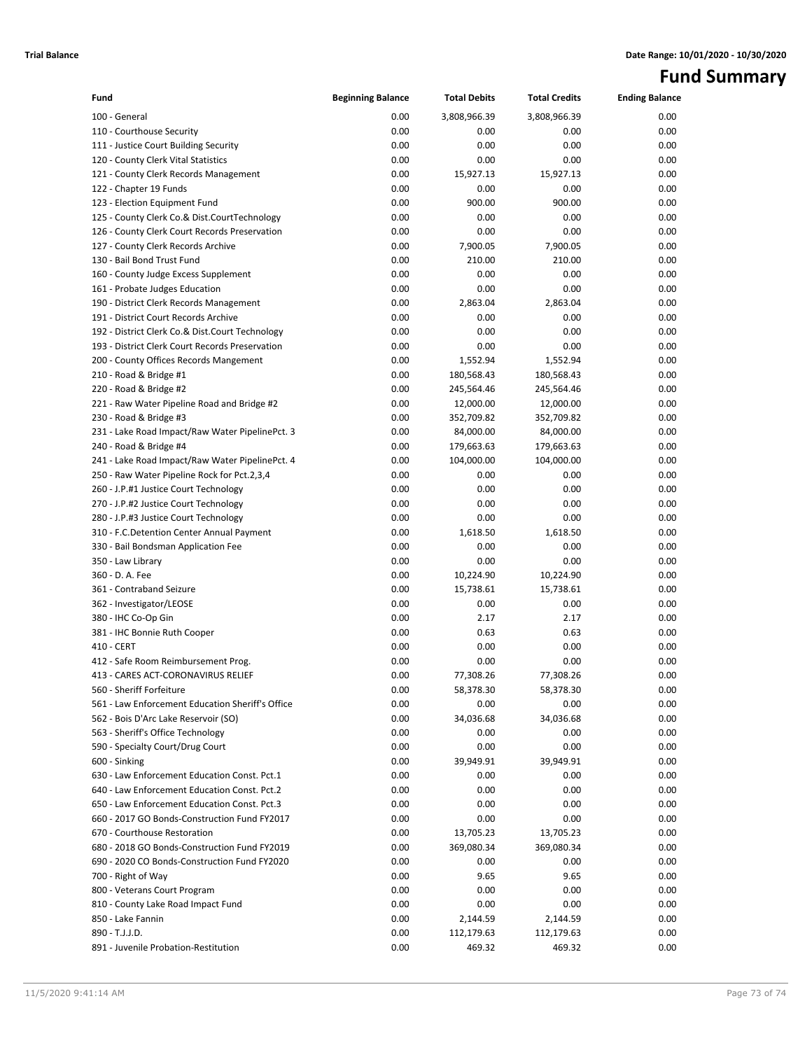**Trial Balance** | **Date Range: 10/01/2020 - 10/30/2020**

# Fund Summary

| Fund | Beginning Balance | Total Debits | Total Credits | Ending Balance |
|---|---|---|---|---|
| 100 - General | 0.00 | 3,808,966.39 | 3,808,966.39 | 0.00 |
| 110 - Courthouse Security | 0.00 | 0.00 | 0.00 | 0.00 |
| 111 - Justice Court Building Security | 0.00 | 0.00 | 0.00 | 0.00 |
| 120 - County Clerk Vital Statistics | 0.00 | 0.00 | 0.00 | 0.00 |
| 121 - County Clerk Records Management | 0.00 | 15,927.13 | 15,927.13 | 0.00 |
| 122 - Chapter 19 Funds | 0.00 | 0.00 | 0.00 | 0.00 |
| 123 - Election Equipment Fund | 0.00 | 900.00 | 900.00 | 0.00 |
| 125 - County Clerk Co.& Dist.CourtTechnology | 0.00 | 0.00 | 0.00 | 0.00 |
| 126 - County Clerk Court Records Preservation | 0.00 | 0.00 | 0.00 | 0.00 |
| 127 - County Clerk Records Archive | 0.00 | 7,900.05 | 7,900.05 | 0.00 |
| 130 - Bail Bond Trust Fund | 0.00 | 210.00 | 210.00 | 0.00 |
| 160 - County Judge Excess Supplement | 0.00 | 0.00 | 0.00 | 0.00 |
| 161 - Probate Judges Education | 0.00 | 0.00 | 0.00 | 0.00 |
| 190 - District Clerk Records Management | 0.00 | 2,863.04 | 2,863.04 | 0.00 |
| 191 - District Court Records Archive | 0.00 | 0.00 | 0.00 | 0.00 |
| 192 - District Clerk Co.& Dist.Court Technology | 0.00 | 0.00 | 0.00 | 0.00 |
| 193 - District Clerk Court Records Preservation | 0.00 | 0.00 | 0.00 | 0.00 |
| 200 - County Offices Records Mangement | 0.00 | 1,552.94 | 1,552.94 | 0.00 |
| 210 - Road & Bridge #1 | 0.00 | 180,568.43 | 180,568.43 | 0.00 |
| 220 - Road & Bridge #2 | 0.00 | 245,564.46 | 245,564.46 | 0.00 |
| 221 - Raw Water Pipeline Road and Bridge #2 | 0.00 | 12,000.00 | 12,000.00 | 0.00 |
| 230 - Road & Bridge #3 | 0.00 | 352,709.82 | 352,709.82 | 0.00 |
| 231 - Lake Road Impact/Raw Water PipelinePct. 3 | 0.00 | 84,000.00 | 84,000.00 | 0.00 |
| 240 - Road & Bridge #4 | 0.00 | 179,663.63 | 179,663.63 | 0.00 |
| 241 - Lake Road Impact/Raw Water PipelinePct. 4 | 0.00 | 104,000.00 | 104,000.00 | 0.00 |
| 250 - Raw Water Pipeline Rock for Pct.2,3,4 | 0.00 | 0.00 | 0.00 | 0.00 |
| 260 - J.P.#1 Justice Court Technology | 0.00 | 0.00 | 0.00 | 0.00 |
| 270 - J.P.#2 Justice Court Technology | 0.00 | 0.00 | 0.00 | 0.00 |
| 280 - J.P.#3 Justice Court Technology | 0.00 | 0.00 | 0.00 | 0.00 |
| 310 - F.C.Detention Center Annual Payment | 0.00 | 1,618.50 | 1,618.50 | 0.00 |
| 330 - Bail Bondsman Application Fee | 0.00 | 0.00 | 0.00 | 0.00 |
| 350 - Law Library | 0.00 | 0.00 | 0.00 | 0.00 |
| 360 - D. A. Fee | 0.00 | 10,224.90 | 10,224.90 | 0.00 |
| 361 - Contraband Seizure | 0.00 | 15,738.61 | 15,738.61 | 0.00 |
| 362 - Investigator/LEOSE | 0.00 | 0.00 | 0.00 | 0.00 |
| 380 - IHC Co-Op Gin | 0.00 | 2.17 | 2.17 | 0.00 |
| 381 - IHC Bonnie Ruth Cooper | 0.00 | 0.63 | 0.63 | 0.00 |
| 410 - CERT | 0.00 | 0.00 | 0.00 | 0.00 |
| 412 - Safe Room Reimbursement Prog. | 0.00 | 0.00 | 0.00 | 0.00 |
| 413 - CARES ACT-CORONAVIRUS RELIEF | 0.00 | 77,308.26 | 77,308.26 | 0.00 |
| 560 - Sheriff Forfeiture | 0.00 | 58,378.30 | 58,378.30 | 0.00 |
| 561 - Law Enforcement Education Sheriff's Office | 0.00 | 0.00 | 0.00 | 0.00 |
| 562 - Bois D'Arc Lake Reservoir (SO) | 0.00 | 34,036.68 | 34,036.68 | 0.00 |
| 563 - Sheriff's Office Technology | 0.00 | 0.00 | 0.00 | 0.00 |
| 590 - Specialty Court/Drug Court | 0.00 | 0.00 | 0.00 | 0.00 |
| 600 - Sinking | 0.00 | 39,949.91 | 39,949.91 | 0.00 |
| 630 - Law Enforcement Education Const. Pct.1 | 0.00 | 0.00 | 0.00 | 0.00 |
| 640 - Law Enforcement Education Const. Pct.2 | 0.00 | 0.00 | 0.00 | 0.00 |
| 650 - Law Enforcement Education Const. Pct.3 | 0.00 | 0.00 | 0.00 | 0.00 |
| 660 - 2017 GO Bonds-Construction Fund FY2017 | 0.00 | 0.00 | 0.00 | 0.00 |
| 670 - Courthouse Restoration | 0.00 | 13,705.23 | 13,705.23 | 0.00 |
| 680 - 2018 GO Bonds-Construction Fund FY2019 | 0.00 | 369,080.34 | 369,080.34 | 0.00 |
| 690 - 2020 CO Bonds-Construction Fund FY2020 | 0.00 | 0.00 | 0.00 | 0.00 |
| 700 - Right of Way | 0.00 | 9.65 | 9.65 | 0.00 |
| 800 - Veterans Court Program | 0.00 | 0.00 | 0.00 | 0.00 |
| 810 - County Lake Road Impact Fund | 0.00 | 0.00 | 0.00 | 0.00 |
| 850 - Lake Fannin | 0.00 | 2,144.59 | 2,144.59 | 0.00 |
| 890 - T.J.J.D. | 0.00 | 112,179.63 | 112,179.63 | 0.00 |
| 891 - Juvenile Probation-Restitution | 0.00 | 469.32 | 469.32 | 0.00 |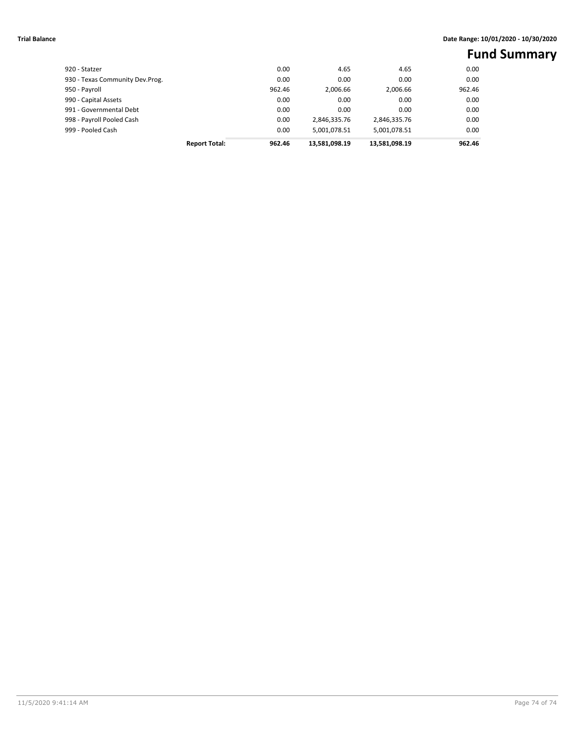# Fund Summary

| | | | | |
|---|---|---|---|---|
| 920 - Statzer | 0.00 | 4.65 | 4.65 | 0.00 |
| 930 - Texas Community Dev.Prog. | 0.00 | 0.00 | 0.00 | 0.00 |
| 950 - Payroll | 962.46 | 2,006.66 | 2,006.66 | 962.46 |
| 990 - Capital Assets | 0.00 | 0.00 | 0.00 | 0.00 |
| 991 - Governmental Debt | 0.00 | 0.00 | 0.00 | 0.00 |
| 998 - Payroll Pooled Cash | 0.00 | 2,846,335.76 | 2,846,335.76 | 0.00 |
| 999 - Pooled Cash | 0.00 | 5,001,078.51 | 5,001,078.51 | 0.00 |
| **Report Total:** | **962.46** | **13,581,098.19** | **13,581,098.19** | **962.46** |